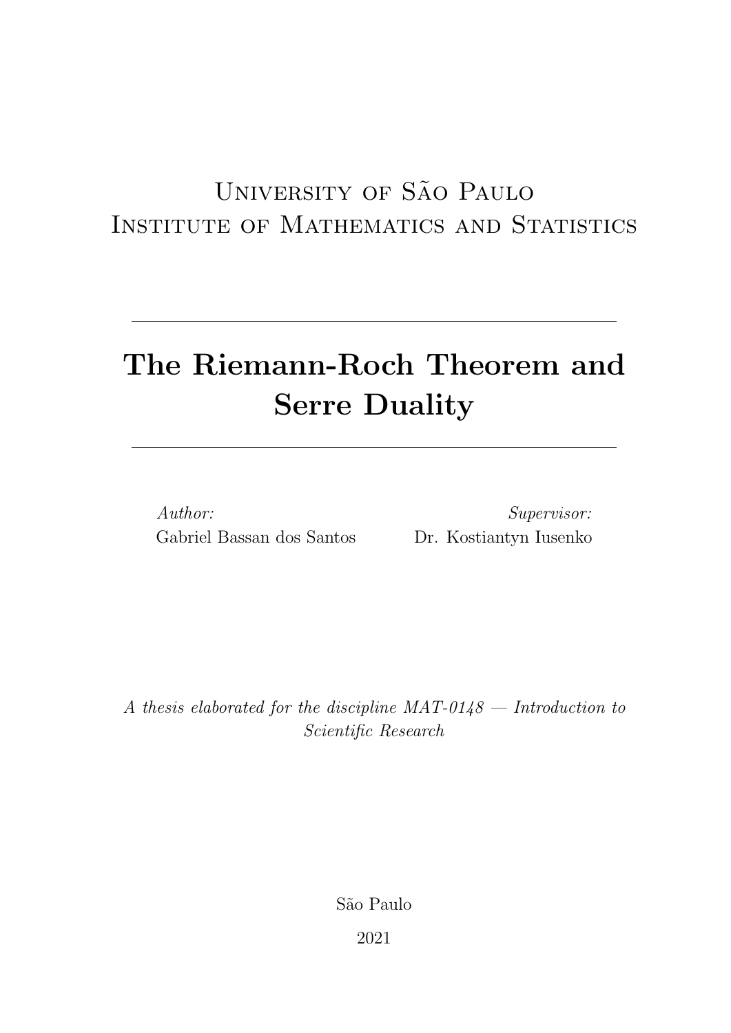University of São Paulo
Institute of Mathematics and Statistics

---

# The Riemann-Roch Theorem and Serre Duality

---

*Author:*
Gabriel Bassan dos Santos

*Supervisor:*
Dr. Kostiantyn Iusenko

*A thesis elaborated for the discipline MAT-0148 — Introduction to Scientific Research*

São Paulo

2021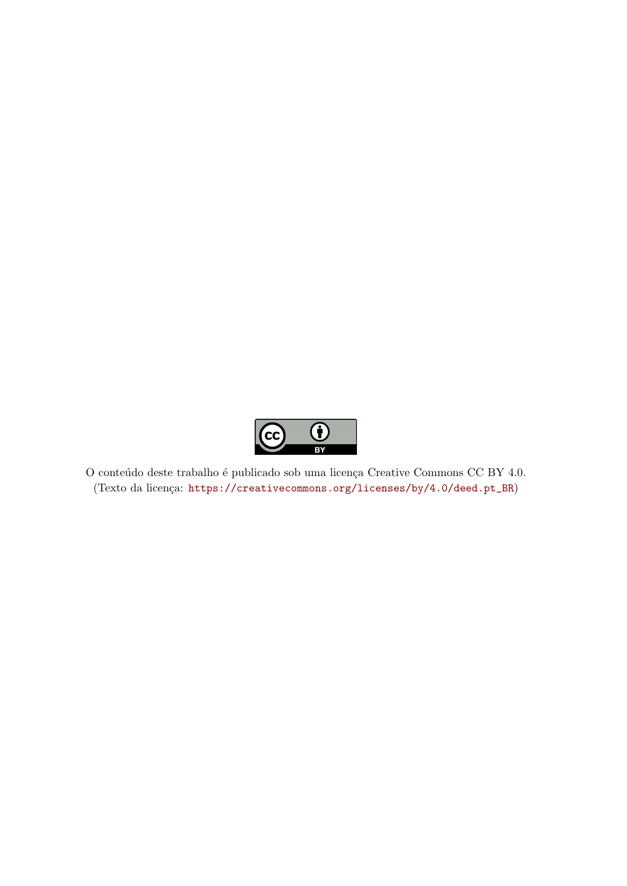O conteúdo deste trabalho é publicado sob uma licença Creative Commons CC BY 4.0.
(Texto da licença: https://creativecommons.org/licenses/by/4.0/deed.pt_BR)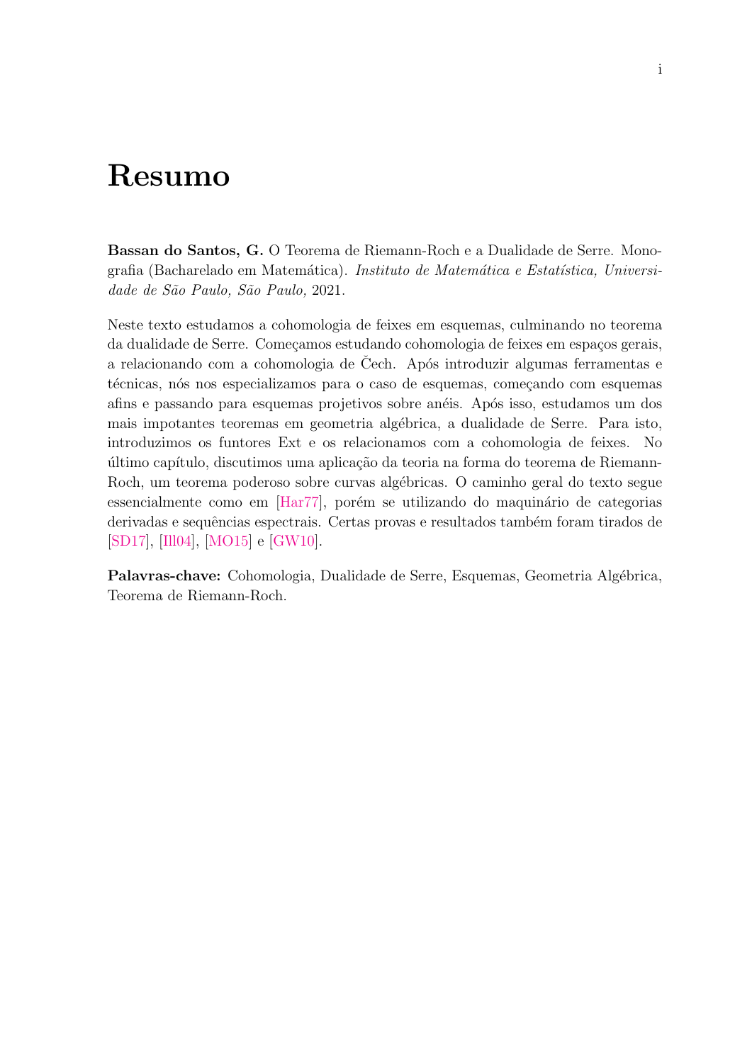# Resumo

**Bassan do Santos, G.** O Teorema de Riemann-Roch e a Dualidade de Serre. Monografia (Bacharelado em Matemática). *Instituto de Matemática e Estatística, Universidade de São Paulo, São Paulo,* 2021.

Neste texto estudamos a cohomologia de feixes em esquemas, culminando no teorema da dualidade de Serre. Começamos estudando cohomologia de feixes em espaços gerais, a relacionando com a cohomologia de Čech. Após introduzir algumas ferramentas e técnicas, nós nos especializamos para o caso de esquemas, começando com esquemas afins e passando para esquemas projetivos sobre anéis. Após isso, estudamos um dos mais impotantes teoremas em geometria algébrica, a dualidade de Serre. Para isto, introduzimos os funtores Ext e os relacionamos com a cohomologia de feixes. No último capítulo, discutimos uma aplicação da teoria na forma do teorema de Riemann-Roch, um teorema poderoso sobre curvas algébricas. O caminho geral do texto segue essencialmente como em [Har77], porém se utilizando do maquinário de categorias derivadas e sequências espectrais. Certas provas e resultados também foram tirados de [SD17], [Ill04], [MO15] e [GW10].

**Palavras-chave:** Cohomologia, Dualidade de Serre, Esquemas, Geometria Algébrica, Teorema de Riemann-Roch.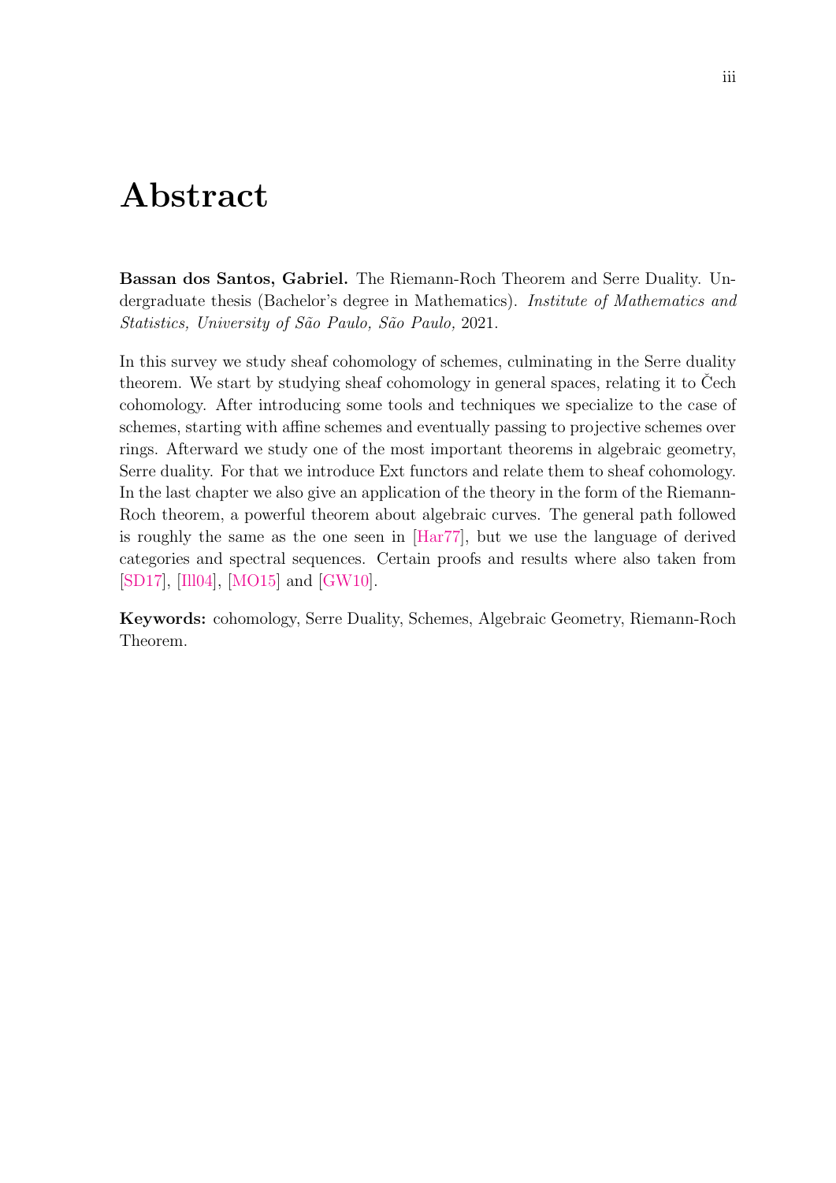# Abstract

**Bassan dos Santos, Gabriel.** The Riemann-Roch Theorem and Serre Duality. Undergraduate thesis (Bachelor's degree in Mathematics). *Institute of Mathematics and Statistics, University of São Paulo, São Paulo,* 2021.

In this survey we study sheaf cohomology of schemes, culminating in the Serre duality theorem. We start by studying sheaf cohomology in general spaces, relating it to Čech cohomology. After introducing some tools and techniques we specialize to the case of schemes, starting with affine schemes and eventually passing to projective schemes over rings. Afterward we study one of the most important theorems in algebraic geometry, Serre duality. For that we introduce Ext functors and relate them to sheaf cohomology. In the last chapter we also give an application of the theory in the form of the Riemann-Roch theorem, a powerful theorem about algebraic curves. The general path followed is roughly the same as the one seen in [Har77], but we use the language of derived categories and spectral sequences. Certain proofs and results where also taken from [SD17], [Ill04], [MO15] and [GW10].

**Keywords:** cohomology, Serre Duality, Schemes, Algebraic Geometry, Riemann-Roch Theorem.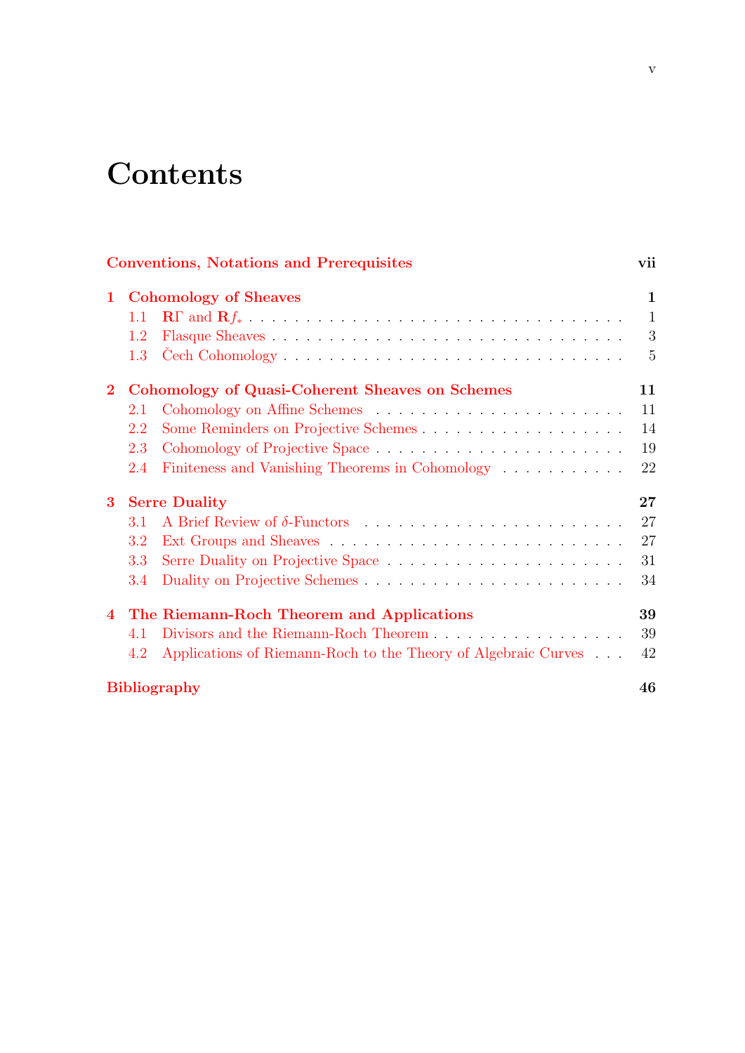# Contents

**Conventions, Notations and Prerequisites** — vii

**1 Cohomology of Sheaves** — 1
- 1.1 $\mathbf{R}\Gamma$ and $\mathbf{R}f_*$ — 1
- 1.2 Flasque Sheaves — 3
- 1.3 Čech Cohomology — 5

**2 Cohomology of Quasi-Coherent Sheaves on Schemes** — 11
- 2.1 Cohomology on Affine Schemes — 11
- 2.2 Some Reminders on Projective Schemes — 14
- 2.3 Cohomology of Projective Space — 19
- 2.4 Finiteness and Vanishing Theorems in Cohomology — 22

**3 Serre Duality** — 27
- 3.1 A Brief Review of $\delta$-Functors — 27
- 3.2 Ext Groups and Sheaves — 27
- 3.3 Serre Duality on Projective Space — 31
- 3.4 Duality on Projective Schemes — 34

**4 The Riemann-Roch Theorem and Applications** — 39
- 4.1 Divisors and the Riemann-Roch Theorem — 39
- 4.2 Applications of Riemann-Roch to the Theory of Algebraic Curves — 42

**Bibliography** — 46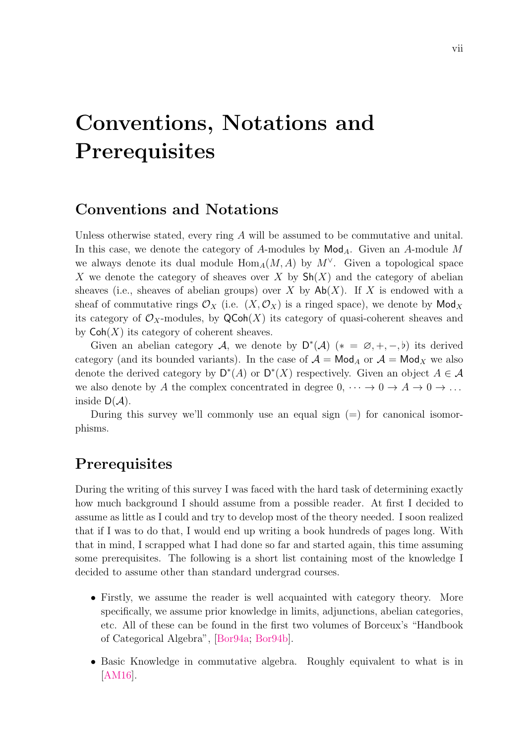# Conventions, Notations and Prerequisites

## Conventions and Notations

Unless otherwise stated, every ring $A$ will be assumed to be commutative and unital. In this case, we denote the category of $A$-modules by $\mathsf{Mod}_A$. Given an $A$-module $M$ we always denote its dual module $\operatorname{Hom}_A(M, A)$ by $M^\vee$. Given a topological space $X$ we denote the category of sheaves over $X$ by $\mathsf{Sh}(X)$ and the category of abelian sheaves (i.e., sheaves of abelian groups) over $X$ by $\mathsf{Ab}(X)$. If $X$ is endowed with a sheaf of commutative rings $\mathcal{O}_X$ (i.e. $(X, \mathcal{O}_X)$ is a ringed space), we denote by $\mathsf{Mod}_X$ its category of $\mathcal{O}_X$-modules, by $\mathsf{QCoh}(X)$ its category of quasi-coherent sheaves and by $\mathsf{Coh}(X)$ its category of coherent sheaves.

Given an abelian category $\mathcal{A}$, we denote by $\mathsf{D}^*(\mathcal{A})$ ($* = \varnothing, +, -, \flat$) its derived category (and its bounded variants). In the case of $\mathcal{A} = \mathsf{Mod}_A$ or $\mathcal{A} = \mathsf{Mod}_X$ we also denote the derived category by $\mathsf{D}^*(A)$ or $\mathsf{D}^*(X)$ respectively. Given an object $A \in \mathcal{A}$ we also denote by $A$ the complex concentrated in degree $0$, $\cdots \to 0 \to A \to 0 \to \dots$ inside $\mathsf{D}(\mathcal{A})$.

During this survey we'll commonly use an equal sign ($=$) for canonical isomorphisms.

## Prerequisites

During the writing of this survey I was faced with the hard task of determining exactly how much background I should assume from a possible reader. At first I decided to assume as little as I could and try to develop most of the theory needed. I soon realized that if I was to do that, I would end up writing a book hundreds of pages long. With that in mind, I scrapped what I had done so far and started again, this time assuming some prerequisites. The following is a short list containing most of the knowledge I decided to assume other than standard undergrad courses.

- Firstly, we assume the reader is well acquainted with category theory. More specifically, we assume prior knowledge in limits, adjunctions, abelian categories, etc. All of these can be found in the first two volumes of Borceux's "Handbook of Categorical Algebra", [Bor94a; Bor94b].
- Basic Knowledge in commutative algebra. Roughly equivalent to what is in [AM16].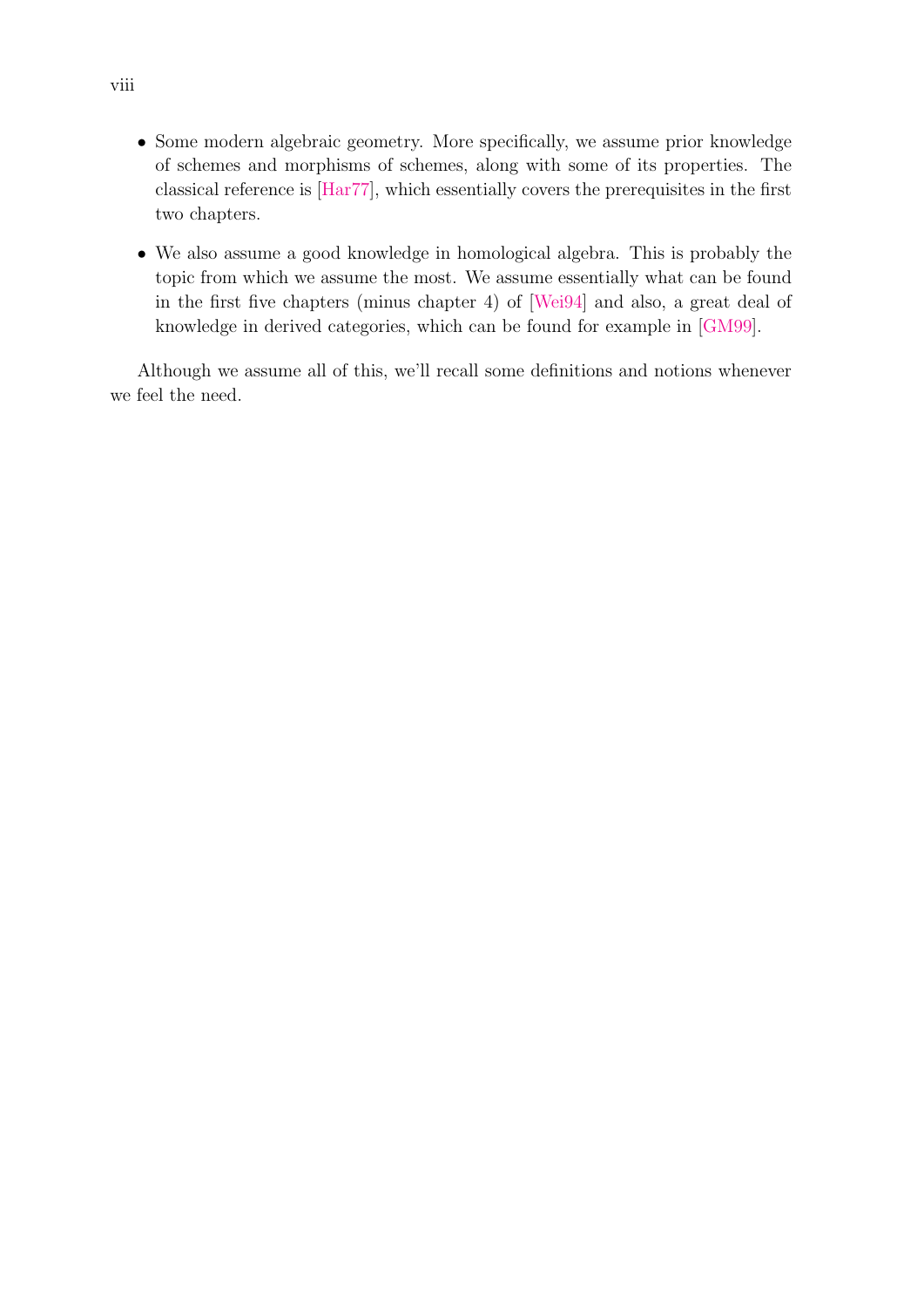- Some modern algebraic geometry. More specifically, we assume prior knowledge of schemes and morphisms of schemes, along with some of its properties. The classical reference is [Har77], which essentially covers the prerequisites in the first two chapters.
- We also assume a good knowledge in homological algebra. This is probably the topic from which we assume the most. We assume essentially what can be found in the first five chapters (minus chapter 4) of [Wei94] and also, a great deal of knowledge in derived categories, which can be found for example in [GM99].

Although we assume all of this, we'll recall some definitions and notions whenever we feel the need.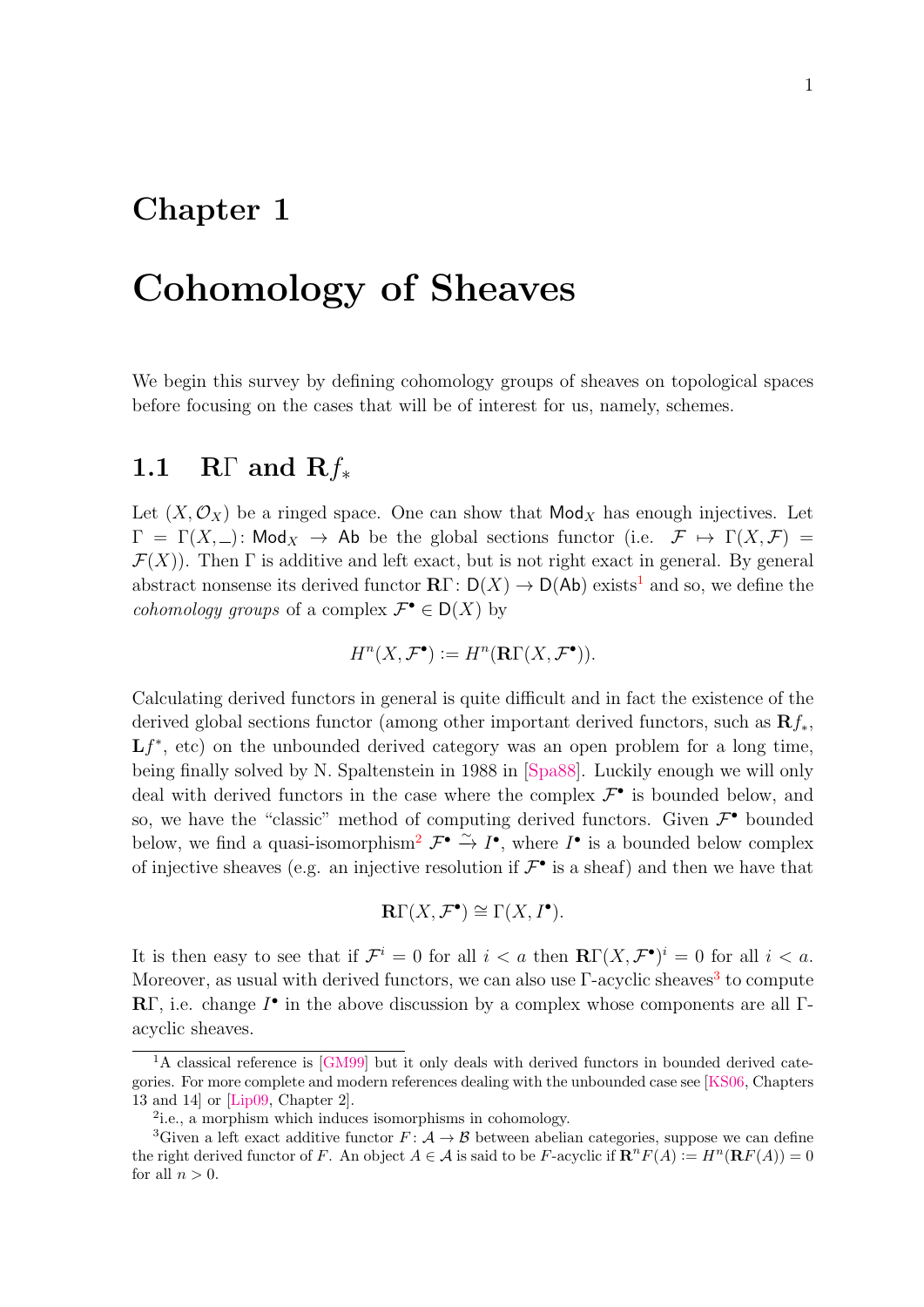# Chapter 1

# Cohomology of Sheaves

We begin this survey by defining cohomology groups of sheaves on topological spaces before focusing on the cases that will be of interest for us, namely, schemes.

## 1.1 $\mathbf{R}\Gamma$ and $\mathbf{R}f_*$

Let $(X, \mathcal{O}_X)$ be a ringed space. One can show that $\mathsf{Mod}_X$ has enough injectives. Let $\Gamma = \Gamma(X, \_)\colon \mathsf{Mod}_X \to \mathsf{Ab}$ be the global sections functor (i.e. $\mathcal{F} \mapsto \Gamma(X, \mathcal{F}) = \mathcal{F}(X)$). Then $\Gamma$ is additive and left exact, but is not right exact in general. By general abstract nonsense its derived functor $\mathbf{R}\Gamma\colon \mathsf{D}(X) \to \mathsf{D}(\mathsf{Ab})$ exists[1] and so, we define the *cohomology groups* of a complex $\mathcal{F}^\bullet \in \mathsf{D}(X)$ by

$$H^n(X, \mathcal{F}^\bullet) := H^n(\mathbf{R}\Gamma(X, \mathcal{F}^\bullet)).$$

Calculating derived functors in general is quite difficult and in fact the existence of the derived global sections functor (among other important derived functors, such as $\mathbf{R}f_*$, $\mathbf{L}f^*$, etc) on the unbounded derived category was an open problem for a long time, being finally solved by N. Spaltenstein in 1988 in [Spa88]. Luckily enough we will only deal with derived functors in the case where the complex $\mathcal{F}^\bullet$ is bounded below, and so, we have the "classic" method of computing derived functors. Given $\mathcal{F}^\bullet$ bounded below, we find a quasi-isomorphism[2] $\mathcal{F}^\bullet \xrightarrow{\sim} I^\bullet$, where $I^\bullet$ is a bounded below complex of injective sheaves (e.g. an injective resolution if $\mathcal{F}^\bullet$ is a sheaf) and then we have that

$$\mathbf{R}\Gamma(X, \mathcal{F}^\bullet) \cong \Gamma(X, I^\bullet).$$

It is then easy to see that if $\mathcal{F}^i = 0$ for all $i < a$ then $\mathbf{R}\Gamma(X, \mathcal{F}^\bullet)^i = 0$ for all $i < a$. Moreover, as usual with derived functors, we can also use $\Gamma$-acyclic sheaves[3] to compute $\mathbf{R}\Gamma$, i.e. change $I^\bullet$ in the above discussion by a complex whose components are all $\Gamma$-acyclic sheaves.

---

[1] A classical reference is [GM99] but it only deals with derived functors in bounded derived categories. For more complete and modern references dealing with the unbounded case see [KS06, Chapters 13 and 14] or [Lip09, Chapter 2].

[2] i.e., a morphism which induces isomorphisms in cohomology.

[3] Given a left exact additive functor $F\colon \mathcal{A} \to \mathcal{B}$ between abelian categories, suppose we can define the right derived functor of $F$. An object $A \in \mathcal{A}$ is said to be $F$-acyclic if $\mathbf{R}^n F(A) := H^n(\mathbf{R}F(A)) = 0$ for all $n > 0$.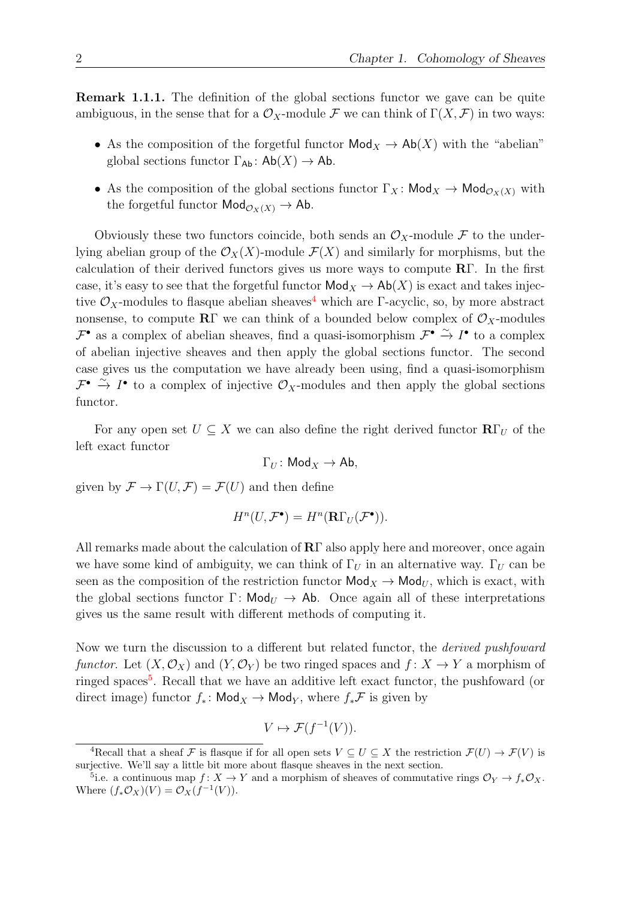**Remark 1.1.1.** The definition of the global sections functor we gave can be quite ambiguous, in the sense that for a $\mathcal{O}_X$-module $\mathcal{F}$ we can think of $\Gamma(X, \mathcal{F})$ in two ways:

- As the composition of the forgetful functor $\mathsf{Mod}_X \to \mathsf{Ab}(X)$ with the "abelian" global sections functor $\Gamma_{\mathsf{Ab}} \colon \mathsf{Ab}(X) \to \mathsf{Ab}$.
- As the composition of the global sections functor $\Gamma_X \colon \mathsf{Mod}_X \to \mathsf{Mod}_{\mathcal{O}_X(X)}$ with the forgetful functor $\mathsf{Mod}_{\mathcal{O}_X(X)} \to \mathsf{Ab}$.

Obviously these two functors coincide, both sends an $\mathcal{O}_X$-module $\mathcal{F}$ to the underlying abelian group of the $\mathcal{O}_X(X)$-module $\mathcal{F}(X)$ and similarly for morphisms, but the calculation of their derived functors gives us more ways to compute $\mathbf{R}\Gamma$. In the first case, it's easy to see that the forgetful functor $\mathsf{Mod}_X \to \mathsf{Ab}(X)$ is exact and takes injective $\mathcal{O}_X$-modules to flasque abelian sheaves[4] which are $\Gamma$-acyclic, so, by more abstract nonsense, to compute $\mathbf{R}\Gamma$ we can think of a bounded below complex of $\mathcal{O}_X$-modules $\mathcal{F}^\bullet$ as a complex of abelian sheaves, find a quasi-isomorphism $\mathcal{F}^\bullet \xrightarrow{\sim} I^\bullet$ to a complex of abelian injective sheaves and then apply the global sections functor. The second case gives us the computation we have already been using, find a quasi-isomorphism $\mathcal{F}^\bullet \xrightarrow{\sim} I^\bullet$ to a complex of injective $\mathcal{O}_X$-modules and then apply the global sections functor.

For any open set $U \subseteq X$ we can also define the right derived functor $\mathbf{R}\Gamma_U$ of the left exact functor

$$\Gamma_U \colon \mathsf{Mod}_X \to \mathsf{Ab},$$

given by $\mathcal{F} \to \Gamma(U, \mathcal{F}) = \mathcal{F}(U)$ and then define

$$H^n(U, \mathcal{F}^\bullet) = H^n(\mathbf{R}\Gamma_U(\mathcal{F}^\bullet)).$$

All remarks made about the calculation of $\mathbf{R}\Gamma$ also apply here and moreover, once again we have some kind of ambiguity, we can think of $\Gamma_U$ in an alternative way. $\Gamma_U$ can be seen as the composition of the restriction functor $\mathsf{Mod}_X \to \mathsf{Mod}_U$, which is exact, with the global sections functor $\Gamma \colon \mathsf{Mod}_U \to \mathsf{Ab}$. Once again all of these interpretations gives us the same result with different methods of computing it.

Now we turn the discussion to a different but related functor, the *derived pushfoward functor*. Let $(X, \mathcal{O}_X)$ and $(Y, \mathcal{O}_Y)$ be two ringed spaces and $f \colon X \to Y$ a morphism of ringed spaces[5]. Recall that we have an additive left exact functor, the pushfoward (or direct image) functor $f_* \colon \mathsf{Mod}_X \to \mathsf{Mod}_Y$, where $f_*\mathcal{F}$ is given by

$$V \mapsto \mathcal{F}(f^{-1}(V)).$$

[4] Recall that a sheaf $\mathcal{F}$ is flasque if for all open sets $V \subseteq U \subseteq X$ the restriction $\mathcal{F}(U) \to \mathcal{F}(V)$ is surjective. We'll say a little bit more about flasque sheaves in the next section.

[5] i.e. a continuous map $f \colon X \to Y$ and a morphism of sheaves of commutative rings $\mathcal{O}_Y \to f_*\mathcal{O}_X$. Where $(f_*\mathcal{O}_X)(V) = \mathcal{O}_X(f^{-1}(V))$.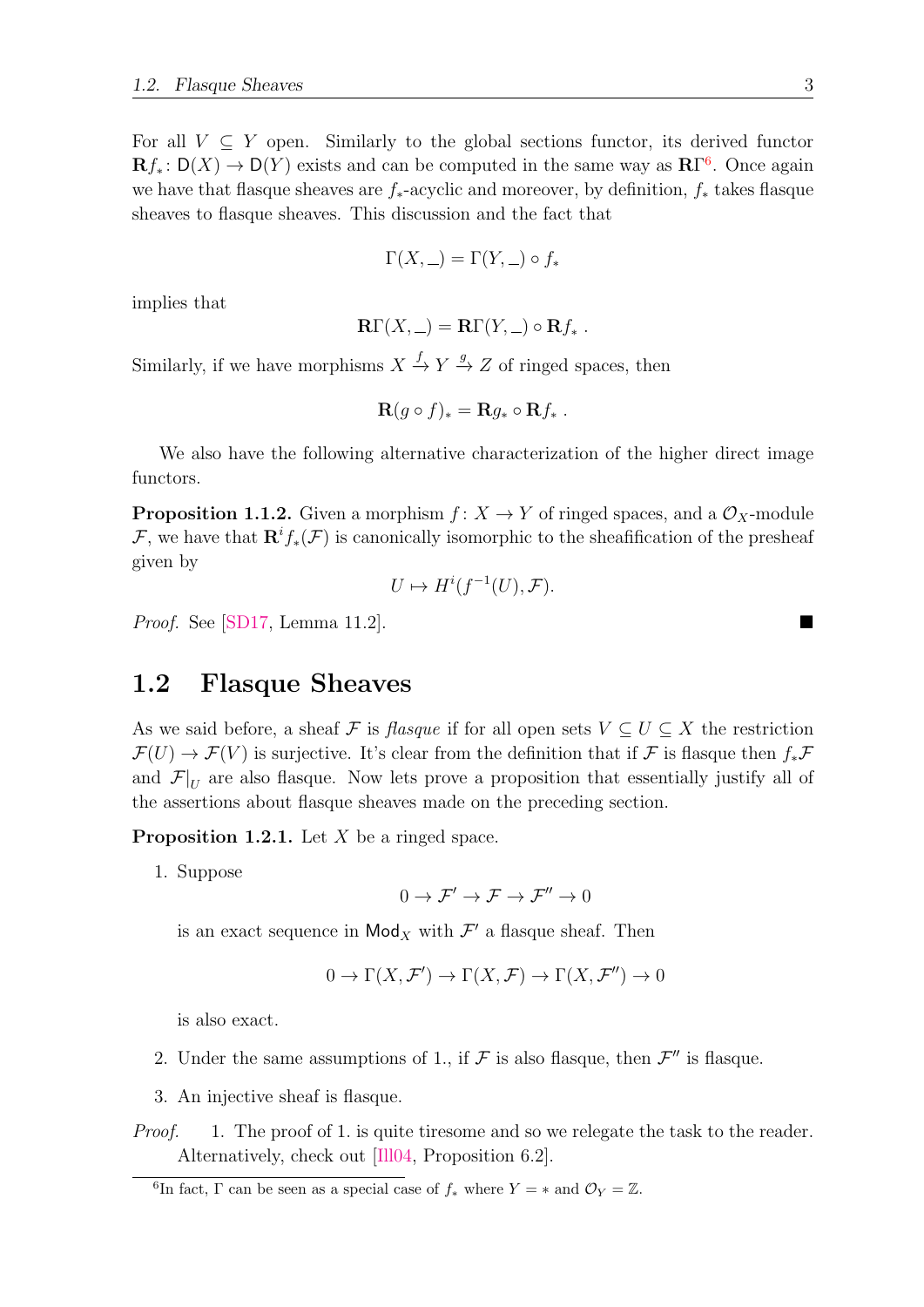For all $V \subseteq Y$ open. Similarly to the global sections functor, its derived functor $\mathbf{R}f_*\colon \mathsf{D}(X) \to \mathsf{D}(Y)$ exists and can be computed in the same way as $\mathbf{R}\Gamma$[6]. Once again we have that flasque sheaves are $f_*$-acyclic and moreover, by definition, $f_*$ takes flasque sheaves to flasque sheaves. This discussion and the fact that

$$\Gamma(X, \_) = \Gamma(Y, \_) \circ f_*$$

implies that

$$\mathbf{R}\Gamma(X, \_) = \mathbf{R}\Gamma(Y, \_) \circ \mathbf{R}f_* \ .$$

Similarly, if we have morphisms $X \xrightarrow{f} Y \xrightarrow{g} Z$ of ringed spaces, then

$$\mathbf{R}(g \circ f)_* = \mathbf{R}g_* \circ \mathbf{R}f_* \ .$$

We also have the following alternative characterization of the higher direct image functors.

**Proposition 1.1.2.** Given a morphism $f\colon X \to Y$ of ringed spaces, and a $\mathcal{O}_X$-module $\mathcal{F}$, we have that $\mathbf{R}^i f_*(\mathcal{F})$ is canonically isomorphic to the sheafification of the presheaf given by

$$U \mapsto H^i(f^{-1}(U), \mathcal{F}).$$

*Proof.* See [SD17, Lemma 11.2]. ■

## 1.2 Flasque Sheaves

As we said before, a sheaf $\mathcal{F}$ is *flasque* if for all open sets $V \subseteq U \subseteq X$ the restriction $\mathcal{F}(U) \to \mathcal{F}(V)$ is surjective. It's clear from the definition that if $\mathcal{F}$ is flasque then $f_*\mathcal{F}$ and $\mathcal{F}|_U$ are also flasque. Now lets prove a proposition that essentially justify all of the assertions about flasque sheaves made on the preceding section.

**Proposition 1.2.1.** Let $X$ be a ringed space.

1. Suppose

$$0 \to \mathcal{F}' \to \mathcal{F} \to \mathcal{F}'' \to 0$$

is an exact sequence in $\mathsf{Mod}_X$ with $\mathcal{F}'$ a flasque sheaf. Then

$$0 \to \Gamma(X, \mathcal{F}') \to \Gamma(X, \mathcal{F}) \to \Gamma(X, \mathcal{F}'') \to 0$$

is also exact.

2. Under the same assumptions of 1., if $\mathcal{F}$ is also flasque, then $\mathcal{F}''$ is flasque.

3. An injective sheaf is flasque.

*Proof.* 1. The proof of 1. is quite tiresome and so we relegate the task to the reader. Alternatively, check out [Ill04, Proposition 6.2].

[6] In fact, $\Gamma$ can be seen as a special case of $f_*$ where $Y = *$ and $\mathcal{O}_Y = \mathbb{Z}$.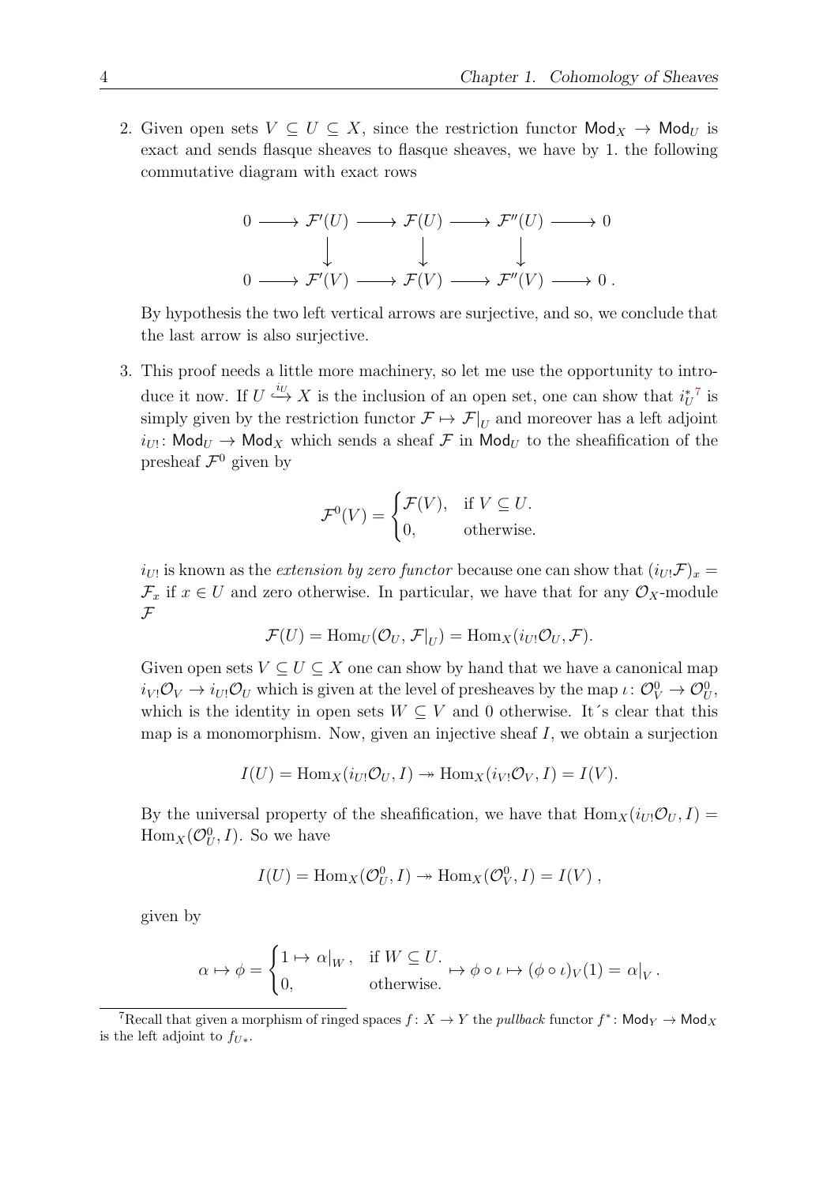2. Given open sets $V \subseteq U \subseteq X$, since the restriction functor $\mathsf{Mod}_X \to \mathsf{Mod}_U$ is exact and sends flasque sheaves to flasque sheaves, we have by 1. the following commutative diagram with exact rows

$$\begin{array}{ccccccccc} 0 & \longrightarrow & \mathcal{F}'(U) & \longrightarrow & \mathcal{F}(U) & \longrightarrow & \mathcal{F}''(U) & \longrightarrow & 0 \\ & & \downarrow & & \downarrow & & \downarrow & & \\ 0 & \longrightarrow & \mathcal{F}'(V) & \longrightarrow & \mathcal{F}(V) & \longrightarrow & \mathcal{F}''(V) & \longrightarrow & 0 \,. \end{array}$$

By hypothesis the two left vertical arrows are surjective, and so, we conclude that the last arrow is also surjective.

3. This proof needs a little more machinery, so let me use the opportunity to introduce it now. If $U \overset{i_U}{\hookrightarrow} X$ is the inclusion of an open set, one can show that $i_U^*$[7] is simply given by the restriction functor $\mathcal{F} \mapsto \mathcal{F}|_U$ and moreover has a left adjoint $i_{U!}\colon \mathsf{Mod}_U \to \mathsf{Mod}_X$ which sends a sheaf $\mathcal{F}$ in $\mathsf{Mod}_U$ to the sheafification of the presheaf $\mathcal{F}^0$ given by

$$\mathcal{F}^0(V) = \begin{cases} \mathcal{F}(V), & \text{if } V \subseteq U. \\ 0, & \text{otherwise.} \end{cases}$$

$i_{U!}$ is known as the *extension by zero functor* because one can show that $(i_{U!}\mathcal{F})_x = \mathcal{F}_x$ if $x \in U$ and zero otherwise. In particular, we have that for any $\mathcal{O}_X$-module $\mathcal{F}$

$$\mathcal{F}(U) = \operatorname{Hom}_U(\mathcal{O}_U, \mathcal{F}|_U) = \operatorname{Hom}_X(i_{U!}\mathcal{O}_U, \mathcal{F}).$$

Given open sets $V \subseteq U \subseteq X$ one can show by hand that we have a canonical map $i_{V!}\mathcal{O}_V \to i_{U!}\mathcal{O}_U$ which is given at the level of presheaves by the map $\iota\colon \mathcal{O}_V^0 \to \mathcal{O}_U^0$, which is the identity in open sets $W \subseteq V$ and 0 otherwise. It´s clear that this map is a monomorphism. Now, given an injective sheaf $I$, we obtain a surjection

$$I(U) = \operatorname{Hom}_X(i_{U!}\mathcal{O}_U, I) \twoheadrightarrow \operatorname{Hom}_X(i_{V!}\mathcal{O}_V, I) = I(V).$$

By the universal property of the sheafification, we have that $\operatorname{Hom}_X(i_{U!}\mathcal{O}_U, I) = \operatorname{Hom}_X(\mathcal{O}_U^0, I)$. So we have

$$I(U) = \operatorname{Hom}_X(\mathcal{O}_U^0, I) \twoheadrightarrow \operatorname{Hom}_X(\mathcal{O}_V^0, I) = I(V)\ ,$$

given by

$$\alpha \mapsto \phi = \begin{cases} 1 \mapsto \alpha|_W\,, & \text{if } W \subseteq U. \\ 0, & \text{otherwise.} \end{cases} \mapsto \phi \circ \iota \mapsto (\phi \circ \iota)_V(1) = \alpha|_V\,.$$

[7] Recall that given a morphism of ringed spaces $f\colon X \to Y$ the *pullback* functor $f^*\colon \mathsf{Mod}_Y \to \mathsf{Mod}_X$ is the left adjoint to $f_{U*}$.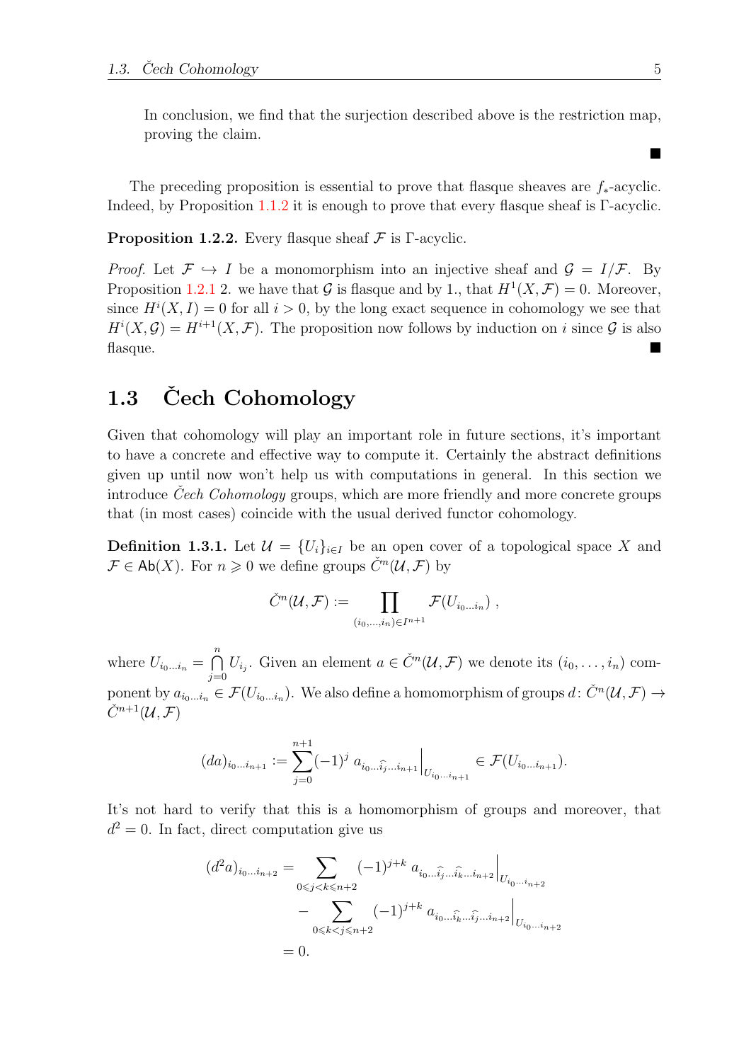In conclusion, we find that the surjection described above is the restriction map, proving the claim.

■

The preceding proposition is essential to prove that flasque sheaves are $f_*$-acyclic. Indeed, by Proposition 1.1.2 it is enough to prove that every flasque sheaf is $\Gamma$-acyclic.

**Proposition 1.2.2.** Every flasque sheaf $\mathcal{F}$ is $\Gamma$-acyclic.

*Proof.* Let $\mathcal{F} \hookrightarrow I$ be a monomorphism into an injective sheaf and $\mathcal{G} = I/\mathcal{F}$. By Proposition 1.2.1 2. we have that $\mathcal{G}$ is flasque and by 1., that $H^1(X, \mathcal{F}) = 0$. Moreover, since $H^i(X, I) = 0$ for all $i > 0$, by the long exact sequence in cohomology we see that $H^i(X, \mathcal{G}) = H^{i+1}(X, \mathcal{F})$. The proposition now follows by induction on $i$ since $\mathcal{G}$ is also flasque. ■

## 1.3 Čech Cohomology

Given that cohomology will play an important role in future sections, it's important to have a concrete and effective way to compute it. Certainly the abstract definitions given up until now won't help us with computations in general. In this section we introduce *Čech Cohomology* groups, which are more friendly and more concrete groups that (in most cases) coincide with the usual derived functor cohomology.

**Definition 1.3.1.** Let $\mathcal{U} = \{U_i\}_{i \in I}$ be an open cover of a topological space $X$ and $\mathcal{F} \in \mathsf{Ab}(X)$. For $n \geqslant 0$ we define groups $\check{C}^n(\mathcal{U}, \mathcal{F})$ by

$$\check{C}^n(\mathcal{U}, \mathcal{F}) := \prod_{(i_0, \ldots, i_n) \in I^{n+1}} \mathcal{F}(U_{i_0 \ldots i_n}) \,,$$

where $U_{i_0 \ldots i_n} = \bigcap_{j=0}^{n} U_{i_j}$. Given an element $a \in \check{C}^n(\mathcal{U}, \mathcal{F})$ we denote its $(i_0, \ldots, i_n)$ component by $a_{i_0 \ldots i_n} \in \mathcal{F}(U_{i_0 \ldots i_n})$. We also define a homomorphism of groups $d \colon \check{C}^n(\mathcal{U}, \mathcal{F}) \to \check{C}^{n+1}(\mathcal{U}, \mathcal{F})$

$$(da)_{i_0 \ldots i_{n+1}} := \sum_{j=0}^{n+1} (-1)^j \, a_{i_0 \ldots \widehat{i_j} \ldots i_{n+1}} \Big|_{U_{i_0 \cdots i_{n+1}}} \in \mathcal{F}(U_{i_0 \ldots i_{n+1}}).$$

It's not hard to verify that this is a homomorphism of groups and moreover, that $d^2 = 0$. In fact, direct computation give us

$$\begin{aligned}
(d^2 a)_{i_0 \ldots i_{n+2}} &= \sum_{0 \leqslant j < k \leqslant n+2} (-1)^{j+k} \, a_{i_0 \ldots \widehat{i_j} \ldots \widehat{i_k} \ldots i_{n+2}} \Big|_{U_{i_0 \cdots i_{n+2}}} \\
&\quad - \sum_{0 \leqslant k < j \leqslant n+2} (-1)^{j+k} \, a_{i_0 \ldots \widehat{i_k} \ldots \widehat{i_j} \ldots i_{n+2}} \Big|_{U_{i_0 \cdots i_{n+2}}} \\
&= 0.
\end{aligned}$$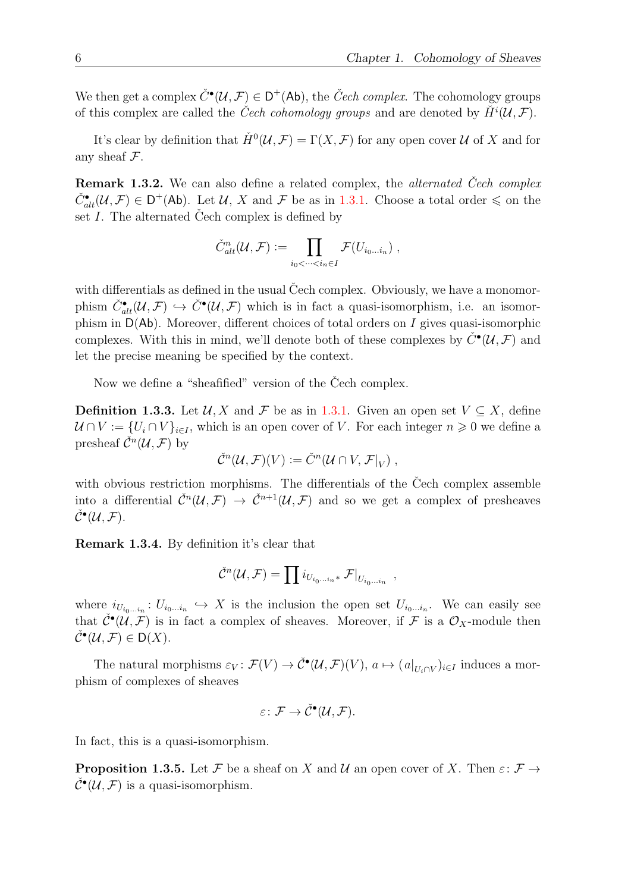We then get a complex $\check{C}^\bullet(\mathcal{U}, \mathcal{F}) \in \mathsf{D}^+(\mathsf{Ab})$, the *Čech complex*. The cohomology groups of this complex are called the *Čech cohomology groups* and are denoted by $\check{H}^i(\mathcal{U}, \mathcal{F})$.

It's clear by definition that $\check{H}^0(\mathcal{U}, \mathcal{F}) = \Gamma(X, \mathcal{F})$ for any open cover $\mathcal{U}$ of $X$ and for any sheaf $\mathcal{F}$.

**Remark 1.3.2.** We can also define a related complex, the *alternated Čech complex* $\check{C}^\bullet_{alt}(\mathcal{U}, \mathcal{F}) \in \mathsf{D}^+(\mathsf{Ab})$. Let $\mathcal{U}$, $X$ and $\mathcal{F}$ be as in 1.3.1. Choose a total order $\leqslant$ on the set $I$. The alternated Čech complex is defined by

$$\check{C}^n_{alt}(\mathcal{U}, \mathcal{F}) := \prod_{i_0 < \cdots < i_n \in I} \mathcal{F}(U_{i_0 \dots i_n}) \ ,$$

with differentials as defined in the usual Čech complex. Obviously, we have a monomorphism $\check{C}^\bullet_{alt}(\mathcal{U}, \mathcal{F}) \hookrightarrow \check{C}^\bullet(\mathcal{U}, \mathcal{F})$ which is in fact a quasi-isomorphism, i.e. an isomorphism in $\mathsf{D}(\mathsf{Ab})$. Moreover, different choices of total orders on $I$ gives quasi-isomorphic complexes. With this in mind, we'll denote both of these complexes by $\check{C}^\bullet(\mathcal{U}, \mathcal{F})$ and let the precise meaning be specified by the context.

Now we define a "sheafified" version of the Čech complex.

**Definition 1.3.3.** Let $\mathcal{U}, X$ and $\mathcal{F}$ be as in 1.3.1. Given an open set $V \subseteq X$, define $\mathcal{U} \cap V := \{U_i \cap V\}_{i \in I}$, which is an open cover of $V$. For each integer $n \geqslant 0$ we define a presheaf $\check{\mathcal{C}}^n(\mathcal{U}, \mathcal{F})$ by

$$\check{\mathcal{C}}^n(\mathcal{U}, \mathcal{F})(V) := \check{C}^n(\mathcal{U} \cap V, \mathcal{F}|_V) \ ,$$

with obvious restriction morphisms. The differentials of the Čech complex assemble into a differential $\check{\mathcal{C}}^n(\mathcal{U}, \mathcal{F}) \to \check{\mathcal{C}}^{n+1}(\mathcal{U}, \mathcal{F})$ and so we get a complex of presheaves $\check{\mathcal{C}}^\bullet(\mathcal{U}, \mathcal{F})$.

**Remark 1.3.4.** By definition it's clear that

$$\check{\mathcal{C}}^n(\mathcal{U}, \mathcal{F}) = \prod i_{U_{i_0 \dots i_n} *} \mathcal{F}|_{U_{i_0 \dots i_n}} \ ,$$

where $i_{U_{i_0 \dots i_n}} \colon U_{i_0 \dots i_n} \hookrightarrow X$ is the inclusion the open set $U_{i_0 \dots i_n}$. We can easily see that $\check{\mathcal{C}}^\bullet(\mathcal{U}, \mathcal{F})$ is in fact a complex of sheaves. Moreover, if $\mathcal{F}$ is a $\mathcal{O}_X$-module then $\check{\mathcal{C}}^\bullet(\mathcal{U}, \mathcal{F}) \in \mathsf{D}(X)$.

The natural morphisms $\varepsilon_V \colon \mathcal{F}(V) \to \check{\mathcal{C}}^\bullet(\mathcal{U}, \mathcal{F})(V)$, $a \mapsto (a|_{U_i \cap V})_{i \in I}$ induces a morphism of complexes of sheaves

$$\varepsilon \colon \mathcal{F} \to \check{\mathcal{C}}^\bullet(\mathcal{U}, \mathcal{F}).$$

In fact, this is a quasi-isomorphism.

**Proposition 1.3.5.** Let $\mathcal{F}$ be a sheaf on $X$ and $\mathcal{U}$ an open cover of $X$. Then $\varepsilon \colon \mathcal{F} \to \check{\mathcal{C}}^\bullet(\mathcal{U}, \mathcal{F})$ is a quasi-isomorphism.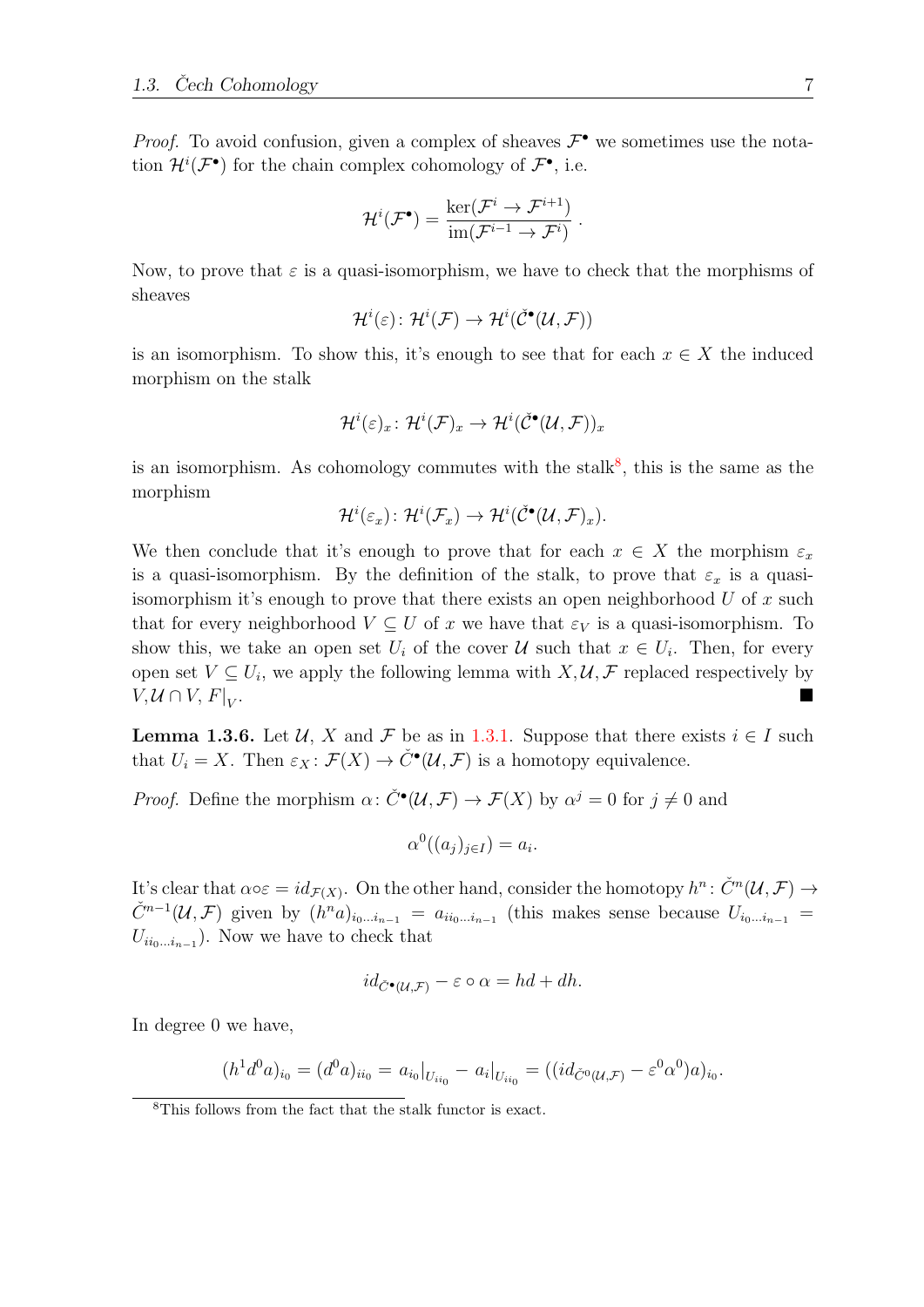*Proof.* To avoid confusion, given a complex of sheaves $\mathcal{F}^\bullet$ we sometimes use the notation $\mathcal{H}^i(\mathcal{F}^\bullet)$ for the chain complex cohomology of $\mathcal{F}^\bullet$, i.e.

$$\mathcal{H}^i(\mathcal{F}^\bullet) = \frac{\ker(\mathcal{F}^i \to \mathcal{F}^{i+1})}{\operatorname{im}(\mathcal{F}^{i-1} \to \mathcal{F}^i)}\,.$$

Now, to prove that $\varepsilon$ is a quasi-isomorphism, we have to check that the morphisms of sheaves

$$\mathcal{H}^i(\varepsilon)\colon \mathcal{H}^i(\mathcal{F}) \to \mathcal{H}^i(\check{\mathcal{C}}^\bullet(\mathcal{U}, \mathcal{F}))$$

is an isomorphism. To show this, it's enough to see that for each $x \in X$ the induced morphism on the stalk

$$\mathcal{H}^i(\varepsilon)_x\colon \mathcal{H}^i(\mathcal{F})_x \to \mathcal{H}^i(\check{\mathcal{C}}^\bullet(\mathcal{U}, \mathcal{F}))_x$$

is an isomorphism. As cohomology commutes with the stalk[8], this is the same as the morphism

$$\mathcal{H}^i(\varepsilon_x)\colon \mathcal{H}^i(\mathcal{F}_x) \to \mathcal{H}^i(\check{\mathcal{C}}^\bullet(\mathcal{U}, \mathcal{F})_x).$$

We then conclude that it's enough to prove that for each $x \in X$ the morphism $\varepsilon_x$ is a quasi-isomorphism. By the definition of the stalk, to prove that $\varepsilon_x$ is a quasi-isomorphism it's enough to prove that there exists an open neighborhood $U$ of $x$ such that for every neighborhood $V \subseteq U$ of $x$ we have that $\varepsilon_V$ is a quasi-isomorphism. To show this, we take an open set $U_i$ of the cover $\mathcal{U}$ such that $x \in U_i$. Then, for every open set $V \subseteq U_i$, we apply the following lemma with $X, \mathcal{U}, \mathcal{F}$ replaced respectively by $V$,$\mathcal{U} \cap V$, $F|_V$. ■

**Lemma 1.3.6.** Let $\mathcal{U}$, $X$ and $\mathcal{F}$ be as in 1.3.1. Suppose that there exists $i \in I$ such that $U_i = X$. Then $\varepsilon_X\colon \mathcal{F}(X) \to \check{C}^\bullet(\mathcal{U}, \mathcal{F})$ is a homotopy equivalence.

*Proof.* Define the morphism $\alpha\colon \check{C}^\bullet(\mathcal{U}, \mathcal{F}) \to \mathcal{F}(X)$ by $\alpha^j = 0$ for $j \neq 0$ and

$$\alpha^0((a_j)_{j\in I}) = a_i.$$

It's clear that $\alpha \circ \varepsilon = id_{\mathcal{F}(X)}$. On the other hand, consider the homotopy $h^n\colon \check{C}^n(\mathcal{U}, \mathcal{F}) \to \check{C}^{n-1}(\mathcal{U}, \mathcal{F})$ given by $(h^n a)_{i_0 \ldots i_{n-1}} = a_{i i_0 \ldots i_{n-1}}$ (this makes sense because $U_{i_0 \ldots i_{n-1}} = U_{i i_0 \ldots i_{n-1}}$). Now we have to check that

$$id_{\check{C}^\bullet(\mathcal{U}, \mathcal{F})} - \varepsilon \circ \alpha = hd + dh.$$

In degree 0 we have,

$$(h^1 d^0 a)_{i_0} = (d^0 a)_{i i_0} = a_{i_0}|_{U_{i i_0}} - a_i|_{U_{i i_0}} = ((id_{\check{C}^0(\mathcal{U}, \mathcal{F})} - \varepsilon^0 \alpha^0)a)_{i_0}.$$

[8] This follows from the fact that the stalk functor is exact.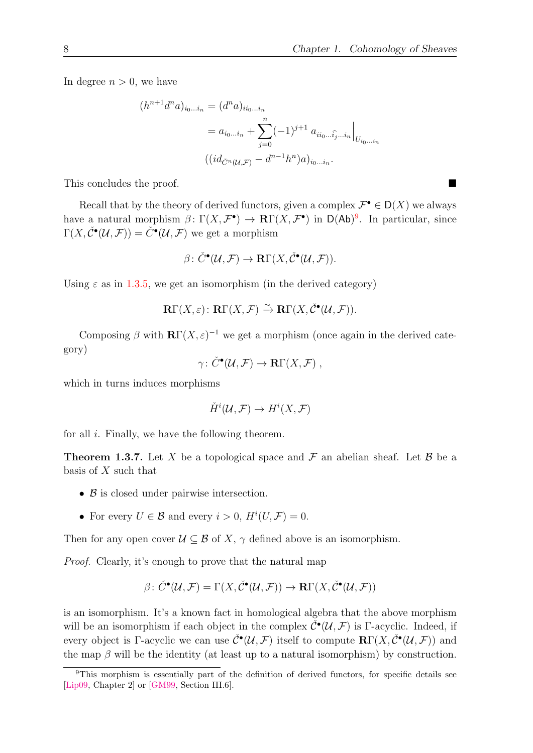In degree $n > 0$, we have

$$
\begin{aligned}
(h^{n+1}d^n a)_{i_0\dots i_n} &= (d^n a)_{ii_0\dots i_n} \\
&= a_{i_0\dots i_n} + \sum_{j=0}^{n}(-1)^{j+1}\, a_{ii_0\dots\widehat{i_j}\dots i_n}\Big|_{U_{i_0\dots i_n}} \\
&\quad ((id_{\check{C}^n(\mathcal{U},\mathcal{F})} - d^{n-1}h^n)a)_{i_0\dots i_n}.
\end{aligned}
$$

This concludes the proof. ∎

Recall that by the theory of derived functors, given a complex $\mathcal{F}^\bullet \in \mathsf{D}(X)$ we always have a natural morphism $\beta\colon \Gamma(X,\mathcal{F}^\bullet) \to \mathbf{R}\Gamma(X,\mathcal{F}^\bullet)$ in $\mathsf{D}(\mathsf{Ab})$[9]. In particular, since $\Gamma(X,\check{\mathcal{C}}^\bullet(\mathcal{U},\mathcal{F})) = \check{C}^\bullet(\mathcal{U},\mathcal{F})$ we get a morphism

$$\beta\colon \check{C}^\bullet(\mathcal{U},\mathcal{F}) \to \mathbf{R}\Gamma(X,\check{\mathcal{C}}^\bullet(\mathcal{U},\mathcal{F})).$$

Using $\varepsilon$ as in 1.3.5, we get an isomorphism (in the derived category)

$$\mathbf{R}\Gamma(X,\varepsilon)\colon \mathbf{R}\Gamma(X,\mathcal{F}) \xrightarrow{\sim} \mathbf{R}\Gamma(X,\check{\mathcal{C}}^\bullet(\mathcal{U},\mathcal{F})).$$

Composing $\beta$ with $\mathbf{R}\Gamma(X,\varepsilon)^{-1}$ we get a morphism (once again in the derived category)

$$\gamma\colon \check{C}^\bullet(\mathcal{U},\mathcal{F}) \to \mathbf{R}\Gamma(X,\mathcal{F})\ ,$$

which in turns induces morphisms

$$\check{H}^i(\mathcal{U},\mathcal{F}) \to H^i(X,\mathcal{F})$$

for all $i$. Finally, we have the following theorem.

**Theorem 1.3.7.** Let $X$ be a topological space and $\mathcal{F}$ an abelian sheaf. Let $\mathcal{B}$ be a basis of $X$ such that

- $\mathcal{B}$ is closed under pairwise intersection.
- For every $U \in \mathcal{B}$ and every $i > 0$, $H^i(U,\mathcal{F}) = 0$.

Then for any open cover $\mathcal{U} \subseteq \mathcal{B}$ of $X$, $\gamma$ defined above is an isomorphism.

*Proof.* Clearly, it's enough to prove that the natural map

$$\beta\colon \check{C}^\bullet(\mathcal{U},\mathcal{F}) = \Gamma(X,\check{\mathcal{C}}^\bullet(\mathcal{U},\mathcal{F})) \to \mathbf{R}\Gamma(X,\check{\mathcal{C}}^\bullet(\mathcal{U},\mathcal{F}))$$

is an isomorphism. It's a known fact in homological algebra that the above morphism will be an isomorphism if each object in the complex $\check{\mathcal{C}}^\bullet(\mathcal{U},\mathcal{F})$ is $\Gamma$-acyclic. Indeed, if every object is $\Gamma$-acyclic we can use $\check{\mathcal{C}}^\bullet(\mathcal{U},\mathcal{F})$ itself to compute $\mathbf{R}\Gamma(X,\check{\mathcal{C}}^\bullet(\mathcal{U},\mathcal{F}))$ and the map $\beta$ will be the identity (at least up to a natural isomorphism) by construction.

[9] This morphism is essentially part of the definition of derived functors, for specific details see [Lip09, Chapter 2] or [GM99, Section III.6].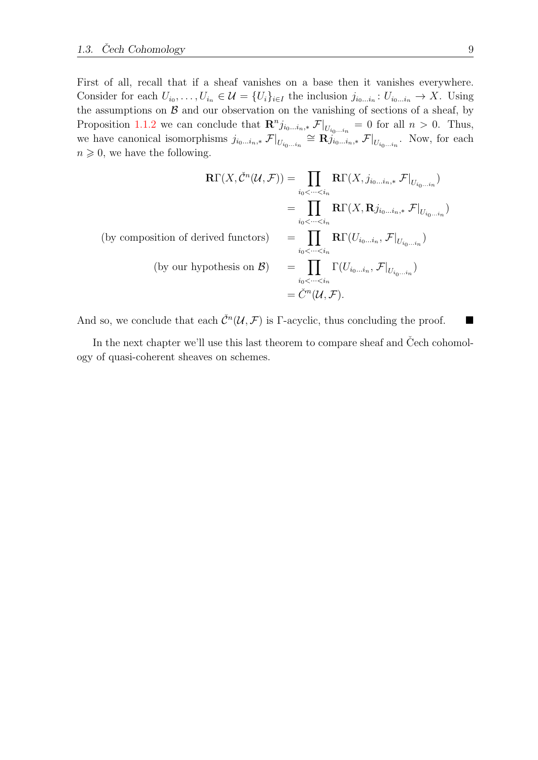First of all, recall that if a sheaf vanishes on a base then it vanishes everywhere. Consider for each $U_{i_0}, \dots, U_{i_n} \in \mathcal{U} = \{U_i\}_{i \in I}$ the inclusion $j_{i_0 \dots i_n} \colon U_{i_0 \dots i_n} \to X$. Using the assumptions on $\mathcal{B}$ and our observation on the vanishing of sections of a sheaf, by Proposition 1.1.2 we can conclude that $\mathbf{R}^n j_{i_0 \dots i_n,*} \mathcal{F}|_{U_{i_0 \dots i_n}} = 0$ for all $n > 0$. Thus, we have canonical isomorphisms $j_{i_0 \dots i_n,*} \mathcal{F}|_{U_{i_0 \dots i_n}} \cong \mathbf{R} j_{i_0 \dots i_n,*} \mathcal{F}|_{U_{i_0 \dots i_n}}$. Now, for each $n \geqslant 0$, we have the following.

$$
\begin{aligned}
\mathbf{R}\Gamma(X, \check{\mathcal{C}}^n(\mathcal{U}, \mathcal{F})) &= \prod_{i_0 < \dots < i_n} \mathbf{R}\Gamma(X, j_{i_0 \dots i_n,*} \mathcal{F}|_{U_{i_0 \dots i_n}}) \\
&= \prod_{i_0 < \dots < i_n} \mathbf{R}\Gamma(X, \mathbf{R} j_{i_0 \dots i_n,*} \mathcal{F}|_{U_{i_0 \dots i_n}}) \\
\text{(by composition of derived functors)} \quad &= \prod_{i_0 < \dots < i_n} \mathbf{R}\Gamma(U_{i_0 \dots i_n}, \mathcal{F}|_{U_{i_0 \dots i_n}}) \\
\text{(by our hypothesis on } \mathcal{B}) \quad &= \prod_{i_0 < \dots < i_n} \Gamma(U_{i_0 \dots i_n}, \mathcal{F}|_{U_{i_0 \dots i_n}}) \\
&= \check{C}^n(\mathcal{U}, \mathcal{F}).
\end{aligned}
$$

And so, we conclude that each $\check{\mathcal{C}}^n(\mathcal{U}, \mathcal{F})$ is $\Gamma$-acyclic, thus concluding the proof. ■

In the next chapter we'll use this last theorem to compare sheaf and Čech cohomology of quasi-coherent sheaves on schemes.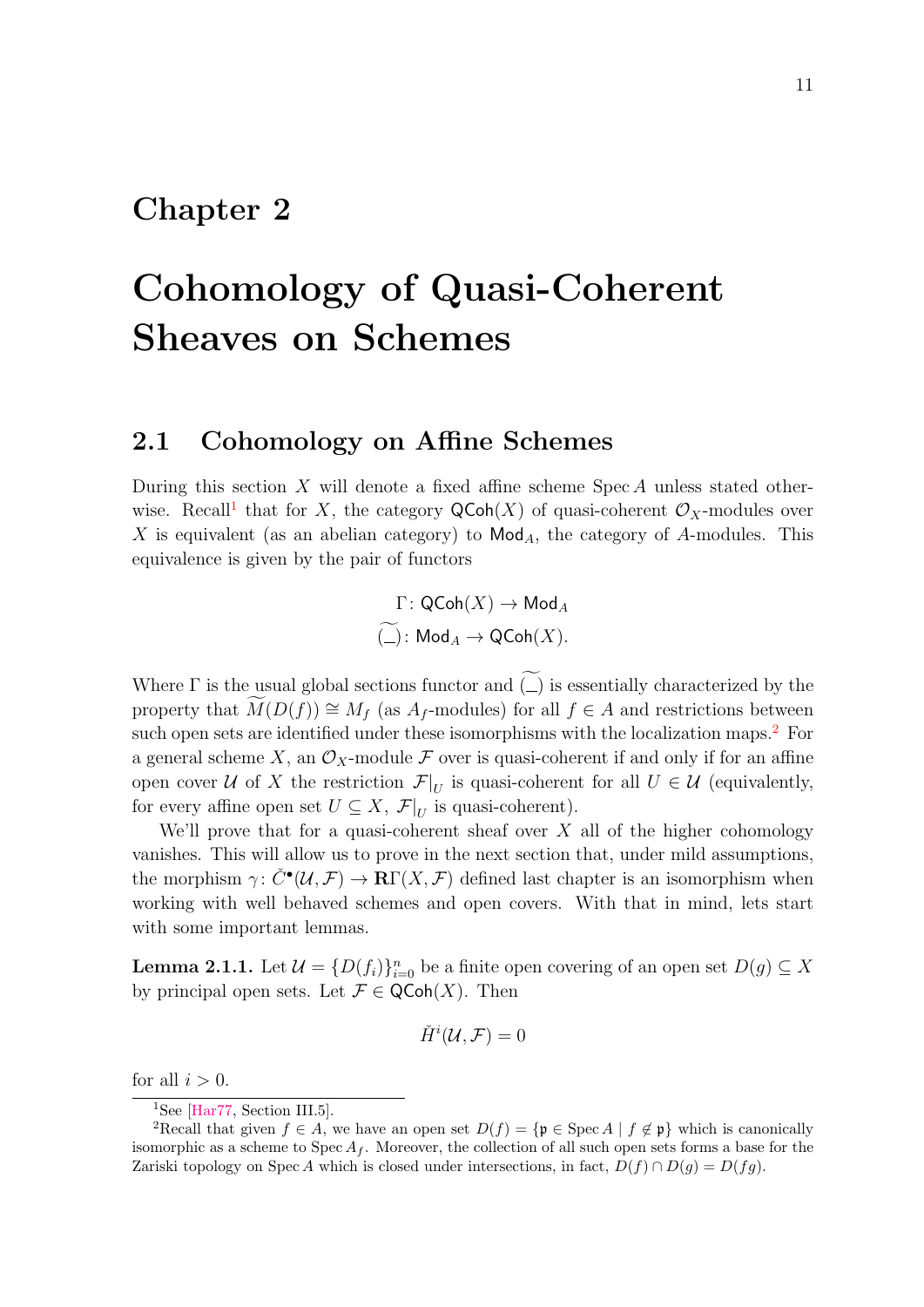# Chapter 2

# Cohomology of Quasi-Coherent Sheaves on Schemes

## 2.1 Cohomology on Affine Schemes

During this section $X$ will denote a fixed affine scheme $\operatorname{Spec} A$ unless stated otherwise. Recall[1] that for $X$, the category $\mathsf{QCoh}(X)$ of quasi-coherent $\mathcal{O}_X$-modules over $X$ is equivalent (as an abelian category) to $\mathsf{Mod}_A$, the category of $A$-modules. This equivalence is given by the pair of functors

$$\Gamma \colon \mathsf{QCoh}(X) \to \mathsf{Mod}_A$$
$$\widetilde{(\_)} \colon \mathsf{Mod}_A \to \mathsf{QCoh}(X).$$

Where $\Gamma$ is the usual global sections functor and $\widetilde{(\_)}$ is essentially characterized by the property that $\widetilde{M}(D(f)) \cong M_f$ (as $A_f$-modules) for all $f \in A$ and restrictions between such open sets are identified under these isomorphisms with the localization maps.[2] For a general scheme $X$, an $\mathcal{O}_X$-module $\mathcal{F}$ over is quasi-coherent if and only if for an affine open cover $\mathcal{U}$ of $X$ the restriction $\mathcal{F}|_U$ is quasi-coherent for all $U \in \mathcal{U}$ (equivalently, for every affine open set $U \subseteq X$, $\mathcal{F}|_U$ is quasi-coherent).

We'll prove that for a quasi-coherent sheaf over $X$ all of the higher cohomology vanishes. This will allow us to prove in the next section that, under mild assumptions, the morphism $\gamma \colon \check{C}^\bullet(\mathcal{U}, \mathcal{F}) \to \mathbf{R}\Gamma(X, \mathcal{F})$ defined last chapter is an isomorphism when working with well behaved schemes and open covers. With that in mind, lets start with some important lemmas.

**Lemma 2.1.1.** Let $\mathcal{U} = \{D(f_i)\}_{i=0}^n$ be a finite open covering of an open set $D(g) \subseteq X$ by principal open sets. Let $\mathcal{F} \in \mathsf{QCoh}(X)$. Then

$$\check{H}^i(\mathcal{U}, \mathcal{F}) = 0$$

for all $i > 0$.

---

[1] See [Har77, Section III.5].

[2] Recall that given $f \in A$, we have an open set $D(f) = \{\mathfrak{p} \in \operatorname{Spec} A \mid f \notin \mathfrak{p}\}$ which is canonically isomorphic as a scheme to $\operatorname{Spec} A_f$. Moreover, the collection of all such open sets forms a base for the Zariski topology on $\operatorname{Spec} A$ which is closed under intersections, in fact, $D(f) \cap D(g) = D(fg)$.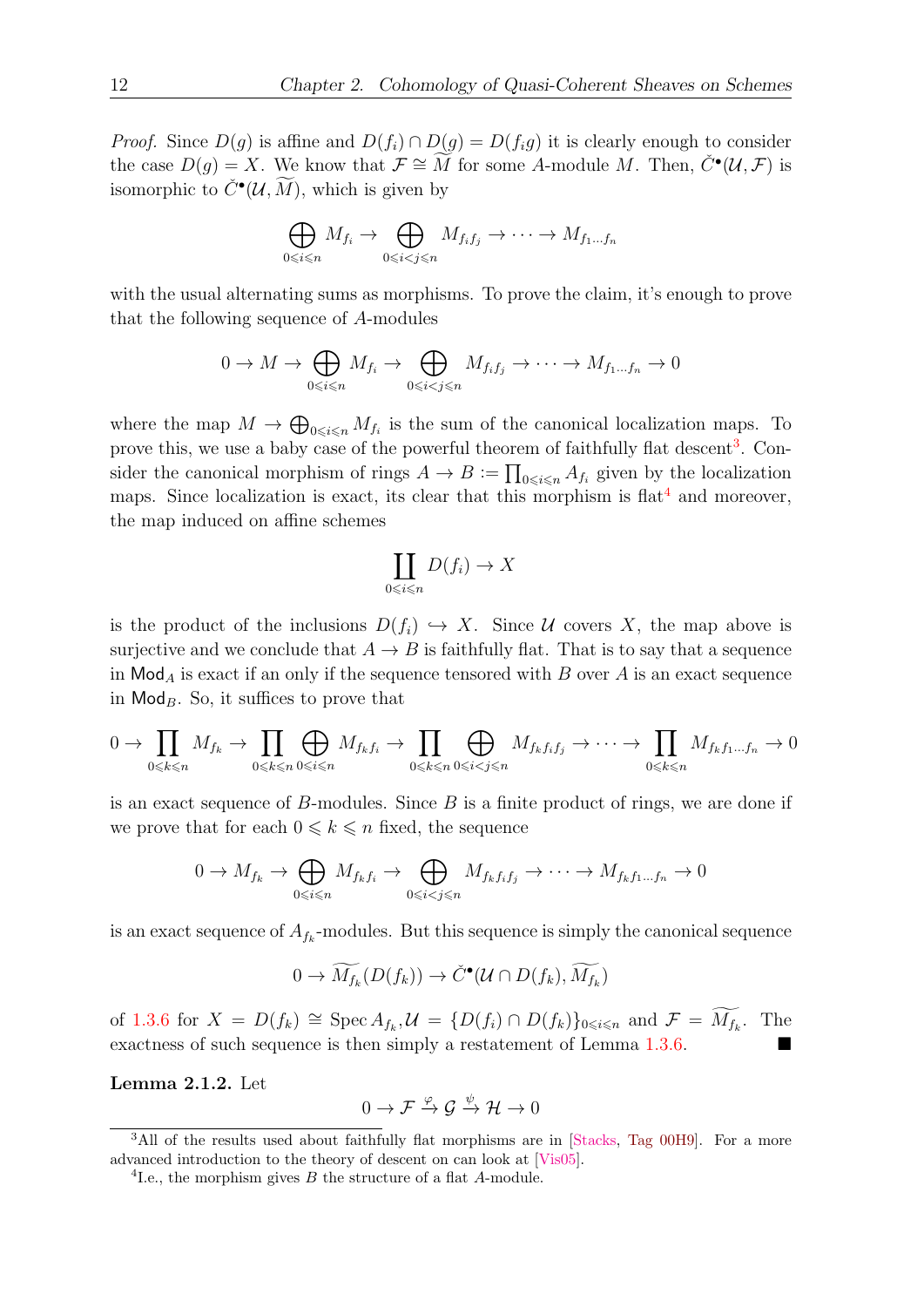*Proof.* Since $D(g)$ is affine and $D(f_i) \cap D(g) = D(f_i g)$ it is clearly enough to consider the case $D(g) = X$. We know that $\mathcal{F} \cong \widetilde{M}$ for some $A$-module $M$. Then, $\check{C}^\bullet(\mathcal{U}, \mathcal{F})$ is isomorphic to $\check{C}^\bullet(\mathcal{U}, \widetilde{M})$, which is given by

$$\bigoplus_{0 \leqslant i \leqslant n} M_{f_i} \to \bigoplus_{0 \leqslant i < j \leqslant n} M_{f_i f_j} \to \cdots \to M_{f_1 \dots f_n}$$

with the usual alternating sums as morphisms. To prove the claim, it's enough to prove that the following sequence of $A$-modules

$$0 \to M \to \bigoplus_{0 \leqslant i \leqslant n} M_{f_i} \to \bigoplus_{0 \leqslant i < j \leqslant n} M_{f_i f_j} \to \cdots \to M_{f_1 \dots f_n} \to 0$$

where the map $M \to \bigoplus_{0 \leqslant i \leqslant n} M_{f_i}$ is the sum of the canonical localization maps. To prove this, we use a baby case of the powerful theorem of faithfully flat descent[3]. Consider the canonical morphism of rings $A \to B := \prod_{0 \leqslant i \leqslant n} A_{f_i}$ given by the localization maps. Since localization is exact, its clear that this morphism is flat[4] and moreover, the map induced on affine schemes

$$\coprod_{0 \leqslant i \leqslant n} D(f_i) \to X$$

is the product of the inclusions $D(f_i) \hookrightarrow X$. Since $\mathcal{U}$ covers $X$, the map above is surjective and we conclude that $A \to B$ is faithfully flat. That is to say that a sequence in $\mathsf{Mod}_A$ is exact if an only if the sequence tensored with $B$ over $A$ is an exact sequence in $\mathsf{Mod}_B$. So, it suffices to prove that

$$0 \to \prod_{0 \leqslant k \leqslant n} M_{f_k} \to \prod_{0 \leqslant k \leqslant n} \bigoplus_{0 \leqslant i \leqslant n} M_{f_k f_i} \to \prod_{0 \leqslant k \leqslant n} \bigoplus_{0 \leqslant i < j \leqslant n} M_{f_k f_i f_j} \to \cdots \to \prod_{0 \leqslant k \leqslant n} M_{f_k f_1 \dots f_n} \to 0$$

is an exact sequence of $B$-modules. Since $B$ is a finite product of rings, we are done if we prove that for each $0 \leqslant k \leqslant n$ fixed, the sequence

$$0 \to M_{f_k} \to \bigoplus_{0 \leqslant i \leqslant n} M_{f_k f_i} \to \bigoplus_{0 \leqslant i < j \leqslant n} M_{f_k f_i f_j} \to \cdots \to M_{f_k f_1 \dots f_n} \to 0$$

is an exact sequence of $A_{f_k}$-modules. But this sequence is simply the canonical sequence

$$0 \to \widetilde{M_{f_k}}(D(f_k)) \to \check{C}^\bullet(\mathcal{U} \cap D(f_k), \widetilde{M_{f_k}})$$

of 1.3.6 for $X = D(f_k) \cong \operatorname{Spec} A_{f_k}, \mathcal{U} = \{D(f_i) \cap D(f_k)\}_{0 \leqslant i \leqslant n}$ and $\mathcal{F} = \widetilde{M_{f_k}}$. The exactness of such sequence is then simply a restatement of Lemma 1.3.6. ■

**Lemma 2.1.2.** Let

$$0 \to \mathcal{F} \xrightarrow{\varphi} \mathcal{G} \xrightarrow{\psi} \mathcal{H} \to 0$$

---

[3] All of the results used about faithfully flat morphisms are in [Stacks, Tag 00H9]. For a more advanced introduction to the theory of descent on can look at [Vis05].

[4] I.e., the morphism gives $B$ the structure of a flat $A$-module.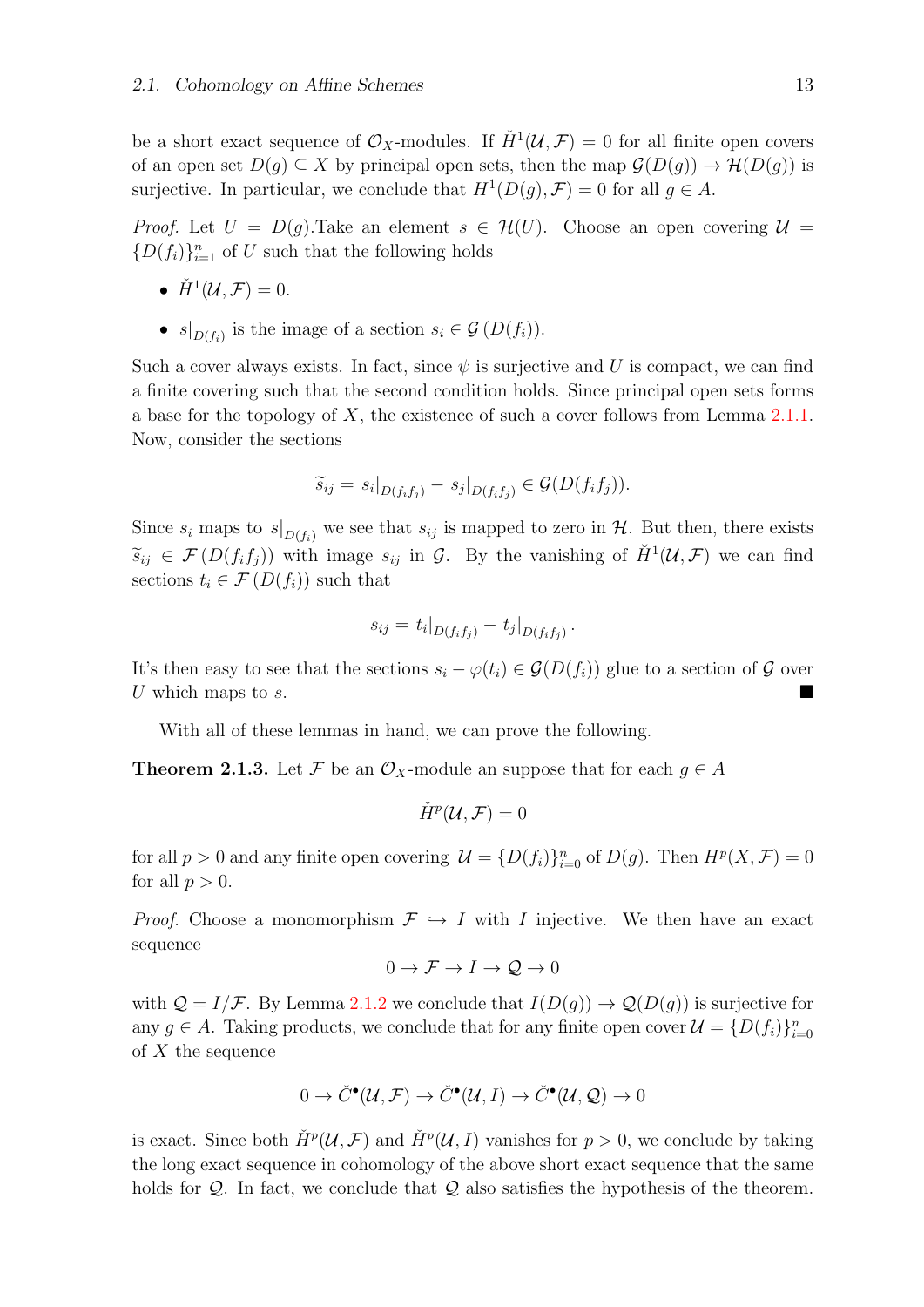be a short exact sequence of $\mathcal{O}_X$-modules. If $\check{H}^1(\mathcal{U}, \mathcal{F}) = 0$ for all finite open covers of an open set $D(g) \subseteq X$ by principal open sets, then the map $\mathcal{G}(D(g)) \to \mathcal{H}(D(g))$ is surjective. In particular, we conclude that $H^1(D(g), \mathcal{F}) = 0$ for all $g \in A$.

*Proof.* Let $U = D(g)$.Take an element $s \in \mathcal{H}(U)$. Choose an open covering $\mathcal{U} = \{D(f_i)\}_{i=1}^n$ of $U$ such that the following holds

- $\check{H}^1(\mathcal{U}, \mathcal{F}) = 0$.
- $s|_{D(f_i)}$ is the image of a section $s_i \in \mathcal{G}(D(f_i))$.

Such a cover always exists. In fact, since $\psi$ is surjective and $U$ is compact, we can find a finite covering such that the second condition holds. Since principal open sets forms a base for the topology of $X$, the existence of such a cover follows from Lemma 2.1.1. Now, consider the sections

$$\widetilde{s}_{ij} = s_i|_{D(f_if_j)} - s_j|_{D(f_if_j)} \in \mathcal{G}(D(f_if_j)).$$

Since $s_i$ maps to $s|_{D(f_i)}$ we see that $s_{ij}$ is mapped to zero in $\mathcal{H}$. But then, there exists $\widetilde{s}_{ij} \in \mathcal{F}(D(f_if_j))$ with image $s_{ij}$ in $\mathcal{G}$. By the vanishing of $\check{H}^1(\mathcal{U}, \mathcal{F})$ we can find sections $t_i \in \mathcal{F}(D(f_i))$ such that

$$s_{ij} = t_i|_{D(f_if_j)} - t_j|_{D(f_if_j)}.$$

It's then easy to see that the sections $s_i - \varphi(t_i) \in \mathcal{G}(D(f_i))$ glue to a section of $\mathcal{G}$ over $U$ which maps to $s$. ■

With all of these lemmas in hand, we can prove the following.

**Theorem 2.1.3.** Let $\mathcal{F}$ be an $\mathcal{O}_X$-module an suppose that for each $g \in A$

$$\check{H}^p(\mathcal{U}, \mathcal{F}) = 0$$

for all $p > 0$ and any finite open covering $\mathcal{U} = \{D(f_i)\}_{i=0}^n$ of $D(g)$. Then $H^p(X, \mathcal{F}) = 0$ for all $p > 0$.

*Proof.* Choose a monomorphism $\mathcal{F} \hookrightarrow I$ with $I$ injective. We then have an exact sequence

$$0 \to \mathcal{F} \to I \to \mathcal{Q} \to 0$$

with $\mathcal{Q} = I/\mathcal{F}$. By Lemma 2.1.2 we conclude that $I(D(g)) \to \mathcal{Q}(D(g))$ is surjective for any $g \in A$. Taking products, we conclude that for any finite open cover $\mathcal{U} = \{D(f_i)\}_{i=0}^n$ of $X$ the sequence

$$0 \to \check{C}^\bullet(\mathcal{U}, \mathcal{F}) \to \check{C}^\bullet(\mathcal{U}, I) \to \check{C}^\bullet(\mathcal{U}, \mathcal{Q}) \to 0$$

is exact. Since both $\check{H}^p(\mathcal{U}, \mathcal{F})$ and $\check{H}^p(\mathcal{U}, I)$ vanishes for $p > 0$, we conclude by taking the long exact sequence in cohomology of the above short exact sequence that the same holds for $\mathcal{Q}$. In fact, we conclude that $\mathcal{Q}$ also satisfies the hypothesis of the theorem.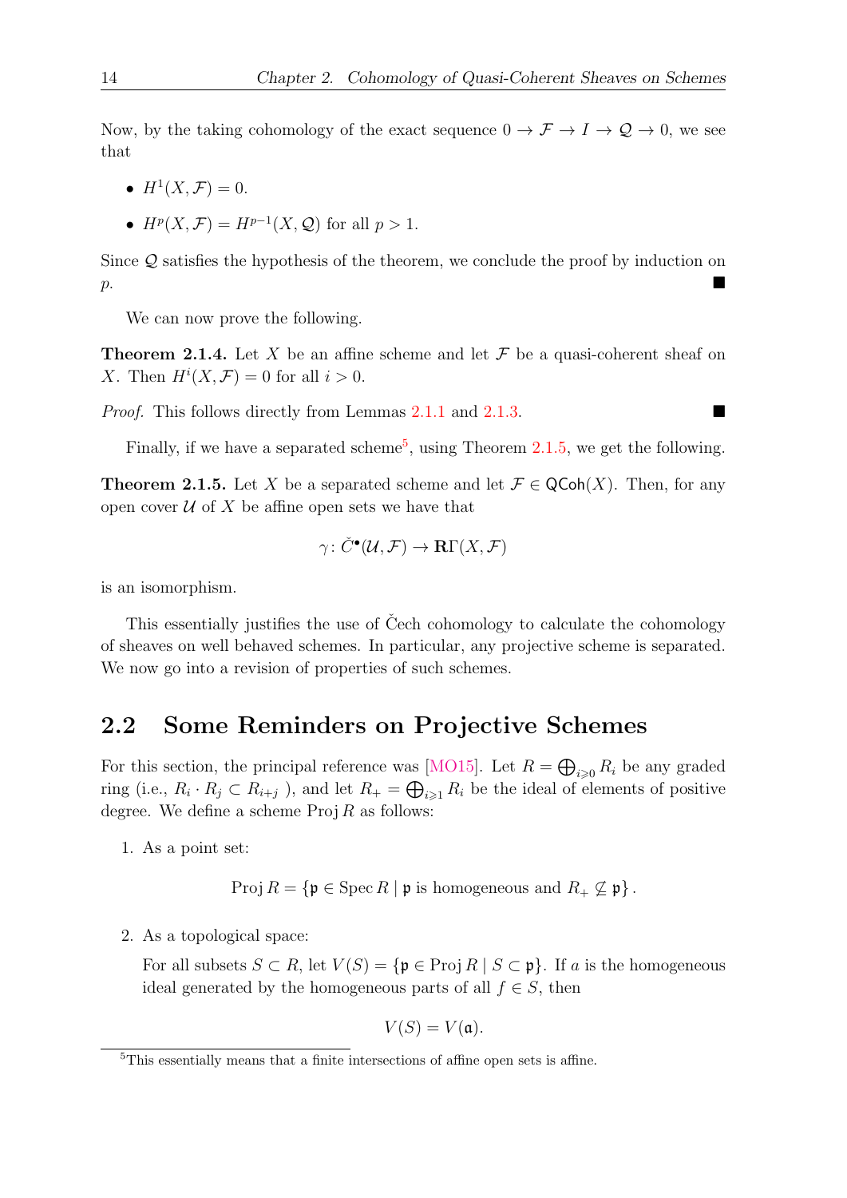Now, by the taking cohomology of the exact sequence $0 \to \mathcal{F} \to I \to \mathcal{Q} \to 0$, we see that

- $H^1(X, \mathcal{F}) = 0$.
- $H^p(X, \mathcal{F}) = H^{p-1}(X, \mathcal{Q})$ for all $p > 1$.

Since $\mathcal{Q}$ satisfies the hypothesis of the theorem, we conclude the proof by induction on $p$. ■

We can now prove the following.

**Theorem 2.1.4.** Let $X$ be an affine scheme and let $\mathcal{F}$ be a quasi-coherent sheaf on $X$. Then $H^i(X, \mathcal{F}) = 0$ for all $i > 0$.

*Proof.* This follows directly from Lemmas 2.1.1 and 2.1.3. ■

Finally, if we have a separated scheme[5], using Theorem 2.1.5, we get the following.

**Theorem 2.1.5.** Let $X$ be a separated scheme and let $\mathcal{F} \in \mathsf{QCoh}(X)$. Then, for any open cover $\mathcal{U}$ of $X$ be affine open sets we have that

$$\gamma \colon \check{C}^\bullet(\mathcal{U}, \mathcal{F}) \to \mathbf{R}\Gamma(X, \mathcal{F})$$

is an isomorphism.

This essentially justifies the use of Čech cohomology to calculate the cohomology of sheaves on well behaved schemes. In particular, any projective scheme is separated. We now go into a revision of properties of such schemes.

## 2.2 Some Reminders on Projective Schemes

For this section, the principal reference was [MO15]. Let $R = \bigoplus_{i \geqslant 0} R_i$ be any graded ring (i.e., $R_i \cdot R_j \subset R_{i+j}$ ), and let $R_+ = \bigoplus_{i \geqslant 1} R_i$ be the ideal of elements of positive degree. We define a scheme $\operatorname{Proj} R$ as follows:

1. As a point set:

$$\operatorname{Proj} R = \{\mathfrak{p} \in \operatorname{Spec} R \mid \mathfrak{p} \text{ is homogeneous and } R_+ \not\subseteq \mathfrak{p}\}.$$

2. As a topological space:

   For all subsets $S \subset R$, let $V(S) = \{\mathfrak{p} \in \operatorname{Proj} R \mid S \subset \mathfrak{p}\}$. If $a$ is the homogeneous ideal generated by the homogeneous parts of all $f \in S$, then

$$V(S) = V(\mathfrak{a}).$$

[5] This essentially means that a finite intersections of affine open sets is affine.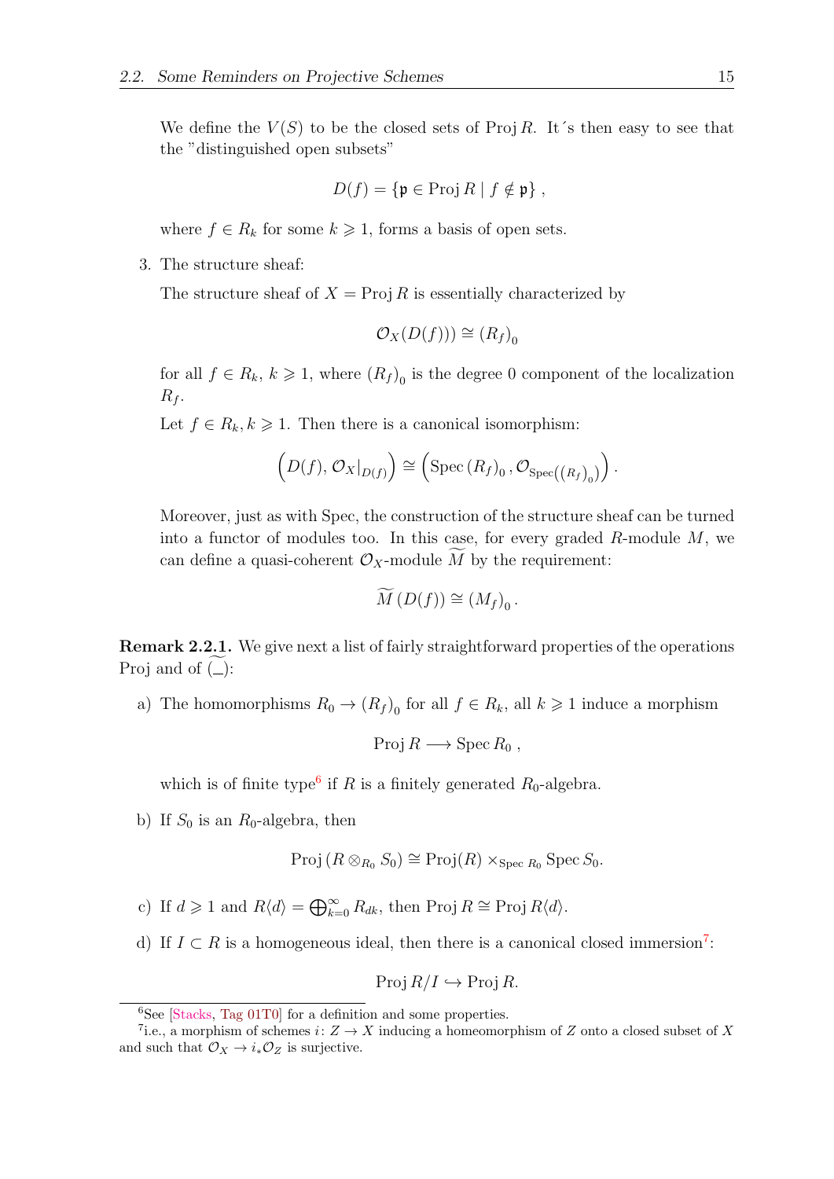We define the $V(S)$ to be the closed sets of $\operatorname{Proj} R$. It´s then easy to see that the "distinguished open subsets"

$$D(f) = \{\mathfrak{p} \in \operatorname{Proj} R \mid f \notin \mathfrak{p}\},$$

where $f \in R_k$ for some $k \geqslant 1$, forms a basis of open sets.

3. The structure sheaf:

   The structure sheaf of $X = \operatorname{Proj} R$ is essentially characterized by

   $$\mathcal{O}_X(D(f))) \cong (R_f)_0$$

   for all $f \in R_k$, $k \geqslant 1$, where $(R_f)_0$ is the degree 0 component of the localization $R_f$.

   Let $f \in R_k, k \geqslant 1$. Then there is a canonical isomorphism:

   $$\left(D(f), \mathcal{O}_X|_{D(f)}\right) \cong \left(\operatorname{Spec}(R_f)_0, \mathcal{O}_{\operatorname{Spec}((R_f)_0)}\right).$$

   Moreover, just as with Spec, the construction of the structure sheaf can be turned into a functor of modules too. In this case, for every graded $R$-module $M$, we can define a quasi-coherent $\mathcal{O}_X$-module $\widetilde{M}$ by the requirement:

   $$\widetilde{M}(D(f)) \cong (M_f)_0.$$

**Remark 2.2.1.** We give next a list of fairly straightforward properties of the operations Proj and of $\widetilde{(\_)}$:

a) The homomorphisms $R_0 \to (R_f)_0$ for all $f \in R_k$, all $k \geqslant 1$ induce a morphism

   $$\operatorname{Proj} R \longrightarrow \operatorname{Spec} R_0,$$

   which is of finite type[6] if $R$ is a finitely generated $R_0$-algebra.

b) If $S_0$ is an $R_0$-algebra, then

   $$\operatorname{Proj}(R \otimes_{R_0} S_0) \cong \operatorname{Proj}(R) \times_{\operatorname{Spec} R_0} \operatorname{Spec} S_0.$$

c) If $d \geqslant 1$ and $R\langle d\rangle = \bigoplus_{k=0}^{\infty} R_{dk}$, then $\operatorname{Proj} R \cong \operatorname{Proj} R\langle d\rangle$.

d) If $I \subset R$ is a homogeneous ideal, then there is a canonical closed immersion[7]:

   $$\operatorname{Proj} R/I \hookrightarrow \operatorname{Proj} R.$$

[6] See [Stacks, Tag 01T0] for a definition and some properties.

[7] i.e., a morphism of schemes $i \colon Z \to X$ inducing a homeomorphism of $Z$ onto a closed subset of $X$ and such that $\mathcal{O}_X \to i_*\mathcal{O}_Z$ is surjective.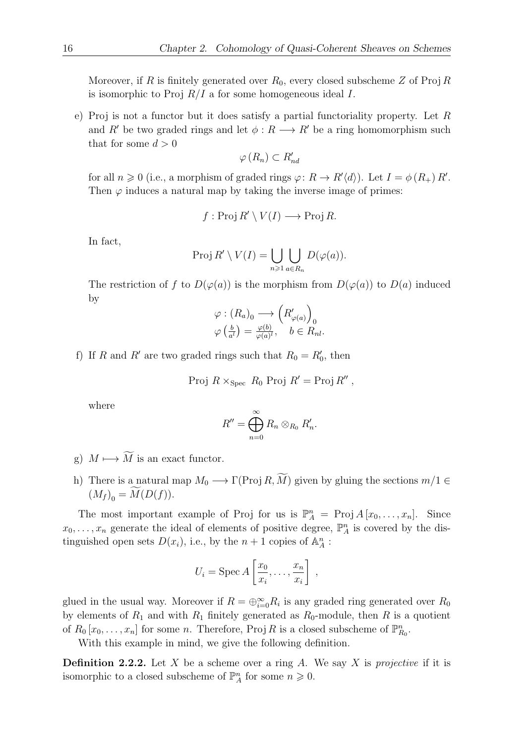Moreover, if $R$ is finitely generated over $R_0$, every closed subscheme $Z$ of $\operatorname{Proj} R$ is isomorphic to $\operatorname{Proj}\ R/I$ a for some homogeneous ideal $I$.

e) Proj is not a functor but it does satisfy a partial functoriality property. Let $R$ and $R'$ be two graded rings and let $\phi : R \longrightarrow R'$ be a ring homomorphism such that for some $d > 0$

$$\varphi(R_n) \subset R'_{nd}$$

for all $n \geqslant 0$ (i.e., a morphism of graded rings $\varphi\colon R \to R'\langle d\rangle$). Let $I = \phi(R_+) R'$. Then $\varphi$ induces a natural map by taking the inverse image of primes:

$$f : \operatorname{Proj} R' \setminus V(I) \longrightarrow \operatorname{Proj} R.$$

In fact,

$$\operatorname{Proj} R' \setminus V(I) = \bigcup_{n \geqslant 1} \bigcup_{a \in R_n} D(\varphi(a)).$$

The restriction of $f$ to $D(\varphi(a))$ is the morphism from $D(\varphi(a))$ to $D(a)$ induced by

$$\begin{array}{l} \varphi : (R_a)_0 \longrightarrow \left(R'_{\varphi(a)}\right)_0 \\ \varphi\left(\frac{b}{a^l}\right) = \frac{\varphi(b)}{\varphi(a)^l}, \quad b \in R_{nl}. \end{array}$$

f) If $R$ and $R'$ are two graded rings such that $R_0 = R'_0$, then

$$\operatorname{Proj}\ R \times_{\operatorname{Spec}\ R_0} \operatorname{Proj}\ R' = \operatorname{Proj} R''\ ,$$

where

$$R'' = \bigoplus_{n=0}^{\infty} R_n \otimes_{R_0} R'_n.$$

g) $M \longmapsto \widetilde{M}$ is an exact functor.

h) There is a natural map $M_0 \longrightarrow \Gamma(\operatorname{Proj} R, \widetilde{M})$ given by gluing the sections $m/1 \in (M_f)_0 = \widetilde{M}(D(f))$.

The most important example of Proj for us is $\mathbb{P}^n_A = \operatorname{Proj} A[x_0, \ldots, x_n]$. Since $x_0, \ldots, x_n$ generate the ideal of elements of positive degree, $\mathbb{P}^n_A$ is covered by the distinguished open sets $D(x_i)$, i.e., by the $n+1$ copies of $\mathbb{A}^n_A$ :

$$U_i = \operatorname{Spec} A\left[\frac{x_0}{x_i}, \ldots, \frac{x_n}{x_i}\right]\ ,$$

glued in the usual way. Moreover if $R = \oplus_{i=0}^{\infty} R_i$ is any graded ring generated over $R_0$ by elements of $R_1$ and with $R_1$ finitely generated as $R_0$-module, then $R$ is a quotient of $R_0[x_0, \ldots, x_n]$ for some $n$. Therefore, $\operatorname{Proj} R$ is a closed subscheme of $\mathbb{P}^n_{R_0}$.

With this example in mind, we give the following definition.

**Definition 2.2.2.** Let $X$ be a scheme over a ring $A$. We say $X$ is *projective* if it is isomorphic to a closed subscheme of $\mathbb{P}^n_A$ for some $n \geqslant 0$.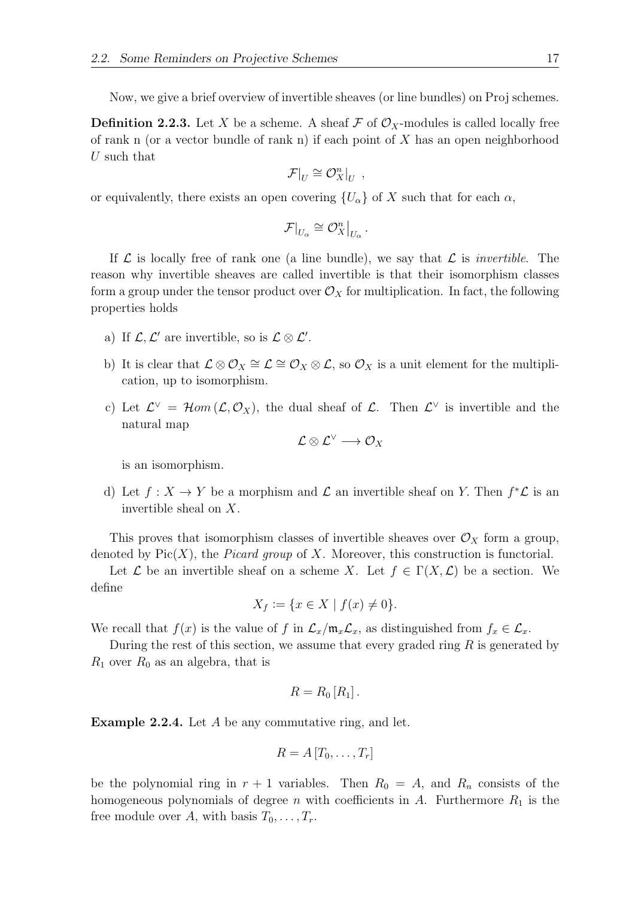Now, we give a brief overview of invertible sheaves (or line bundles) on Proj schemes.

**Definition 2.2.3.** Let $X$ be a scheme. A sheaf $\mathcal{F}$ of $\mathcal{O}_X$-modules is called locally free of rank n (or a vector bundle of rank n) if each point of $X$ has an open neighborhood $U$ such that

$$\mathcal{F}|_U \cong \mathcal{O}_X^n|_U \ ,$$

or equivalently, there exists an open covering $\{U_\alpha\}$ of $X$ such that for each $\alpha$,

$$\mathcal{F}|_{U_\alpha} \cong \mathcal{O}_X^n\big|_{U_\alpha}.$$

If $\mathcal{L}$ is locally free of rank one (a line bundle), we say that $\mathcal{L}$ is *invertible*. The reason why invertible sheaves are called invertible is that their isomorphism classes form a group under the tensor product over $\mathcal{O}_X$ for multiplication. In fact, the following properties holds

a) If $\mathcal{L}, \mathcal{L}'$ are invertible, so is $\mathcal{L} \otimes \mathcal{L}'$.

b) It is clear that $\mathcal{L} \otimes \mathcal{O}_X \cong \mathcal{L} \cong \mathcal{O}_X \otimes \mathcal{L}$, so $\mathcal{O}_X$ is a unit element for the multiplication, up to isomorphism.

c) Let $\mathcal{L}^\vee = \mathcal{H}om\left(\mathcal{L}, \mathcal{O}_X\right)$, the dual sheaf of $\mathcal{L}$. Then $\mathcal{L}^\vee$ is invertible and the natural map

$$\mathcal{L} \otimes \mathcal{L}^\vee \longrightarrow \mathcal{O}_X$$

is an isomorphism.

d) Let $f : X \to Y$ be a morphism and $\mathcal{L}$ an invertible sheaf on $Y$. Then $f^*\mathcal{L}$ is an invertible sheal on $X$.

This proves that isomorphism classes of invertible sheaves over $\mathcal{O}_X$ form a group, denoted by $\mathrm{Pic}(X)$, the *Picard group* of $X$. Moreover, this construction is functorial.

Let $\mathcal{L}$ be an invertible sheaf on a scheme $X$. Let $f \in \Gamma(X, \mathcal{L})$ be a section. We define

$$X_f := \{x \in X \mid f(x) \neq 0\}.$$

We recall that $f(x)$ is the value of $f$ in $\mathcal{L}_x/\mathfrak{m}_x\mathcal{L}_x$, as distinguished from $f_x \in \mathcal{L}_x$.

During the rest of this section, we assume that every graded ring $R$ is generated by $R_1$ over $R_0$ as an algebra, that is

$$R = R_0\left[R_1\right].$$

**Example 2.2.4.** Let $A$ be any commutative ring, and let.

$$R = A\left[T_0, \ldots, T_r\right]$$

be the polynomial ring in $r + 1$ variables. Then $R_0 = A$, and $R_n$ consists of the homogeneous polynomials of degree $n$ with coefficients in $A$. Furthermore $R_1$ is the free module over $A$, with basis $T_0, \ldots, T_r$.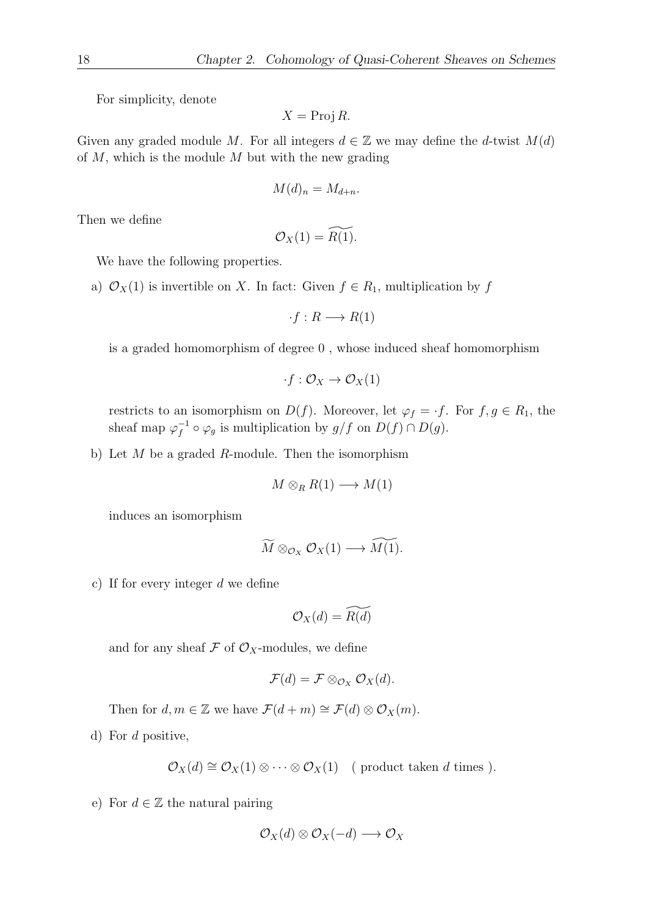For simplicity, denote

$$X = \operatorname{Proj} R.$$

Given any graded module $M$. For all integers $d \in \mathbb{Z}$ we may define the $d$-twist $M(d)$ of $M$, which is the module $M$ but with the new grading

$$M(d)_n = M_{d+n}.$$

Then we define

$$\mathcal{O}_X(1) = \widetilde{R(1)}.$$

We have the following properties.

a) $\mathcal{O}_X(1)$ is invertible on $X$. In fact: Given $f \in R_1$, multiplication by $f$

$$\cdot f : R \longrightarrow R(1)$$

is a graded homomorphism of degree 0 , whose induced sheaf homomorphism

$$\cdot f : \mathcal{O}_X \to \mathcal{O}_X(1)$$

restricts to an isomorphism on $D(f)$. Moreover, let $\varphi_f = \cdot f$. For $f, g \in R_1$, the sheaf map $\varphi_f^{-1} \circ \varphi_g$ is multiplication by $g/f$ on $D(f) \cap D(g)$.

b) Let $M$ be a graded $R$-module. Then the isomorphism

$$M \otimes_R R(1) \longrightarrow M(1)$$

induces an isomorphism

$$\widetilde{M} \otimes_{\mathcal{O}_X} \mathcal{O}_X(1) \longrightarrow \widetilde{M(1)}.$$

c) If for every integer $d$ we define

$$\mathcal{O}_X(d) = \widetilde{R(d)}$$

and for any sheaf $\mathcal{F}$ of $\mathcal{O}_X$-modules, we define

$$\mathcal{F}(d) = \mathcal{F} \otimes_{\mathcal{O}_X} \mathcal{O}_X(d).$$

Then for $d, m \in \mathbb{Z}$ we have $\mathcal{F}(d+m) \cong \mathcal{F}(d) \otimes \mathcal{O}_X(m)$.

d) For $d$ positive,

$$\mathcal{O}_X(d) \cong \mathcal{O}_X(1) \otimes \cdots \otimes \mathcal{O}_X(1) \quad \text{( product taken } d \text{ times )}.$$

e) For $d \in \mathbb{Z}$ the natural pairing

$$\mathcal{O}_X(d) \otimes \mathcal{O}_X(-d) \longrightarrow \mathcal{O}_X$$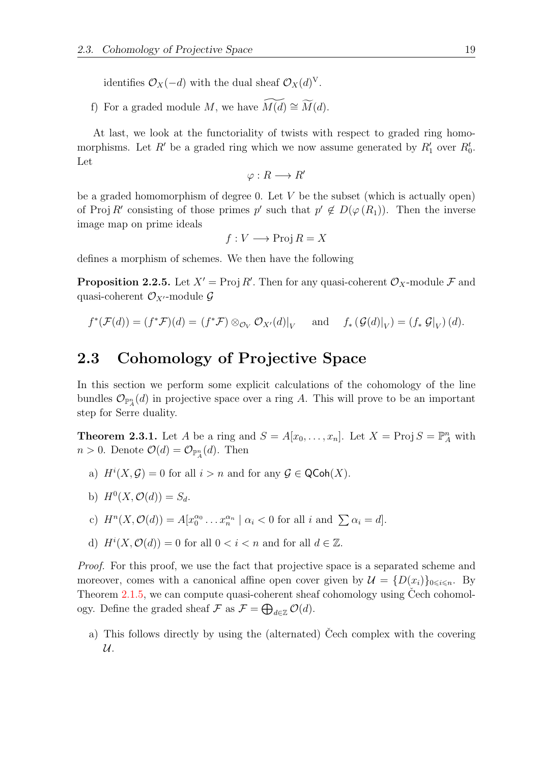identifies $\mathcal{O}_X(-d)$ with the dual sheaf $\mathcal{O}_X(d)^\vee$.

f) For a graded module $M$, we have $\widetilde{M(d)} \cong \widetilde{M}(d)$.

At last, we look at the functoriality of twists with respect to graded ring homomorphisms. Let $R'$ be a graded ring which we now assume generated by $R'_1$ over $R'_0$. Let

$$\varphi : R \longrightarrow R'$$

be a graded homomorphism of degree 0. Let $V$ be the subset (which is actually open) of $\operatorname{Proj} R'$ consisting of those primes $p'$ such that $p' \notin D(\varphi(R_1))$. Then the inverse image map on prime ideals

$$f : V \longrightarrow \operatorname{Proj} R = X$$

defines a morphism of schemes. We then have the following

**Proposition 2.2.5.** Let $X' = \operatorname{Proj} R'$. Then for any quasi-coherent $\mathcal{O}_X$-module $\mathcal{F}$ and quasi-coherent $\mathcal{O}_{X'}$-module $\mathcal{G}$

$$f^*(\mathcal{F}(d)) = (f^*\mathcal{F})(d) = (f^*\mathcal{F}) \otimes_{\mathcal{O}_V} \mathcal{O}_{X'}(d)|_V \quad \text{ and } \quad f_*\left(\mathcal{G}(d)|_V\right) = \left(f_*\, \mathcal{G}|_V\right)(d).$$

## 2.3 Cohomology of Projective Space

In this section we perform some explicit calculations of the cohomology of the line bundles $\mathcal{O}_{\mathbb{P}^n_A}(d)$ in projective space over a ring $A$. This will prove to be an important step for Serre duality.

**Theorem 2.3.1.** Let $A$ be a ring and $S = A[x_0, \dots, x_n]$. Let $X = \operatorname{Proj} S = \mathbb{P}^n_A$ with $n > 0$. Denote $\mathcal{O}(d) = \mathcal{O}_{\mathbb{P}^n_A}(d)$. Then

a) $H^i(X, \mathcal{G}) = 0$ for all $i > n$ and for any $\mathcal{G} \in \mathsf{QCoh}(X)$.

b) $H^0(X, \mathcal{O}(d)) = S_d$.

c) $H^n(X, \mathcal{O}(d)) = A[x_0^{\alpha_0} \dots x_n^{\alpha_n} \mid \alpha_i < 0 \text{ for all } i \text{ and } \sum \alpha_i = d]$.

d) $H^i(X, \mathcal{O}(d)) = 0$ for all $0 < i < n$ and for all $d \in \mathbb{Z}$.

*Proof.* For this proof, we use the fact that projective space is a separated scheme and moreover, comes with a canonical affine open cover given by $\mathcal{U} = \{D(x_i)\}_{0 \leqslant i \leqslant n}$. By Theorem 2.1.5, we can compute quasi-coherent sheaf cohomology using Čech cohomology. Define the graded sheaf $\mathcal{F}$ as $\mathcal{F} = \bigoplus_{d \in \mathbb{Z}} \mathcal{O}(d)$.

a) This follows directly by using the (alternated) Čech complex with the covering $\mathcal{U}$.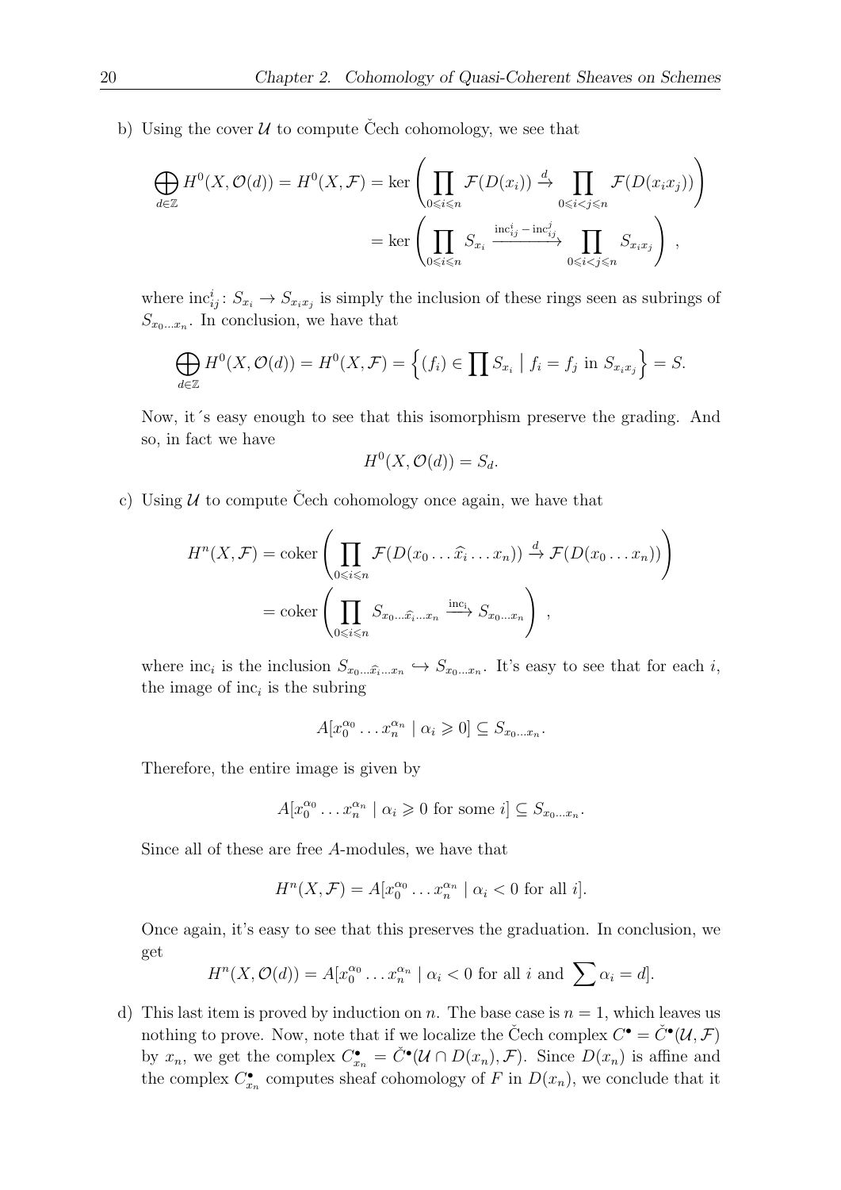b) Using the cover $\mathcal{U}$ to compute Čech cohomology, we see that

$$\bigoplus_{d\in\mathbb{Z}} H^0(X, \mathcal{O}(d)) = H^0(X, \mathcal{F}) = \ker\left(\prod_{0\leqslant i\leqslant n} \mathcal{F}(D(x_i)) \xrightarrow{d} \prod_{0\leqslant i<j\leqslant n} \mathcal{F}(D(x_i x_j))\right)$$

$$= \ker\left(\prod_{0\leqslant i\leqslant n} S_{x_i} \xrightarrow{\mathrm{inc}^i_{ij} - \mathrm{inc}^j_{ij}} \prod_{0\leqslant i<j\leqslant n} S_{x_i x_j}\right) ,$$

where $\mathrm{inc}^i_{ij}\colon S_{x_i} \to S_{x_i x_j}$ is simply the inclusion of these rings seen as subrings of $S_{x_0\dots x_n}$. In conclusion, we have that

$$\bigoplus_{d\in\mathbb{Z}} H^0(X, \mathcal{O}(d)) = H^0(X, \mathcal{F}) = \left\{(f_i) \in \prod S_{x_i} \mid f_i = f_j \text{ in } S_{x_i x_j}\right\} = S.$$

Now, it´s easy enough to see that this isomorphism preserve the grading. And so, in fact we have

$$H^0(X, \mathcal{O}(d)) = S_d.$$

c) Using $\mathcal{U}$ to compute Čech cohomology once again, we have that

$$H^n(X, \mathcal{F}) = \operatorname{coker}\left(\prod_{0\leqslant i\leqslant n} \mathcal{F}(D(x_0\dots\widehat{x_i}\dots x_n)) \xrightarrow{d} \mathcal{F}(D(x_0\dots x_n))\right)$$

$$= \operatorname{coker}\left(\prod_{0\leqslant i\leqslant n} S_{x_0\dots\widehat{x_i}\dots x_n} \xrightarrow{\mathrm{inc}_i} S_{x_0\dots x_n}\right) ,$$

where $\mathrm{inc}_i$ is the inclusion $S_{x_0\dots\widehat{x_i}\dots x_n} \hookrightarrow S_{x_0\dots x_n}$. It's easy to see that for each $i$, the image of $\mathrm{inc}_i$ is the subring

$$A[x_0^{\alpha_0}\dots x_n^{\alpha_n} \mid \alpha_i \geqslant 0] \subseteq S_{x_0\dots x_n}.$$

Therefore, the entire image is given by

$$A[x_0^{\alpha_0}\dots x_n^{\alpha_n} \mid \alpha_i \geqslant 0 \text{ for some } i] \subseteq S_{x_0\dots x_n}.$$

Since all of these are free $A$-modules, we have that

$$H^n(X, \mathcal{F}) = A[x_0^{\alpha_0}\dots x_n^{\alpha_n} \mid \alpha_i < 0 \text{ for all } i].$$

Once again, it's easy to see that this preserves the graduation. In conclusion, we get

$$H^n(X, \mathcal{O}(d)) = A[x_0^{\alpha_0}\dots x_n^{\alpha_n} \mid \alpha_i < 0 \text{ for all } i \text{ and } \sum \alpha_i = d].$$

d) This last item is proved by induction on $n$. The base case is $n = 1$, which leaves us nothing to prove. Now, note that if we localize the Čech complex $C^\bullet = \check{C}^\bullet(\mathcal{U}, \mathcal{F})$ by $x_n$, we get the complex $C^\bullet_{x_n} = \check{C}^\bullet(\mathcal{U} \cap D(x_n), \mathcal{F})$. Since $D(x_n)$ is affine and the complex $C^\bullet_{x_n}$ computes sheaf cohomology of $F$ in $D(x_n)$, we conclude that it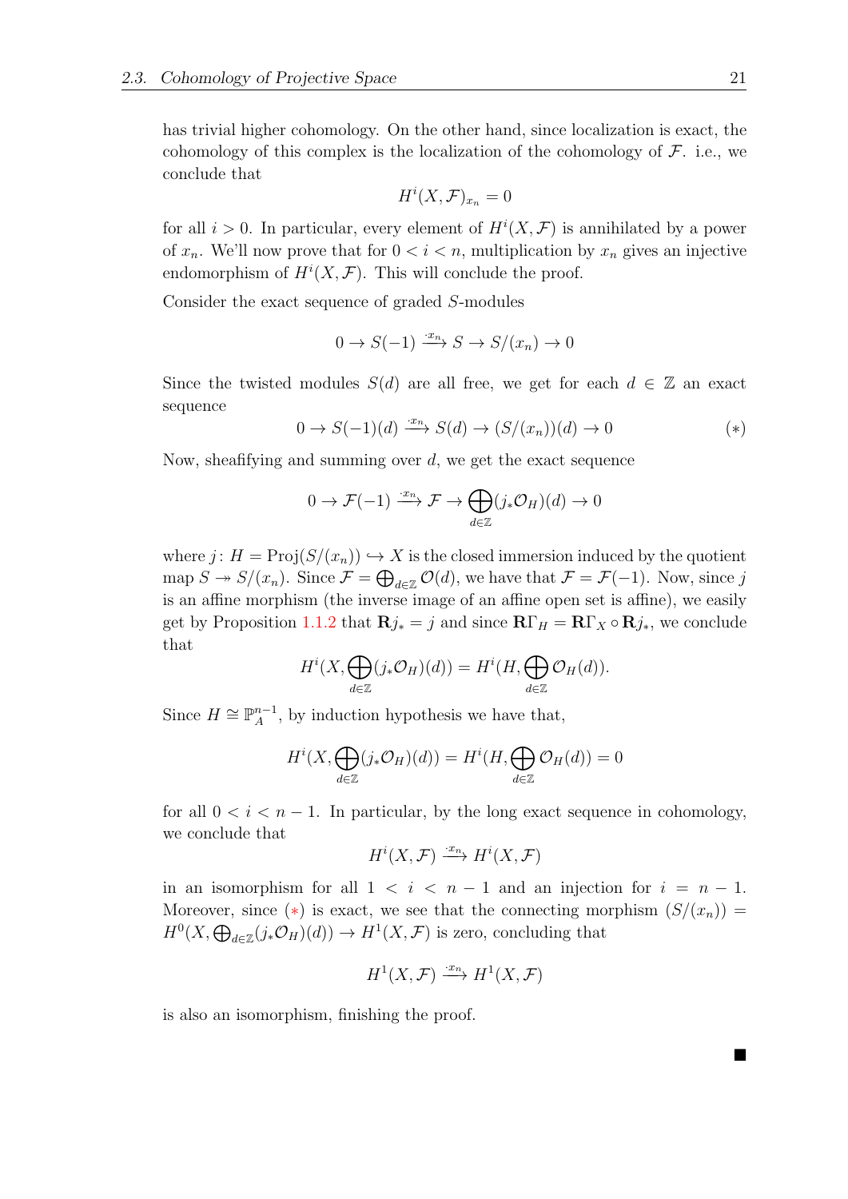has trivial higher cohomology. On the other hand, since localization is exact, the cohomology of this complex is the localization of the cohomology of $\mathcal{F}$. i.e., we conclude that

$$H^i(X, \mathcal{F})_{x_n} = 0$$

for all $i > 0$. In particular, every element of $H^i(X, \mathcal{F})$ is annihilated by a power of $x_n$. We'll now prove that for $0 < i < n$, multiplication by $x_n$ gives an injective endomorphism of $H^i(X, \mathcal{F})$. This will conclude the proof.

Consider the exact sequence of graded $S$-modules

$$0 \to S(-1) \xrightarrow{\cdot x_n} S \to S/(x_n) \to 0$$

Since the twisted modules $S(d)$ are all free, we get for each $d \in \mathbb{Z}$ an exact sequence

$$0 \to S(-1)(d) \xrightarrow{\cdot x_n} S(d) \to (S/(x_n))(d) \to 0 \tag{$*$}$$

Now, sheafifying and summing over $d$, we get the exact sequence

$$0 \to \mathcal{F}(-1) \xrightarrow{\cdot x_n} \mathcal{F} \to \bigoplus_{d \in \mathbb{Z}} (j_* \mathcal{O}_H)(d) \to 0$$

where $j \colon H = \operatorname{Proj}(S/(x_n)) \hookrightarrow X$ is the closed immersion induced by the quotient map $S \twoheadrightarrow S/(x_n)$. Since $\mathcal{F} = \bigoplus_{d \in \mathbb{Z}} \mathcal{O}(d)$, we have that $\mathcal{F} = \mathcal{F}(-1)$. Now, since $j$ is an affine morphism (the inverse image of an affine open set is affine), we easily get by Proposition 1.1.2 that $\mathbf{R}j_* = j$ and since $\mathbf{R}\Gamma_H = \mathbf{R}\Gamma_X \circ \mathbf{R}j_*$, we conclude that

$$H^i(X, \bigoplus_{d \in \mathbb{Z}} (j_* \mathcal{O}_H)(d)) = H^i(H, \bigoplus_{d \in \mathbb{Z}} \mathcal{O}_H(d)).$$

Since $H \cong \mathbb{P}^{n-1}_A$, by induction hypothesis we have that,

$$H^i(X, \bigoplus_{d \in \mathbb{Z}} (j_* \mathcal{O}_H)(d)) = H^i(H, \bigoplus_{d \in \mathbb{Z}} \mathcal{O}_H(d)) = 0$$

for all $0 < i < n - 1$. In particular, by the long exact sequence in cohomology, we conclude that

$$H^i(X, \mathcal{F}) \xrightarrow{\cdot x_n} H^i(X, \mathcal{F})$$

in an isomorphism for all $1 < i < n - 1$ and an injection for $i = n - 1$. Moreover, since ($*$) is exact, we see that the connecting morphism $(S/(x_n)) = H^0(X, \bigoplus_{d \in \mathbb{Z}} (j_* \mathcal{O}_H)(d)) \to H^1(X, \mathcal{F})$ is zero, concluding that

$$H^1(X, \mathcal{F}) \xrightarrow{\cdot x_n} H^1(X, \mathcal{F})$$

is also an isomorphism, finishing the proof.

■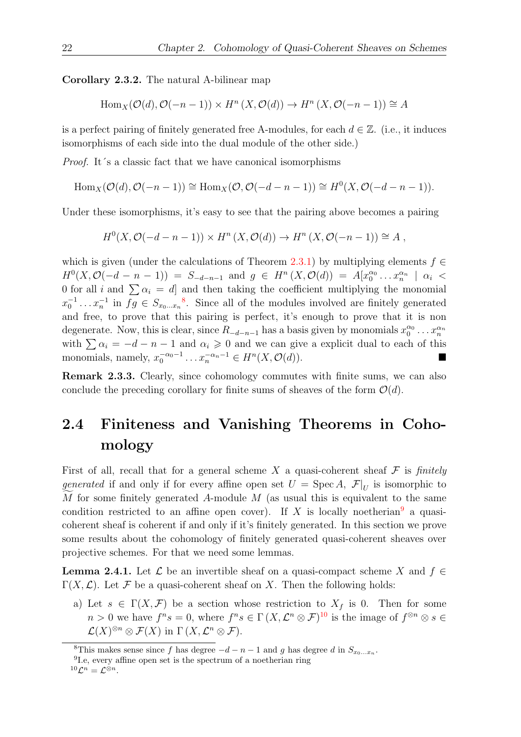**Corollary 2.3.2.** The natural A-bilinear map

$$\operatorname{Hom}_X(\mathcal{O}(d), \mathcal{O}(-n-1)) \times H^n(X, \mathcal{O}(d)) \to H^n(X, \mathcal{O}(-n-1)) \cong A$$

is a perfect pairing of finitely generated free A-modules, for each $d \in \mathbb{Z}$. (i.e., it induces isomorphisms of each side into the dual module of the other side.)

*Proof.* It´s a classic fact that we have canonical isomorphisms

$$\operatorname{Hom}_X(\mathcal{O}(d), \mathcal{O}(-n-1)) \cong \operatorname{Hom}_X(\mathcal{O}, \mathcal{O}(-d-n-1)) \cong H^0(X, \mathcal{O}(-d-n-1)).$$

Under these isomorphisms, it's easy to see that the pairing above becomes a pairing

$$H^0(X, \mathcal{O}(-d-n-1)) \times H^n(X, \mathcal{O}(d)) \to H^n(X, \mathcal{O}(-n-1)) \cong A\,,$$

which is given (under the calculations of Theorem 2.3.1) by multiplying elements $f \in H^0(X, \mathcal{O}(-d-n-1)) = S_{-d-n-1}$ and $g \in H^n(X, \mathcal{O}(d)) = A[x_0^{\alpha_0} \dots x_n^{\alpha_n} \mid \alpha_i < 0 \text{ for all } i \text{ and } \sum \alpha_i = d]$ and then taking the coefficient multiplying the monomial $x_0^{-1} \dots x_n^{-1}$ in $fg \in S_{x_0 \dots x_n}$[8]. Since all of the modules involved are finitely generated and free, to prove that this pairing is perfect, it's enough to prove that it is non degenerate. Now, this is clear, since $R_{-d-n-1}$ has a basis given by monomials $x_0^{\alpha_0} \dots x_n^{\alpha_n}$ with $\sum \alpha_i = -d-n-1$ and $\alpha_i \geqslant 0$ and we can give a explicit dual to each of this monomials, namely, $x_0^{-\alpha_0-1} \dots x_n^{-\alpha_n-1} \in H^n(X, \mathcal{O}(d))$. ■

**Remark 2.3.3.** Clearly, since cohomology commutes with finite sums, we can also conclude the preceding corollary for finite sums of sheaves of the form $\mathcal{O}(d)$.

## 2.4 Finiteness and Vanishing Theorems in Cohomology

First of all, recall that for a general scheme $X$ a quasi-coherent sheaf $\mathcal{F}$ is *finitely generated* if and only if for every affine open set $U = \operatorname{Spec} A$, $\mathcal{F}|_U$ is isomorphic to $\widetilde{M}$ for some finitely generated $A$-module $M$ (as usual this is equivalent to the same condition restricted to an affine open cover). If $X$ is locally noetherian[9] a quasi-coherent sheaf is coherent if and only if it's finitely generated. In this section we prove some results about the cohomology of finitely generated quasi-coherent sheaves over projective schemes. For that we need some lemmas.

**Lemma 2.4.1.** Let $\mathcal{L}$ be an invertible sheaf on a quasi-compact scheme $X$ and $f \in \Gamma(X, \mathcal{L})$. Let $\mathcal{F}$ be a quasi-coherent sheaf on $X$. Then the following holds:

a) Let $s \in \Gamma(X, \mathcal{F})$ be a section whose restriction to $X_f$ is 0. Then for some $n > 0$ we have $f^n s = 0$, where $f^n s \in \Gamma(X, \mathcal{L}^n \otimes \mathcal{F})$[10] is the image of $f^{\otimes n} \otimes s \in \mathcal{L}(X)^{\otimes n} \otimes \mathcal{F}(X)$ in $\Gamma(X, \mathcal{L}^n \otimes \mathcal{F})$.

---

[8] This makes sense since $f$ has degree $-d-n-1$ and $g$ has degree $d$ in $S_{x_0 \dots x_n}$.

[9] I.e, every affine open set is the spectrum of a noetherian ring

[10] $\mathcal{L}^n = \mathcal{L}^{\otimes n}$.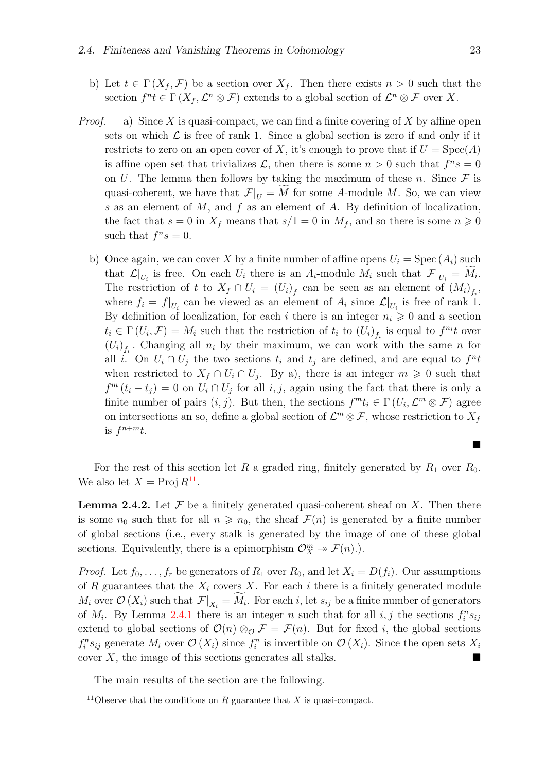b) Let $t \in \Gamma(X_f, \mathcal{F})$ be a section over $X_f$. Then there exists $n > 0$ such that the section $f^n t \in \Gamma(X_f, \mathcal{L}^n \otimes \mathcal{F})$ extends to a global section of $\mathcal{L}^n \otimes \mathcal{F}$ over $X$.

*Proof.* a) Since $X$ is quasi-compact, we can find a finite covering of $X$ by affine open sets on which $\mathcal{L}$ is free of rank 1. Since a global section is zero if and only if it restricts to zero on an open cover of $X$, it's enough to prove that if $U = \operatorname{Spec}(A)$ is affine open set that trivializes $\mathcal{L}$, then there is some $n > 0$ such that $f^n s = 0$ on $U$. The lemma then follows by taking the maximum of these $n$. Since $\mathcal{F}$ is quasi-coherent, we have that $\mathcal{F}|_U = \widetilde{M}$ for some $A$-module $M$. So, we can view $s$ as an element of $M$, and $f$ as an element of $A$. By definition of localization, the fact that $s = 0$ in $X_f$ means that $s/1 = 0$ in $M_f$, and so there is some $n \geqslant 0$ such that $f^n s = 0$.

b) Once again, we can cover $X$ by a finite number of affine opens $U_i = \operatorname{Spec}(A_i)$ such that $\mathcal{L}|_{U_i}$ is free. On each $U_i$ there is an $A_i$-module $M_i$ such that $\mathcal{F}|_{U_i} = \widetilde{M_i}$. The restriction of $t$ to $X_f \cap U_i = (U_i)_f$ can be seen as an element of $(M_i)_{f_i}$, where $f_i = f|_{U_i}$ can be viewed as an element of $A_i$ since $\mathcal{L}|_{U_i}$ is free of rank 1. By definition of localization, for each $i$ there is an integer $n_i \geqslant 0$ and a section $t_i \in \Gamma(U_i, \mathcal{F}) = M_i$ such that the restriction of $t_i$ to $(U_i)_{f_i}$ is equal to $f^{n_i} t$ over $(U_i)_{f_i}$. Changing all $n_i$ by their maximum, we can work with the same $n$ for all $i$. On $U_i \cap U_j$ the two sections $t_i$ and $t_j$ are defined, and are equal to $f^n t$ when restricted to $X_f \cap U_i \cap U_j$. By a), there is an integer $m \geqslant 0$ such that $f^m(t_i - t_j) = 0$ on $U_i \cap U_j$ for all $i, j$, again using the fact that there is only a finite number of pairs $(i, j)$. But then, the sections $f^m t_i \in \Gamma(U_i, \mathcal{L}^m \otimes \mathcal{F})$ agree on intersections an so, define a global section of $\mathcal{L}^m \otimes \mathcal{F}$, whose restriction to $X_f$ is $f^{n+m} t$. ■

For the rest of this section let $R$ a graded ring, finitely generated by $R_1$ over $R_0$. We also let $X = \operatorname{Proj} R$[11].

**Lemma 2.4.2.** Let $\mathcal{F}$ be a finitely generated quasi-coherent sheaf on $X$. Then there is some $n_0$ such that for all $n \geqslant n_0$, the sheaf $\mathcal{F}(n)$ is generated by a finite number of global sections (i.e., every stalk is generated by the image of one of these global sections. Equivalently, there is a epimorphism $\mathcal{O}_X^m \twoheadrightarrow \mathcal{F}(n)$.).

*Proof.* Let $f_0, \ldots, f_r$ be generators of $R_1$ over $R_0$, and let $X_i = D(f_i)$. Our assumptions of $R$ guarantees that the $X_i$ covers $X$. For each $i$ there is a finitely generated module $M_i$ over $\mathcal{O}(X_i)$ such that $\mathcal{F}|_{X_i} = \widetilde{M_i}$. For each $i$, let $s_{ij}$ be a finite number of generators of $M_i$. By Lemma 2.4.1 there is an integer $n$ such that for all $i, j$ the sections $f_i^n s_{ij}$ extend to global sections of $\mathcal{O}(n) \otimes_{\mathcal{O}} \mathcal{F} = \mathcal{F}(n)$. But for fixed $i$, the global sections $f_i^n s_{ij}$ generate $M_i$ over $\mathcal{O}(X_i)$ since $f_i^n$ is invertible on $\mathcal{O}(X_i)$. Since the open sets $X_i$ cover $X$, the image of this sections generates all stalks. ■

The main results of the section are the following.

[11] Observe that the conditions on $R$ guarantee that $X$ is quasi-compact.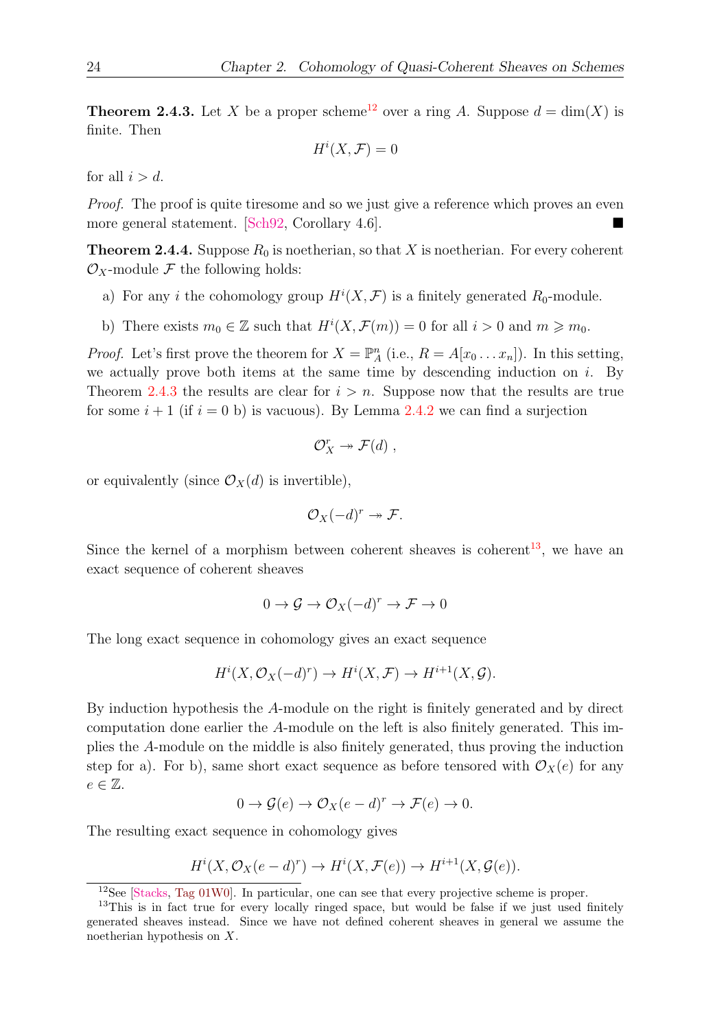**Theorem 2.4.3.** Let $X$ be a proper scheme[12] over a ring $A$. Suppose $d = \dim(X)$ is finite. Then

$$H^i(X, \mathcal{F}) = 0$$

for all $i > d$.

*Proof.* The proof is quite tiresome and so we just give a reference which proves an even more general statement. [Sch92, Corollary 4.6]. ■

**Theorem 2.4.4.** Suppose $R_0$ is noetherian, so that $X$ is noetherian. For every coherent $\mathcal{O}_X$-module $\mathcal{F}$ the following holds:

a) For any $i$ the cohomology group $H^i(X, \mathcal{F})$ is a finitely generated $R_0$-module.

b) There exists $m_0 \in \mathbb{Z}$ such that $H^i(X, \mathcal{F}(m)) = 0$ for all $i > 0$ and $m \geqslant m_0$.

*Proof.* Let's first prove the theorem for $X = \mathbb{P}^n_A$ (i.e., $R = A[x_0 \dots x_n]$). In this setting, we actually prove both items at the same time by descending induction on $i$. By Theorem 2.4.3 the results are clear for $i > n$. Suppose now that the results are true for some $i+1$ (if $i = 0$ b) is vacuous). By Lemma 2.4.2 we can find a surjection

$$\mathcal{O}_X^r \twoheadrightarrow \mathcal{F}(d) \ ,$$

or equivalently (since $\mathcal{O}_X(d)$ is invertible),

$$\mathcal{O}_X(-d)^r \twoheadrightarrow \mathcal{F}.$$

Since the kernel of a morphism between coherent sheaves is coherent[13], we have an exact sequence of coherent sheaves

$$0 \to \mathcal{G} \to \mathcal{O}_X(-d)^r \to \mathcal{F} \to 0$$

The long exact sequence in cohomology gives an exact sequence

$$H^i(X, \mathcal{O}_X(-d)^r) \to H^i(X, \mathcal{F}) \to H^{i+1}(X, \mathcal{G}).$$

By induction hypothesis the $A$-module on the right is finitely generated and by direct computation done earlier the $A$-module on the left is also finitely generated. This implies the $A$-module on the middle is also finitely generated, thus proving the induction step for a). For b), same short exact sequence as before tensored with $\mathcal{O}_X(e)$ for any $e \in \mathbb{Z}$.

$$0 \to \mathcal{G}(e) \to \mathcal{O}_X(e-d)^r \to \mathcal{F}(e) \to 0.$$

The resulting exact sequence in cohomology gives

$$H^i(X, \mathcal{O}_X(e-d)^r) \to H^i(X, \mathcal{F}(e)) \to H^{i+1}(X, \mathcal{G}(e)).$$

[12] See [Stacks, Tag 01W0]. In particular, one can see that every projective scheme is proper.

[13] This is in fact true for every locally ringed space, but would be false if we just used finitely generated sheaves instead. Since we have not defined coherent sheaves in general we assume the noetherian hypothesis on $X$.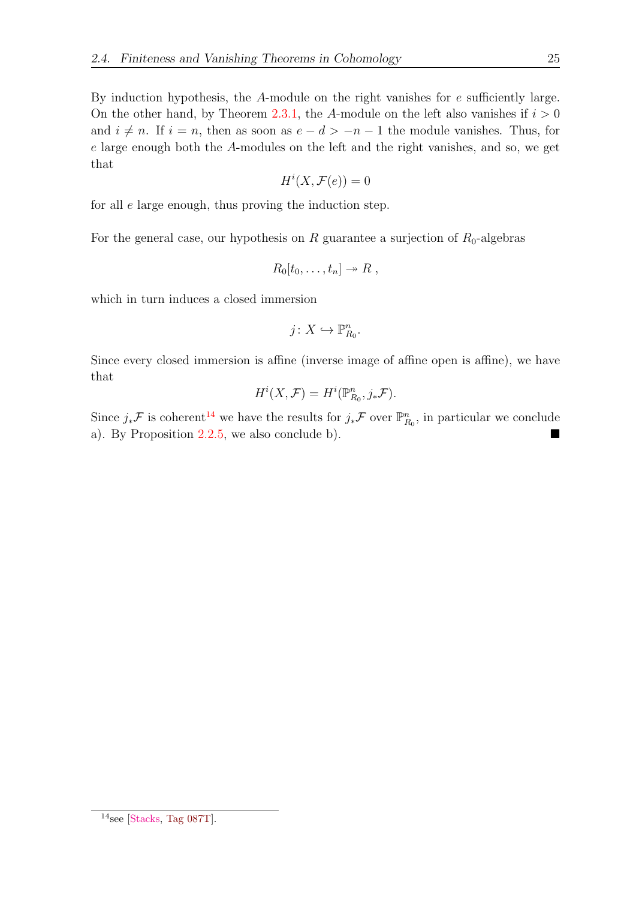By induction hypothesis, the $A$-module on the right vanishes for $e$ sufficiently large. On the other hand, by Theorem 2.3.1, the $A$-module on the left also vanishes if $i > 0$ and $i \neq n$. If $i = n$, then as soon as $e - d > -n - 1$ the module vanishes. Thus, for $e$ large enough both the $A$-modules on the left and the right vanishes, and so, we get that

$$H^i(X, \mathcal{F}(e)) = 0$$

for all $e$ large enough, thus proving the induction step.

For the general case, our hypothesis on $R$ guarantee a surjection of $R_0$-algebras

$$R_0[t_0, \dots, t_n] \twoheadrightarrow R \,,$$

which in turn induces a closed immersion

$$j \colon X \hookrightarrow \mathbb{P}^n_{R_0}.$$

Since every closed immersion is affine (inverse image of affine open is affine), we have that

$$H^i(X, \mathcal{F}) = H^i(\mathbb{P}^n_{R_0}, j_*\mathcal{F}).$$

Since $j_*\mathcal{F}$ is coherent[14] we have the results for $j_*\mathcal{F}$ over $\mathbb{P}^n_{R_0}$, in particular we conclude a). By Proposition 2.2.5, we also conclude b). ■

[14] see [Stacks, Tag 087T].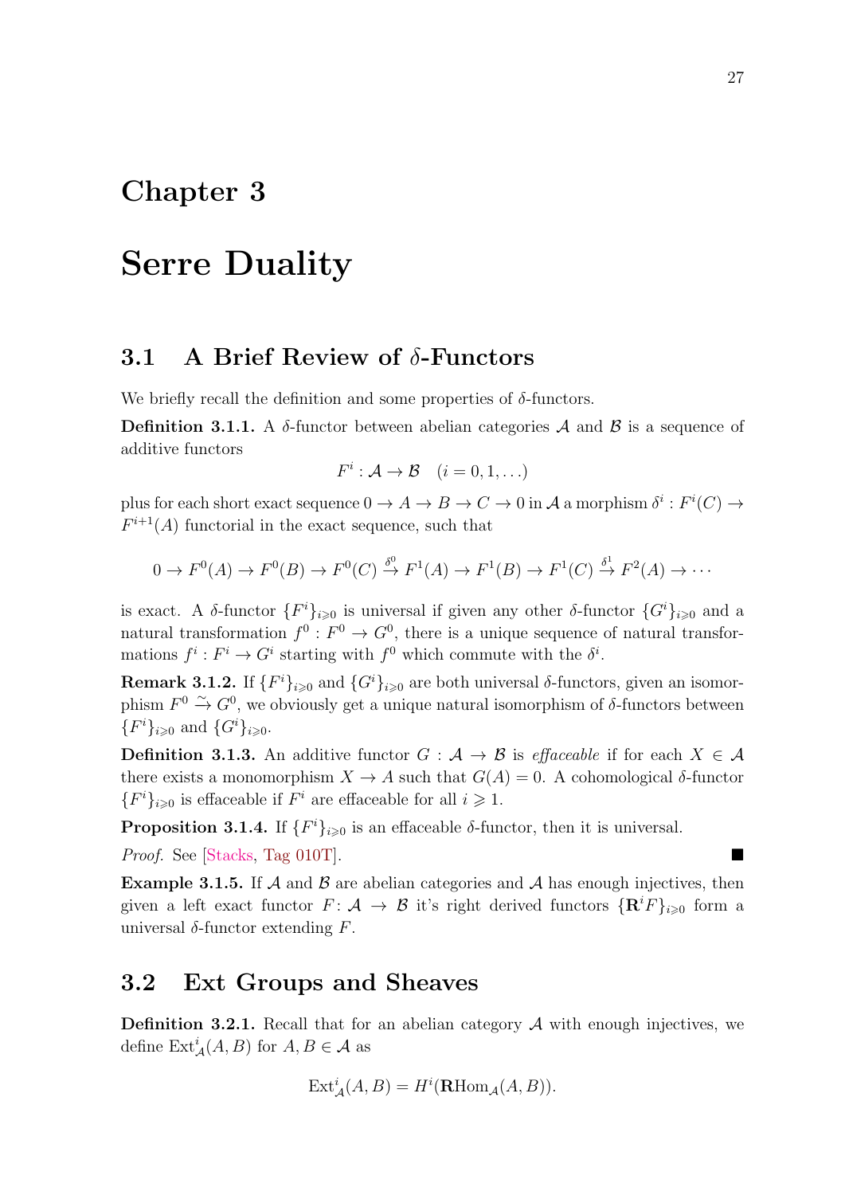# Chapter 3

# Serre Duality

## 3.1 A Brief Review of $\delta$-Functors

We briefly recall the definition and some properties of $\delta$-functors.

**Definition 3.1.1.** A $\delta$-functor between abelian categories $\mathcal{A}$ and $\mathcal{B}$ is a sequence of additive functors

$$F^i : \mathcal{A} \to \mathcal{B} \quad (i = 0, 1, \ldots)$$

plus for each short exact sequence $0 \to A \to B \to C \to 0$ in $\mathcal{A}$ a morphism $\delta^i : F^i(C) \to F^{i+1}(A)$ functorial in the exact sequence, such that

$$0 \to F^0(A) \to F^0(B) \to F^0(C) \xrightarrow{\delta^0} F^1(A) \to F^1(B) \to F^1(C) \xrightarrow{\delta^1} F^2(A) \to \cdots$$

is exact. A $\delta$-functor $\{F^i\}_{i \geqslant 0}$ is universal if given any other $\delta$-functor $\{G^i\}_{i \geqslant 0}$ and a natural transformation $f^0 : F^0 \to G^0$, there is a unique sequence of natural transformations $f^i : F^i \to G^i$ starting with $f^0$ which commute with the $\delta^i$.

**Remark 3.1.2.** If $\{F^i\}_{i \geqslant 0}$ and $\{G^i\}_{i \geqslant 0}$ are both universal $\delta$-functors, given an isomorphism $F^0 \xrightarrow{\sim} G^0$, we obviously get a unique natural isomorphism of $\delta$-functors between $\{F^i\}_{i \geqslant 0}$ and $\{G^i\}_{i \geqslant 0}$.

**Definition 3.1.3.** An additive functor $G : \mathcal{A} \to \mathcal{B}$ is *effaceable* if for each $X \in \mathcal{A}$ there exists a monomorphism $X \to A$ such that $G(A) = 0$. A cohomological $\delta$-functor $\{F^i\}_{i \geqslant 0}$ is effaceable if $F^i$ are effaceable for all $i \geqslant 1$.

**Proposition 3.1.4.** If $\{F^i\}_{i \geqslant 0}$ is an effaceable $\delta$-functor, then it is universal.

*Proof.* See [Stacks, Tag 010T]. ∎

**Example 3.1.5.** If $\mathcal{A}$ and $\mathcal{B}$ are abelian categories and $\mathcal{A}$ has enough injectives, then given a left exact functor $F \colon \mathcal{A} \to \mathcal{B}$ it's right derived functors $\{\mathbf{R}^i F\}_{i \geqslant 0}$ form a universal $\delta$-functor extending $F$.

## 3.2 Ext Groups and Sheaves

**Definition 3.2.1.** Recall that for an abelian category $\mathcal{A}$ with enough injectives, we define $\operatorname{Ext}^i_{\mathcal{A}}(A, B)$ for $A, B \in \mathcal{A}$ as

$$\operatorname{Ext}^i_{\mathcal{A}}(A, B) = H^i(\mathbf{R}\operatorname{Hom}_{\mathcal{A}}(A, B)).$$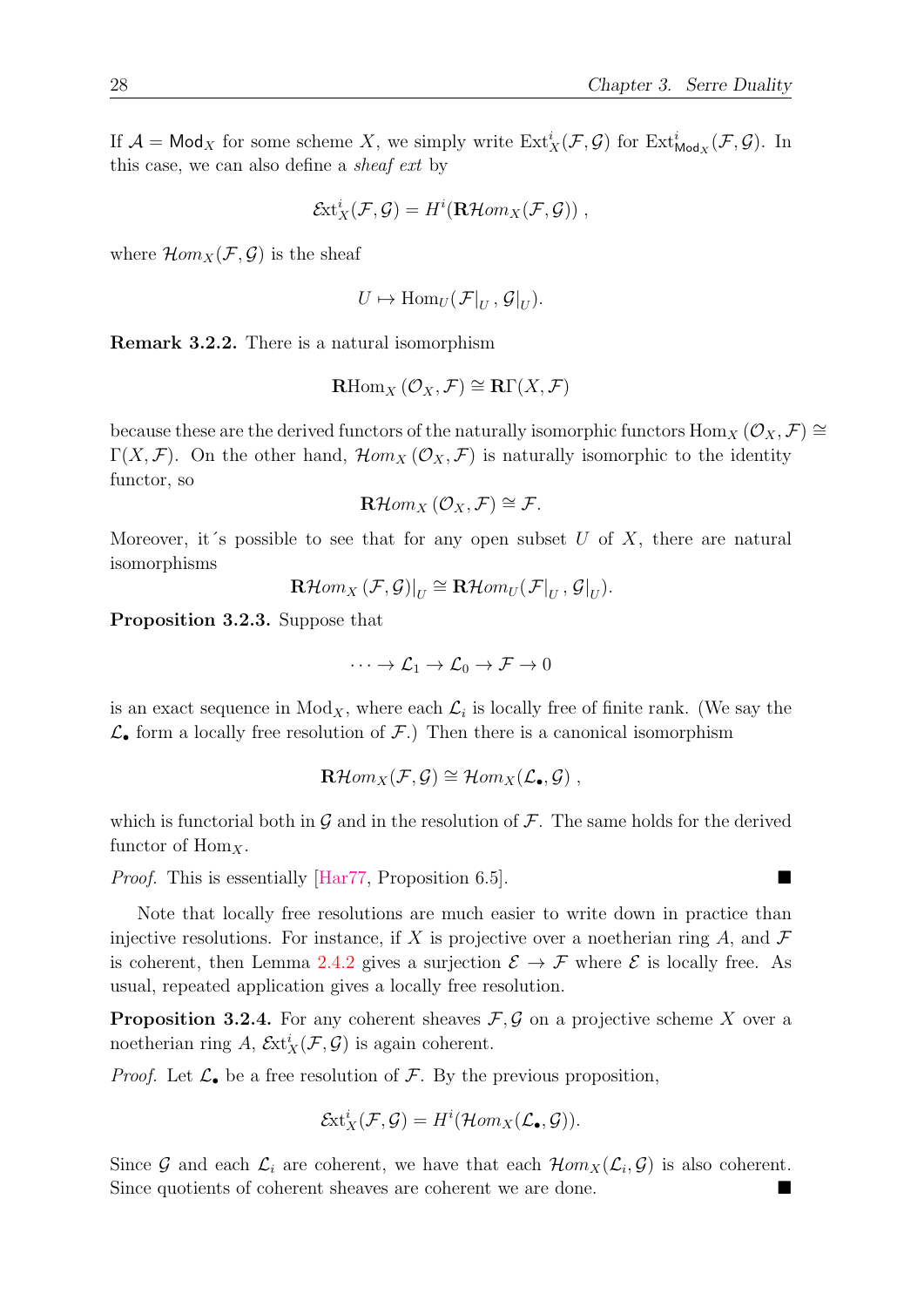If $\mathcal{A} = \mathsf{Mod}_X$ for some scheme $X$, we simply write $\mathrm{Ext}^i_X(\mathcal{F}, \mathcal{G})$ for $\mathrm{Ext}^i_{\mathsf{Mod}_X}(\mathcal{F}, \mathcal{G})$. In this case, we can also define a *sheaf ext* by

$$\mathcal{E}xt^i_X(\mathcal{F}, \mathcal{G}) = H^i(\mathbf{R}\mathcal{H}om_X(\mathcal{F}, \mathcal{G})) ,$$

where $\mathcal{H}om_X(\mathcal{F}, \mathcal{G})$ is the sheaf

$$U \mapsto \mathrm{Hom}_U(\mathcal{F}|_U , \mathcal{G}|_U).$$

**Remark 3.2.2.** There is a natural isomorphism

$$\mathbf{R}\mathrm{Hom}_X(\mathcal{O}_X, \mathcal{F}) \cong \mathbf{R}\Gamma(X, \mathcal{F})$$

because these are the derived functors of the naturally isomorphic functors $\mathrm{Hom}_X(\mathcal{O}_X, \mathcal{F}) \cong \Gamma(X, \mathcal{F})$. On the other hand, $\mathcal{H}om_X(\mathcal{O}_X, \mathcal{F})$ is naturally isomorphic to the identity functor, so

$$\mathbf{R}\mathcal{H}om_X(\mathcal{O}_X, \mathcal{F}) \cong \mathcal{F}.$$

Moreover, it´s possible to see that for any open subset $U$ of $X$, there are natural isomorphisms

$$\mathbf{R}\mathcal{H}om_X(\mathcal{F}, \mathcal{G})|_U \cong \mathbf{R}\mathcal{H}om_U(\mathcal{F}|_U , \mathcal{G}|_U).$$

**Proposition 3.2.3.** Suppose that

$$\cdots \to \mathcal{L}_1 \to \mathcal{L}_0 \to \mathcal{F} \to 0$$

is an exact sequence in $\mathrm{Mod}_X$, where each $\mathcal{L}_i$ is locally free of finite rank. (We say the $\mathcal{L}_\bullet$ form a locally free resolution of $\mathcal{F}$.) Then there is a canonical isomorphism

$$\mathbf{R}\mathcal{H}om_X(\mathcal{F}, \mathcal{G}) \cong \mathcal{H}om_X(\mathcal{L}_\bullet, \mathcal{G}) ,$$

which is functorial both in $\mathcal{G}$ and in the resolution of $\mathcal{F}$. The same holds for the derived functor of $\mathrm{Hom}_X$.

*Proof.* This is essentially [Har77, Proposition 6.5]. ■

Note that locally free resolutions are much easier to write down in practice than injective resolutions. For instance, if $X$ is projective over a noetherian ring $A$, and $\mathcal{F}$ is coherent, then Lemma 2.4.2 gives a surjection $\mathcal{E} \to \mathcal{F}$ where $\mathcal{E}$ is locally free. As usual, repeated application gives a locally free resolution.

**Proposition 3.2.4.** For any coherent sheaves $\mathcal{F}, \mathcal{G}$ on a projective scheme $X$ over a noetherian ring $A$, $\mathcal{E}xt^i_X(\mathcal{F}, \mathcal{G})$ is again coherent.

*Proof.* Let $\mathcal{L}_\bullet$ be a free resolution of $\mathcal{F}$. By the previous proposition,

$$\mathcal{E}xt^i_X(\mathcal{F}, \mathcal{G}) = H^i(\mathcal{H}om_X(\mathcal{L}_\bullet, \mathcal{G})).$$

Since $\mathcal{G}$ and each $\mathcal{L}_i$ are coherent, we have that each $\mathcal{H}om_X(\mathcal{L}_i, \mathcal{G})$ is also coherent. Since quotients of coherent sheaves are coherent we are done. ■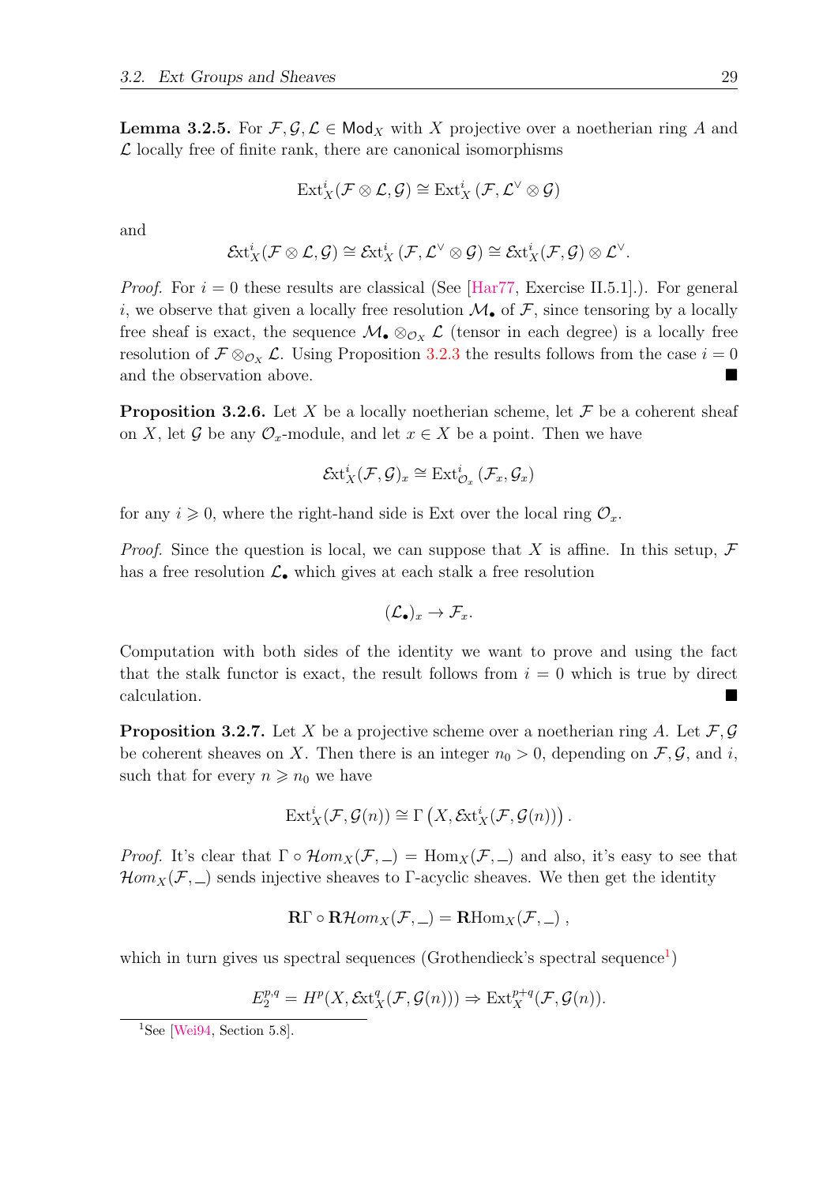**Lemma 3.2.5.** For $\mathcal{F}, \mathcal{G}, \mathcal{L} \in \mathsf{Mod}_X$ with $X$ projective over a noetherian ring $A$ and $\mathcal{L}$ locally free of finite rank, there are canonical isomorphisms

$$\mathrm{Ext}^i_X(\mathcal{F} \otimes \mathcal{L}, \mathcal{G}) \cong \mathrm{Ext}^i_X(\mathcal{F}, \mathcal{L}^\vee \otimes \mathcal{G})$$

and

$$\mathcal{E}xt^i_X(\mathcal{F} \otimes \mathcal{L}, \mathcal{G}) \cong \mathcal{E}xt^i_X(\mathcal{F}, \mathcal{L}^\vee \otimes \mathcal{G}) \cong \mathcal{E}xt^i_X(\mathcal{F}, \mathcal{G}) \otimes \mathcal{L}^\vee.$$

*Proof.* For $i = 0$ these results are classical (See [Har77, Exercise II.5.1].). For general $i$, we observe that given a locally free resolution $\mathcal{M}_\bullet$ of $\mathcal{F}$, since tensoring by a locally free sheaf is exact, the sequence $\mathcal{M}_\bullet \otimes_{\mathcal{O}_X} \mathcal{L}$ (tensor in each degree) is a locally free resolution of $\mathcal{F} \otimes_{\mathcal{O}_X} \mathcal{L}$. Using Proposition 3.2.3 the results follows from the case $i = 0$ and the observation above. ∎

**Proposition 3.2.6.** Let $X$ be a locally noetherian scheme, let $\mathcal{F}$ be a coherent sheaf on $X$, let $\mathcal{G}$ be any $\mathcal{O}_x$-module, and let $x \in X$ be a point. Then we have

$$\mathcal{E}xt^i_X(\mathcal{F}, \mathcal{G})_x \cong \mathrm{Ext}^i_{\mathcal{O}_x}(\mathcal{F}_x, \mathcal{G}_x)$$

for any $i \geqslant 0$, where the right-hand side is Ext over the local ring $\mathcal{O}_x$.

*Proof.* Since the question is local, we can suppose that $X$ is affine. In this setup, $\mathcal{F}$ has a free resolution $\mathcal{L}_\bullet$ which gives at each stalk a free resolution

$$(\mathcal{L}_\bullet)_x \to \mathcal{F}_x.$$

Computation with both sides of the identity we want to prove and using the fact that the stalk functor is exact, the result follows from $i = 0$ which is true by direct calculation. ∎

**Proposition 3.2.7.** Let $X$ be a projective scheme over a noetherian ring $A$. Let $\mathcal{F}, \mathcal{G}$ be coherent sheaves on $X$. Then there is an integer $n_0 > 0$, depending on $\mathcal{F}, \mathcal{G}$, and $i$, such that for every $n \geqslant n_0$ we have

$$\mathrm{Ext}^i_X(\mathcal{F}, \mathcal{G}(n)) \cong \Gamma\left(X, \mathcal{E}xt^i_X(\mathcal{F}, \mathcal{G}(n))\right).$$

*Proof.* It's clear that $\Gamma \circ \mathcal{H}om_X(\mathcal{F}, \_) = \mathrm{Hom}_X(\mathcal{F}, \_)$ and also, it's easy to see that $\mathcal{H}om_X(\mathcal{F}, \_)$ sends injective sheaves to $\Gamma$-acyclic sheaves. We then get the identity

$$\mathbf{R}\Gamma \circ \mathbf{R}\mathcal{H}om_X(\mathcal{F}, \_) = \mathbf{R}\mathrm{Hom}_X(\mathcal{F}, \_)\ ,$$

which in turn gives us spectral sequences (Grothendieck's spectral sequence[1])

$$E_2^{p,q} = H^p(X, \mathcal{E}xt^q_X(\mathcal{F}, \mathcal{G}(n))) \Rightarrow \mathrm{Ext}^{p+q}_X(\mathcal{F}, \mathcal{G}(n)).$$

[1] See [Wei94, Section 5.8].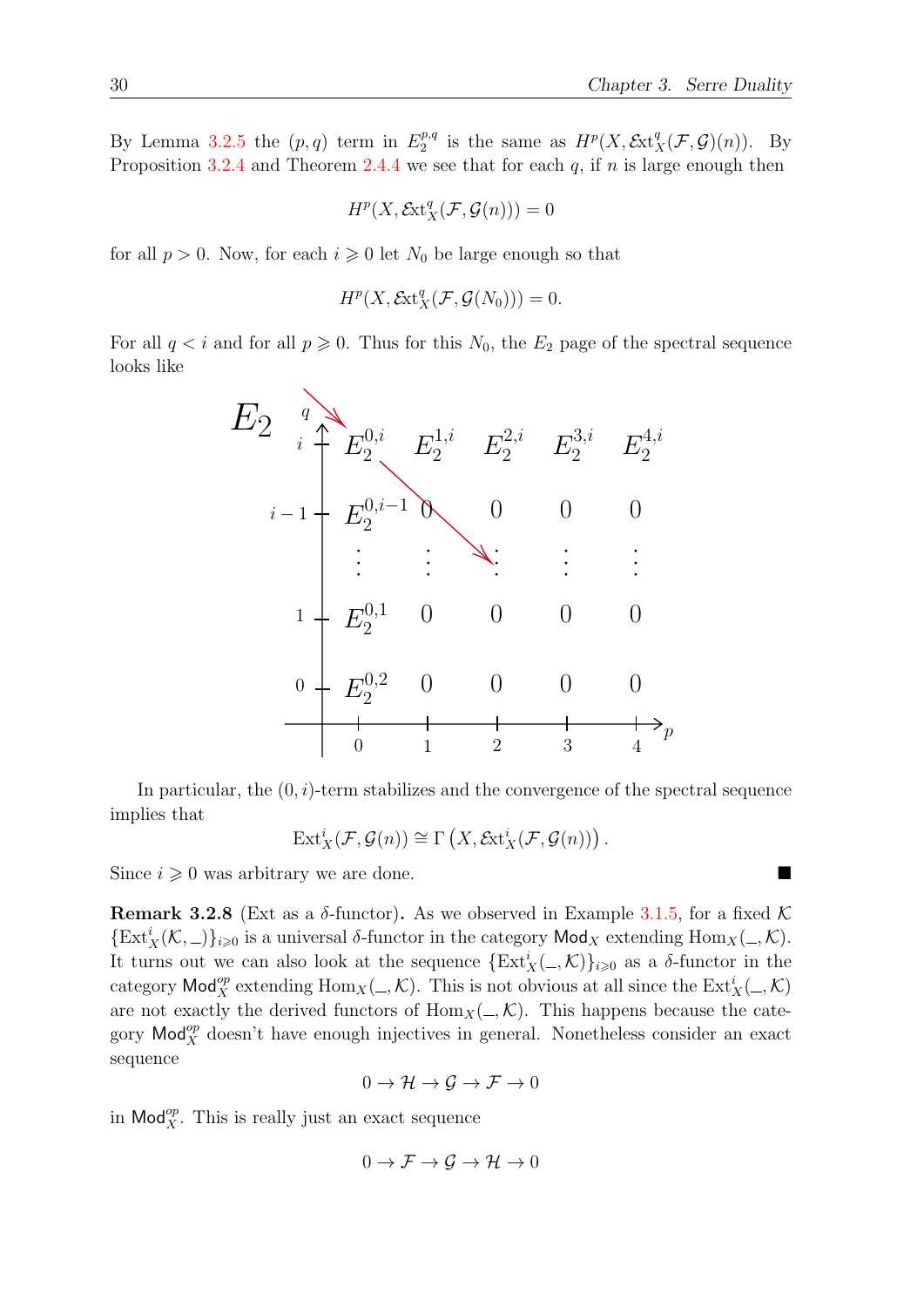By Lemma 3.2.5 the $(p,q)$ term in $E_2^{p,q}$ is the same as $H^p(X, \mathcal{E}\mathrm{xt}^q_X(\mathcal{F}, \mathcal{G})(n))$. By Proposition 3.2.4 and Theorem 2.4.4 we see that for each $q$, if $n$ is large enough then

$$H^p(X, \mathcal{E}\mathrm{xt}^q_X(\mathcal{F}, \mathcal{G}(n))) = 0$$

for all $p > 0$. Now, for each $i \geqslant 0$ let $N_0$ be large enough so that

$$H^p(X, \mathcal{E}\mathrm{xt}^q_X(\mathcal{F}, \mathcal{G}(N_0))) = 0.$$

For all $q < i$ and for all $p \geqslant 0$. Thus for this $N_0$, the $E_2$ page of the spectral sequence looks like

| $E_2$ ($q \backslash p$) | 0 | 1 | 2 | 3 | 4 |
|---|---|---|---|---|---|
| $i$ | $E_2^{0,i}$ | $E_2^{1,i}$ | $E_2^{2,i}$ | $E_2^{3,i}$ | $E_2^{4,i}$ |
| $i-1$ | $E_2^{0,i-1}$ | 0 | 0 | 0 | 0 |
| $\vdots$ | $\vdots$ | $\vdots$ | $\vdots$ | $\vdots$ | $\vdots$ |
| 1 | $E_2^{0,1}$ | 0 | 0 | 0 | 0 |
| 0 | $E_2^{0,2}$ | 0 | 0 | 0 | 0 |

In particular, the $(0,i)$-term stabilizes and the convergence of the spectral sequence implies that

$$\mathrm{Ext}^i_X(\mathcal{F}, \mathcal{G}(n)) \cong \Gamma\left(X, \mathcal{E}\mathrm{xt}^i_X(\mathcal{F}, \mathcal{G}(n))\right).$$

Since $i \geqslant 0$ was arbitrary we are done. ■

**Remark 3.2.8** (Ext as a $\delta$-functor)**.** As we observed in Example 3.1.5, for a fixed $\mathcal{K}$ $\{\mathrm{Ext}^i_X(\mathcal{K}, \_)\}_{i\geqslant 0}$ is a universal $\delta$-functor in the category $\mathsf{Mod}_X$ extending $\mathrm{Hom}_X(\_, \mathcal{K})$. It turns out we can also look at the sequence $\{\mathrm{Ext}^i_X(\_, \mathcal{K})\}_{i\geqslant 0}$ as a $\delta$-functor in the category $\mathsf{Mod}_X^{op}$ extending $\mathrm{Hom}_X(\_, \mathcal{K})$. This is not obvious at all since the $\mathrm{Ext}^i_X(\_, \mathcal{K})$ are not exactly the derived functors of $\mathrm{Hom}_X(\_, \mathcal{K})$. This happens because the category $\mathsf{Mod}_X^{op}$ doesn't have enough injectives in general. Nonetheless consider an exact sequence

$$0 \to \mathcal{H} \to \mathcal{G} \to \mathcal{F} \to 0$$

in $\mathsf{Mod}_X^{op}$. This is really just an exact sequence

$$0 \to \mathcal{F} \to \mathcal{G} \to \mathcal{H} \to 0$$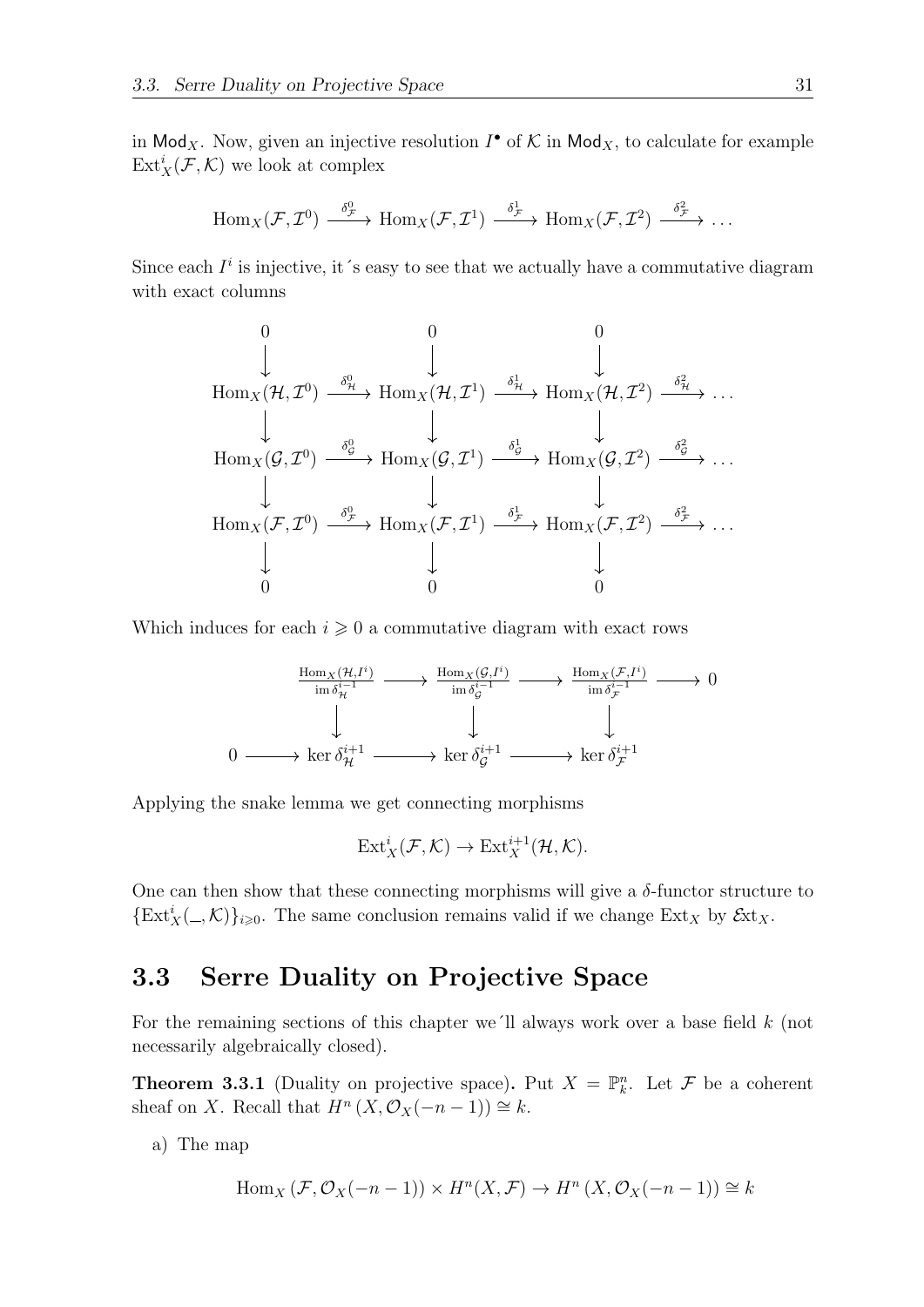in $\mathsf{Mod}_X$. Now, given an injective resolution $I^\bullet$ of $\mathcal{K}$ in $\mathsf{Mod}_X$, to calculate for example $\mathrm{Ext}^i_X(\mathcal{F}, \mathcal{K})$ we look at complex

$$\mathrm{Hom}_X(\mathcal{F}, \mathcal{I}^0) \xrightarrow{\delta^0_{\mathcal{F}}} \mathrm{Hom}_X(\mathcal{F}, \mathcal{I}^1) \xrightarrow{\delta^1_{\mathcal{F}}} \mathrm{Hom}_X(\mathcal{F}, \mathcal{I}^2) \xrightarrow{\delta^2_{\mathcal{F}}} \dots$$

Since each $I^i$ is injective, it´s easy to see that we actually have a commutative diagram with exact columns

$$\begin{array}{ccccccc}
0 & & 0 & & 0 & & \\
\downarrow & & \downarrow & & \downarrow & & \\
\mathrm{Hom}_X(\mathcal{H}, \mathcal{I}^0) & \xrightarrow{\delta^0_{\mathcal{H}}} & \mathrm{Hom}_X(\mathcal{H}, \mathcal{I}^1) & \xrightarrow{\delta^1_{\mathcal{H}}} & \mathrm{Hom}_X(\mathcal{H}, \mathcal{I}^2) & \xrightarrow{\delta^2_{\mathcal{H}}} & \dots \\
\downarrow & & \downarrow & & \downarrow & & \\
\mathrm{Hom}_X(\mathcal{G}, \mathcal{I}^0) & \xrightarrow{\delta^0_{\mathcal{G}}} & \mathrm{Hom}_X(\mathcal{G}, \mathcal{I}^1) & \xrightarrow{\delta^1_{\mathcal{G}}} & \mathrm{Hom}_X(\mathcal{G}, \mathcal{I}^2) & \xrightarrow{\delta^2_{\mathcal{G}}} & \dots \\
\downarrow & & \downarrow & & \downarrow & & \\
\mathrm{Hom}_X(\mathcal{F}, \mathcal{I}^0) & \xrightarrow{\delta^0_{\mathcal{F}}} & \mathrm{Hom}_X(\mathcal{F}, \mathcal{I}^1) & \xrightarrow{\delta^1_{\mathcal{F}}} & \mathrm{Hom}_X(\mathcal{F}, \mathcal{I}^2) & \xrightarrow{\delta^2_{\mathcal{F}}} & \dots \\
\downarrow & & \downarrow & & \downarrow & & \\
0 & & 0 & & 0 & &
\end{array}$$

Which induces for each $i \geqslant 0$ a commutative diagram with exact rows

$$\begin{array}{ccccccc}
& & \frac{\mathrm{Hom}_X(\mathcal{H}, I^i)}{\mathrm{im}\, \delta^{i-1}_{\mathcal{H}}} & \longrightarrow & \frac{\mathrm{Hom}_X(\mathcal{G}, I^i)}{\mathrm{im}\, \delta^{i-1}_{\mathcal{G}}} & \longrightarrow & \frac{\mathrm{Hom}_X(\mathcal{F}, I^i)}{\mathrm{im}\, \delta^{i-1}_{\mathcal{F}}} & \longrightarrow 0 \\
& & \downarrow & & \downarrow & & \downarrow & \\
0 & \longrightarrow & \ker \delta^{i+1}_{\mathcal{H}} & \longrightarrow & \ker \delta^{i+1}_{\mathcal{G}} & \longrightarrow & \ker \delta^{i+1}_{\mathcal{F}} &
\end{array}$$

Applying the snake lemma we get connecting morphisms

$$\mathrm{Ext}^i_X(\mathcal{F}, \mathcal{K}) \to \mathrm{Ext}^{i+1}_X(\mathcal{H}, \mathcal{K}).$$

One can then show that these connecting morphisms will give a $\delta$-functor structure to $\{\mathrm{Ext}^i_X(\_, \mathcal{K})\}_{i \geqslant 0}$. The same conclusion remains valid if we change $\mathrm{Ext}_X$ by $\mathcal{E}\mathrm{xt}_X$.

## 3.3 Serre Duality on Projective Space

For the remaining sections of this chapter we´ll always work over a base field $k$ (not necessarily algebraically closed).

**Theorem 3.3.1** (Duality on projective space)**.** Put $X = \mathbb{P}^n_k$. Let $\mathcal{F}$ be a coherent sheaf on $X$. Recall that $H^n(X, \mathcal{O}_X(-n-1)) \cong k$.

a) The map

$$\mathrm{Hom}_X(\mathcal{F}, \mathcal{O}_X(-n-1)) \times H^n(X, \mathcal{F}) \to H^n(X, \mathcal{O}_X(-n-1)) \cong k$$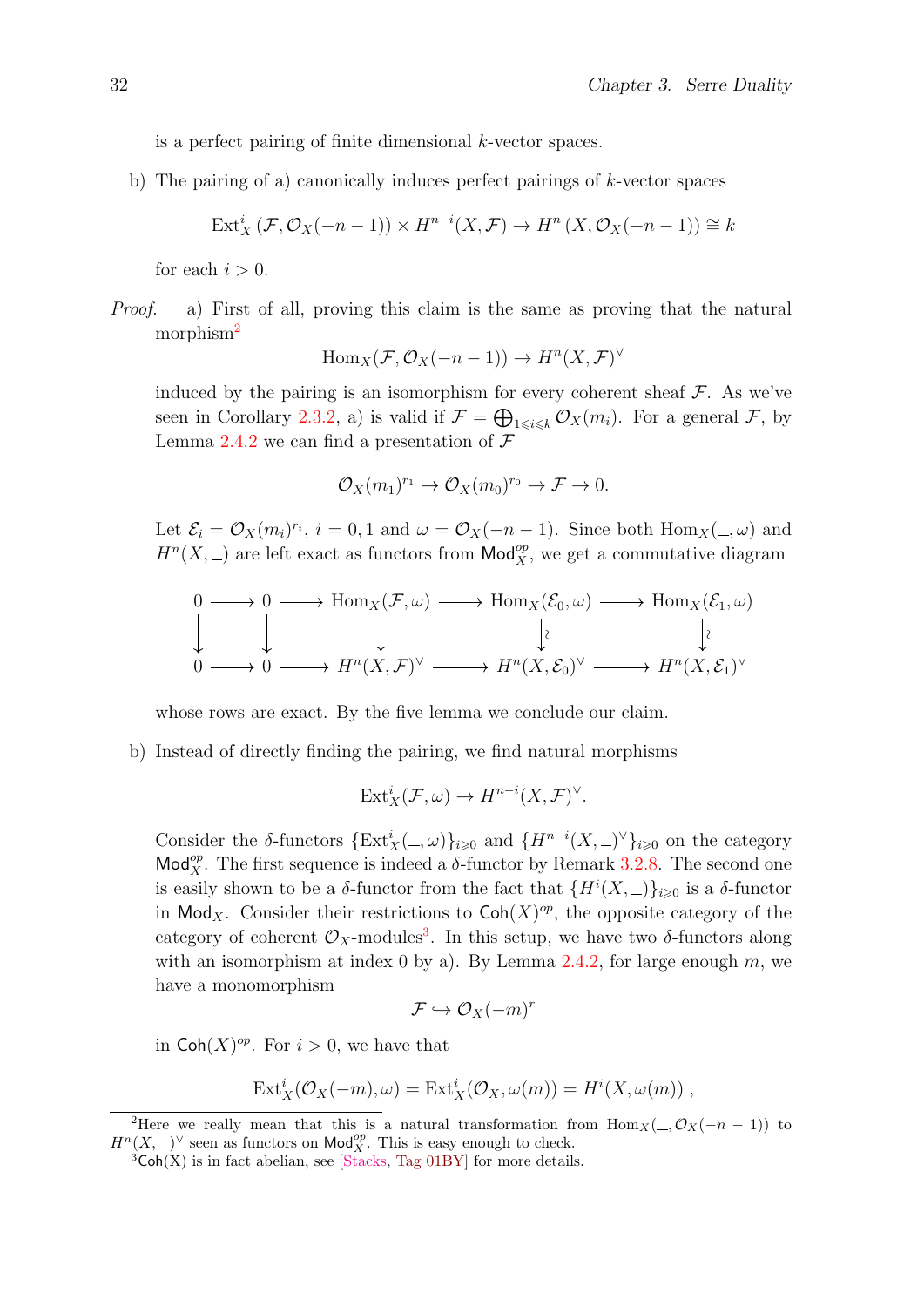is a perfect pairing of finite dimensional $k$-vector spaces.

b) The pairing of a) canonically induces perfect pairings of $k$-vector spaces

$$\operatorname{Ext}^i_X\left(\mathcal{F}, \mathcal{O}_X(-n-1)\right) \times H^{n-i}(X, \mathcal{F}) \to H^n\left(X, \mathcal{O}_X(-n-1)\right) \cong k$$

for each $i > 0$.

*Proof.* a) First of all, proving this claim is the same as proving that the natural morphism[2]

$$\operatorname{Hom}_X(\mathcal{F}, \mathcal{O}_X(-n-1)) \to H^n(X, \mathcal{F})^\vee$$

induced by the pairing is an isomorphism for every coherent sheaf $\mathcal{F}$. As we've seen in Corollary 2.3.2, a) is valid if $\mathcal{F} = \bigoplus_{1 \leqslant i \leqslant k} \mathcal{O}_X(m_i)$. For a general $\mathcal{F}$, by Lemma 2.4.2 we can find a presentation of $\mathcal{F}$

$$\mathcal{O}_X(m_1)^{r_1} \to \mathcal{O}_X(m_0)^{r_0} \to \mathcal{F} \to 0.$$

Let $\mathcal{E}_i = \mathcal{O}_X(m_i)^{r_i}$, $i = 0, 1$ and $\omega = \mathcal{O}_X(-n-1)$. Since both $\operatorname{Hom}_X(\_, \omega)$ and $H^n(X, \_)$ are left exact as functors from $\mathsf{Mod}_X^{op}$, we get a commutative diagram

$$\begin{array}{ccccccccc}
0 & \longrightarrow & 0 & \longrightarrow & \operatorname{Hom}_X(\mathcal{F}, \omega) & \longrightarrow & \operatorname{Hom}_X(\mathcal{E}_0, \omega) & \longrightarrow & \operatorname{Hom}_X(\mathcal{E}_1, \omega) \\
\downarrow & & \downarrow & & \downarrow & & \downarrow\wr & & \downarrow\wr \\
0 & \longrightarrow & 0 & \longrightarrow & H^n(X, \mathcal{F})^\vee & \longrightarrow & H^n(X, \mathcal{E}_0)^\vee & \longrightarrow & H^n(X, \mathcal{E}_1)^\vee
\end{array}$$

whose rows are exact. By the five lemma we conclude our claim.

b) Instead of directly finding the pairing, we find natural morphisms

$$\operatorname{Ext}^i_X(\mathcal{F}, \omega) \to H^{n-i}(X, \mathcal{F})^\vee.$$

Consider the $\delta$-functors $\{\operatorname{Ext}^i_X(\_, \omega)\}_{i \geqslant 0}$ and $\{H^{n-i}(X, \_)^\vee\}_{i \geqslant 0}$ on the category $\mathsf{Mod}_X^{op}$. The first sequence is indeed a $\delta$-functor by Remark 3.2.8. The second one is easily shown to be a $\delta$-functor from the fact that $\{H^i(X, \_)\}_{i \geqslant 0}$ is a $\delta$-functor in $\mathsf{Mod}_X$. Consider their restrictions to $\mathsf{Coh}(X)^{op}$, the opposite category of the category of coherent $\mathcal{O}_X$-modules[3]. In this setup, we have two $\delta$-functors along with an isomorphism at index 0 by a). By Lemma 2.4.2, for large enough $m$, we have a monomorphism

$$\mathcal{F} \hookrightarrow \mathcal{O}_X(-m)^r$$

in $\mathsf{Coh}(X)^{op}$. For $i > 0$, we have that

$$\operatorname{Ext}^i_X(\mathcal{O}_X(-m), \omega) = \operatorname{Ext}^i_X(\mathcal{O}_X, \omega(m)) = H^i(X, \omega(m)),$$

---

[2] Here we really mean that this is a natural transformation from $\operatorname{Hom}_X(\_, \mathcal{O}_X(-n-1))$ to $H^n(X, \_)^\vee$ seen as functors on $\mathsf{Mod}_X^{op}$. This is easy enough to check.

[3] $\mathsf{Coh}(X)$ is in fact abelian, see [Stacks, Tag 01BY] for more details.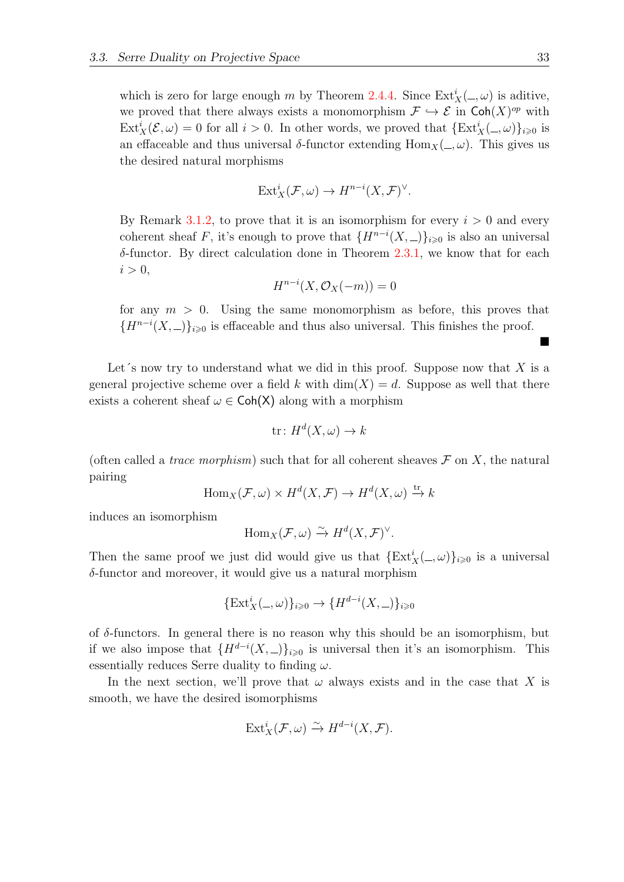which is zero for large enough $m$ by Theorem 2.4.4. Since $\operatorname{Ext}^i_X(\_,\omega)$ is aditive, we proved that there always exists a monomorphism $\mathcal{F} \hookrightarrow \mathcal{E}$ in $\mathsf{Coh}(X)^{op}$ with $\operatorname{Ext}^i_X(\mathcal{E},\omega) = 0$ for all $i > 0$. In other words, we proved that $\{\operatorname{Ext}^i_X(\_,\omega)\}_{i\geqslant 0}$ is an effaceable and thus universal $\delta$-functor extending $\operatorname{Hom}_X(\_,\omega)$. This gives us the desired natural morphisms

$$\operatorname{Ext}^i_X(\mathcal{F},\omega) \to H^{n-i}(X,\mathcal{F})^\vee.$$

By Remark 3.1.2, to prove that it is an isomorphism for every $i > 0$ and every coherent sheaf $F$, it's enough to prove that $\{H^{n-i}(X,\_)\}_{i\geqslant 0}$ is also an universal $\delta$-functor. By direct calculation done in Theorem 2.3.1, we know that for each $i > 0$,

$$H^{n-i}(X,\mathcal{O}_X(-m)) = 0$$

for any $m > 0$. Using the same monomorphism as before, this proves that $\{H^{n-i}(X,\_)\}_{i\geqslant 0}$ is effaceable and thus also universal. This finishes the proof. ■

Let´s now try to understand what we did in this proof. Suppose now that $X$ is a general projective scheme over a field $k$ with $\dim(X) = d$. Suppose as well that there exists a coherent sheaf $\omega \in \mathsf{Coh(X)}$ along with a morphism

$$\operatorname{tr}\colon H^d(X,\omega) \to k$$

(often called a *trace morphism*) such that for all coherent sheaves $\mathcal{F}$ on $X$, the natural pairing

$$\operatorname{Hom}_X(\mathcal{F},\omega) \times H^d(X,\mathcal{F}) \to H^d(X,\omega) \xrightarrow{\operatorname{tr}} k$$

induces an isomorphism

$$\operatorname{Hom}_X(\mathcal{F},\omega) \xrightarrow{\sim} H^d(X,\mathcal{F})^\vee.$$

Then the same proof we just did would give us that $\{\operatorname{Ext}^i_X(\_,\omega)\}_{i\geqslant 0}$ is a universal $\delta$-functor and moreover, it would give us a natural morphism

$$\{\operatorname{Ext}^i_X(\_,\omega)\}_{i\geqslant 0} \to \{H^{d-i}(X,\_)\}_{i\geqslant 0}$$

of $\delta$-functors. In general there is no reason why this should be an isomorphism, but if we also impose that $\{H^{d-i}(X,\_)\}_{i\geqslant 0}$ is universal then it's an isomorphism. This essentially reduces Serre duality to finding $\omega$.

In the next section, we'll prove that $\omega$ always exists and in the case that $X$ is smooth, we have the desired isomorphisms

$$\operatorname{Ext}^i_X(\mathcal{F},\omega) \xrightarrow{\sim} H^{d-i}(X,\mathcal{F}).$$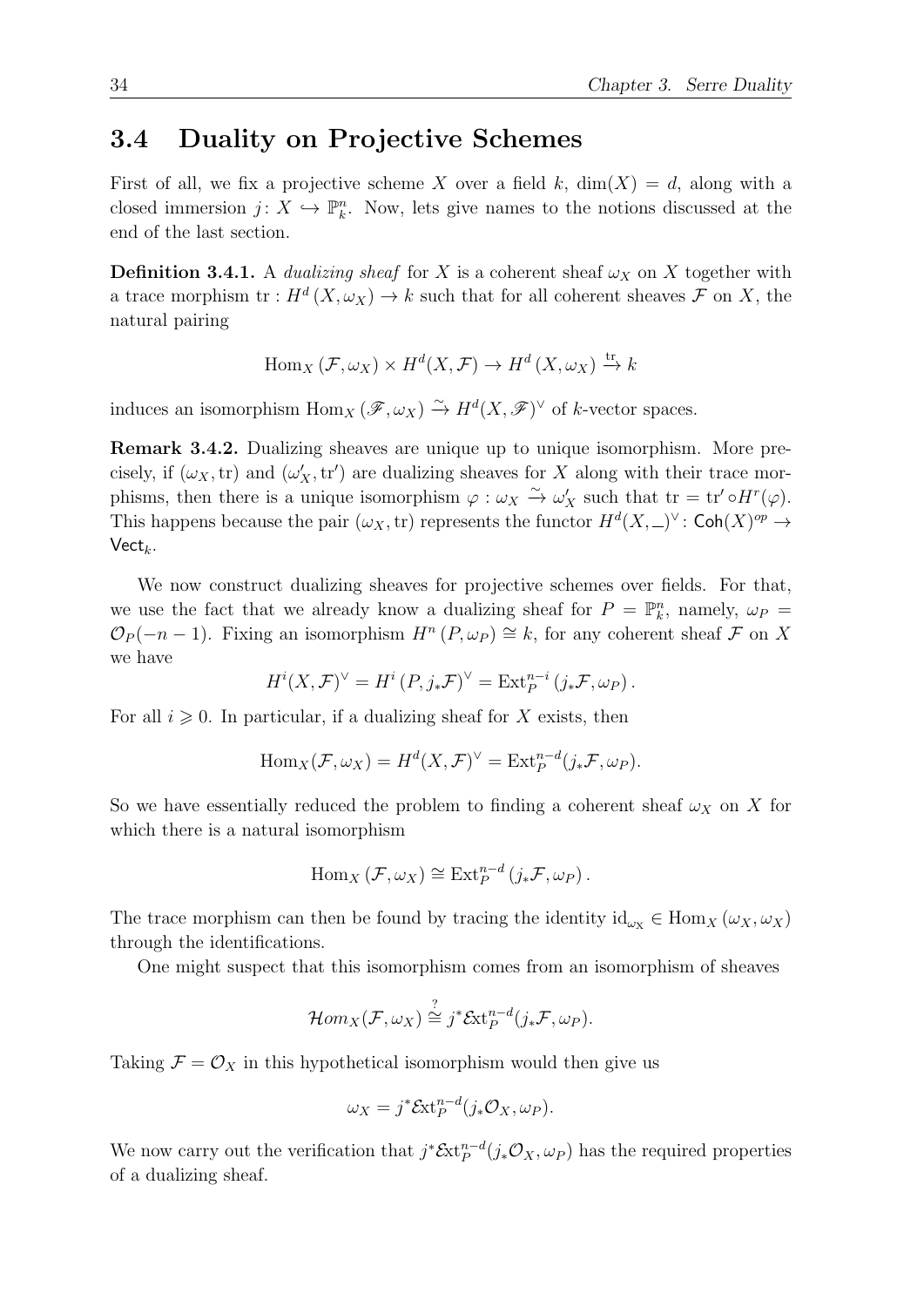## 3.4 Duality on Projective Schemes

First of all, we fix a projective scheme $X$ over a field $k$, $\dim(X) = d$, along with a closed immersion $j\colon X \hookrightarrow \mathbb{P}^n_k$. Now, lets give names to the notions discussed at the end of the last section.

**Definition 3.4.1.** A *dualizing sheaf* for $X$ is a coherent sheaf $\omega_X$ on $X$ together with a trace morphism $\mathrm{tr} : H^d(X, \omega_X) \to k$ such that for all coherent sheaves $\mathcal{F}$ on $X$, the natural pairing

$$\mathrm{Hom}_X(\mathcal{F}, \omega_X) \times H^d(X, \mathcal{F}) \to H^d(X, \omega_X) \xrightarrow{\mathrm{tr}} k$$

induces an isomorphism $\mathrm{Hom}_X(\mathscr{F}, \omega_X) \xrightarrow{\sim} H^d(X, \mathscr{F})^\vee$ of $k$-vector spaces.

**Remark 3.4.2.** Dualizing sheaves are unique up to unique isomorphism. More precisely, if $(\omega_X, \mathrm{tr})$ and $(\omega'_X, \mathrm{tr}')$ are dualizing sheaves for $X$ along with their trace morphisms, then there is a unique isomorphism $\varphi : \omega_X \xrightarrow{\sim} \omega'_X$ such that $\mathrm{tr} = \mathrm{tr}' \circ H^r(\varphi)$. This happens because the pair $(\omega_X, \mathrm{tr})$ represents the functor $H^d(X, \_)^\vee \colon \mathsf{Coh}(X)^{op} \to \mathsf{Vect}_k$.

We now construct dualizing sheaves for projective schemes over fields. For that, we use the fact that we already know a dualizing sheaf for $P = \mathbb{P}^n_k$, namely, $\omega_P = \mathcal{O}_P(-n-1)$. Fixing an isomorphism $H^n(P, \omega_P) \cong k$, for any coherent sheaf $\mathcal{F}$ on $X$ we have

$$H^i(X, \mathcal{F})^\vee = H^i(P, j_*\mathcal{F})^\vee = \mathrm{Ext}^{n-i}_P(j_*\mathcal{F}, \omega_P).$$

For all $i \geqslant 0$. In particular, if a dualizing sheaf for $X$ exists, then

$$\mathrm{Hom}_X(\mathcal{F}, \omega_X) = H^d(X, \mathcal{F})^\vee = \mathrm{Ext}^{n-d}_P(j_*\mathcal{F}, \omega_P).$$

So we have essentially reduced the problem to finding a coherent sheaf $\omega_X$ on $X$ for which there is a natural isomorphism

$$\mathrm{Hom}_X(\mathcal{F}, \omega_X) \cong \mathrm{Ext}^{n-d}_P(j_*\mathcal{F}, \omega_P).$$

The trace morphism can then be found by tracing the identity $\mathrm{id}_{\omega_X} \in \mathrm{Hom}_X(\omega_X, \omega_X)$ through the identifications.

One might suspect that this isomorphism comes from an isomorphism of sheaves

$$\mathcal{H}om_X(\mathcal{F}, \omega_X) \overset{?}{\cong} j^*\mathcal{E}xt^{n-d}_P(j_*\mathcal{F}, \omega_P).$$

Taking $\mathcal{F} = \mathcal{O}_X$ in this hypothetical isomorphism would then give us

$$\omega_X = j^*\mathcal{E}xt^{n-d}_P(j_*\mathcal{O}_X, \omega_P).$$

We now carry out the verification that $j^*\mathcal{E}xt^{n-d}_P(j_*\mathcal{O}_X, \omega_P)$ has the required properties of a dualizing sheaf.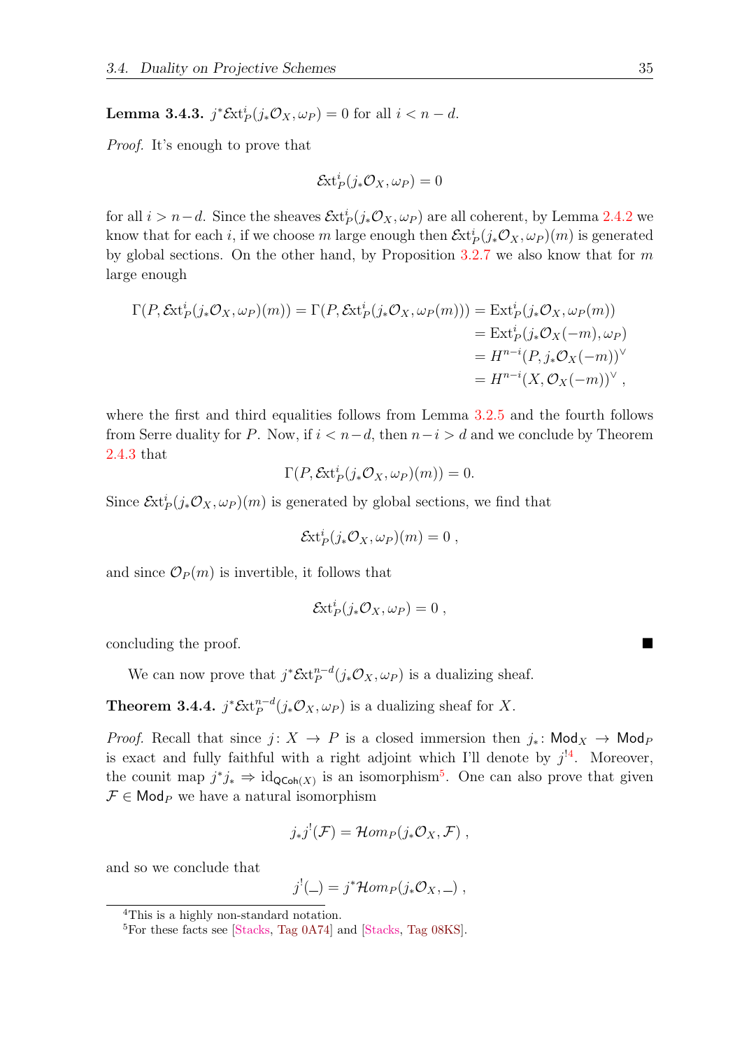**Lemma 3.4.3.** $j^*\mathcal{E}\mathrm{xt}^i_P(j_*\mathcal{O}_X, \omega_P) = 0$ for all $i < n-d$.

*Proof.* It's enough to prove that

$$\mathcal{E}\mathrm{xt}^i_P(j_*\mathcal{O}_X, \omega_P) = 0$$

for all $i > n-d$. Since the sheaves $\mathcal{E}\mathrm{xt}^i_P(j_*\mathcal{O}_X, \omega_P)$ are all coherent, by Lemma 2.4.2 we know that for each $i$, if we choose $m$ large enough then $\mathcal{E}\mathrm{xt}^i_P(j_*\mathcal{O}_X, \omega_P)(m)$ is generated by global sections. On the other hand, by Proposition 3.2.7 we also know that for $m$ large enough

$$\begin{aligned}
\Gamma(P, \mathcal{E}\mathrm{xt}^i_P(j_*\mathcal{O}_X, \omega_P)(m)) = \Gamma(P, \mathcal{E}\mathrm{xt}^i_P(j_*\mathcal{O}_X, \omega_P(m))) &= \mathrm{Ext}^i_P(j_*\mathcal{O}_X, \omega_P(m)) \\
&= \mathrm{Ext}^i_P(j_*\mathcal{O}_X(-m), \omega_P) \\
&= H^{n-i}(P, j_*\mathcal{O}_X(-m))^\vee \\
&= H^{n-i}(X, \mathcal{O}_X(-m))^\vee ,
\end{aligned}$$

where the first and third equalities follows from Lemma 3.2.5 and the fourth follows from Serre duality for $P$. Now, if $i < n-d$, then $n-i > d$ and we conclude by Theorem 2.4.3 that

$$\Gamma(P, \mathcal{E}\mathrm{xt}^i_P(j_*\mathcal{O}_X, \omega_P)(m)) = 0.$$

Since $\mathcal{E}\mathrm{xt}^i_P(j_*\mathcal{O}_X, \omega_P)(m)$ is generated by global sections, we find that

$$\mathcal{E}\mathrm{xt}^i_P(j_*\mathcal{O}_X, \omega_P)(m) = 0 ,$$

and since $\mathcal{O}_P(m)$ is invertible, it follows that

$$\mathcal{E}\mathrm{xt}^i_P(j_*\mathcal{O}_X, \omega_P) = 0 ,$$

concluding the proof. ∎

We can now prove that $j^*\mathcal{E}\mathrm{xt}^{n-d}_P(j_*\mathcal{O}_X, \omega_P)$ is a dualizing sheaf.

**Theorem 3.4.4.** $j^*\mathcal{E}\mathrm{xt}^{n-d}_P(j_*\mathcal{O}_X, \omega_P)$ is a dualizing sheaf for $X$.

*Proof.* Recall that since $j\colon X \to P$ is a closed immersion then $j_*\colon \mathsf{Mod}_X \to \mathsf{Mod}_P$ is exact and fully faithful with a right adjoint which I'll denote by $j^!$[4]. Moreover, the counit map $j^*j_* \Rightarrow \mathrm{id}_{\mathsf{QCoh}(X)}$ is an isomorphism[5]. One can also prove that given $\mathcal{F} \in \mathsf{Mod}_P$ we have a natural isomorphism

$$j_*j^!(\mathcal{F}) = \mathcal{H}om_P(j_*\mathcal{O}_X, \mathcal{F}) ,$$

and so we conclude that

$$j^!(\_) = j^*\mathcal{H}om_P(j_*\mathcal{O}_X, \_) ,$$

[4] This is a highly non-standard notation.

[5] For these facts see [Stacks, Tag 0A74] and [Stacks, Tag 08KS].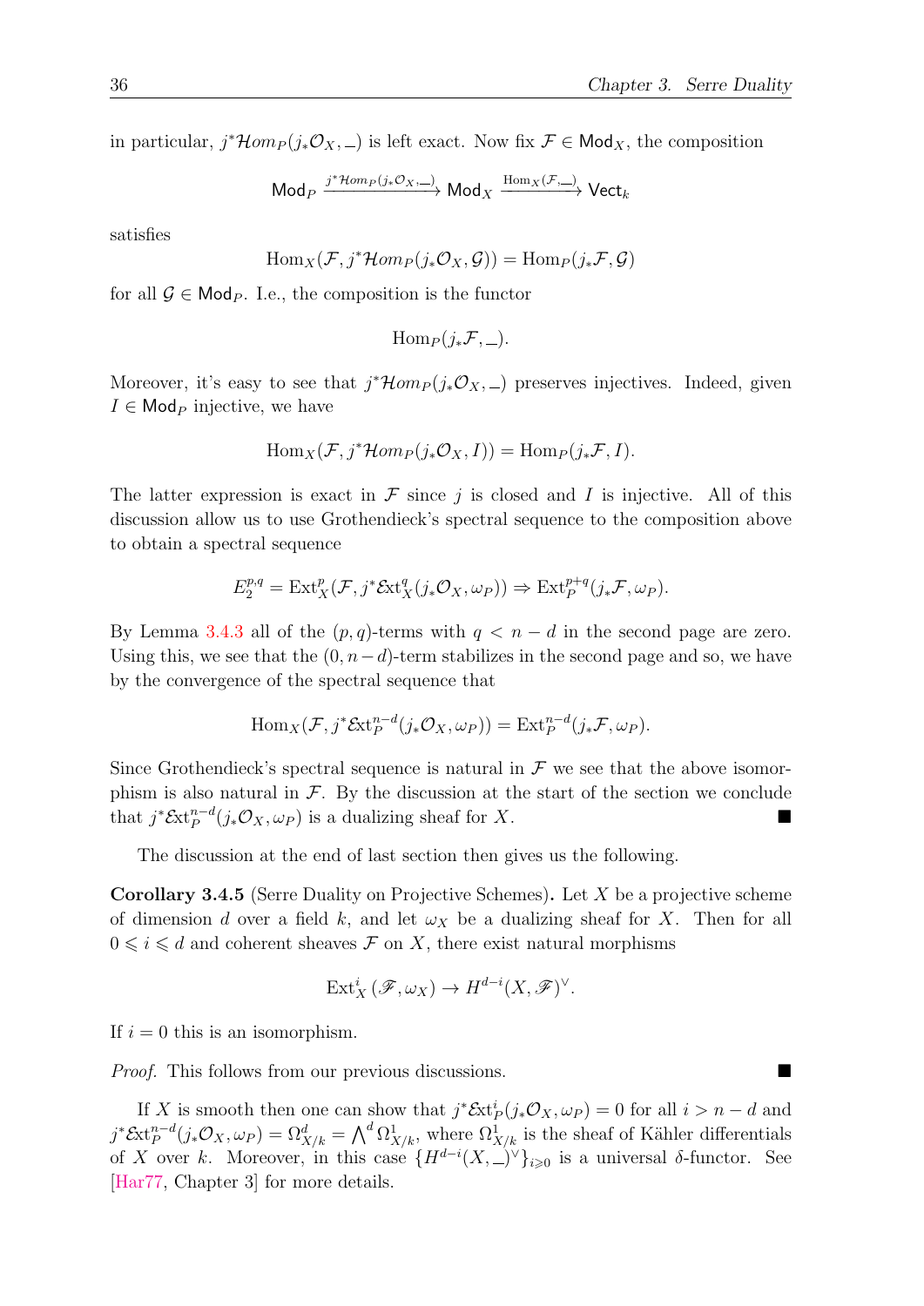in particular, $j^*\mathcal{H}om_P(j_*\mathcal{O}_X, \_)$ is left exact. Now fix $\mathcal{F} \in \mathsf{Mod}_X$, the composition

$$\mathsf{Mod}_P \xrightarrow{j^*\mathcal{H}om_P(j_*\mathcal{O}_X,\_)} \mathsf{Mod}_X \xrightarrow{\mathrm{Hom}_X(\mathcal{F},\_)} \mathsf{Vect}_k$$

satisfies

$$\mathrm{Hom}_X(\mathcal{F}, j^*\mathcal{H}om_P(j_*\mathcal{O}_X, \mathcal{G})) = \mathrm{Hom}_P(j_*\mathcal{F}, \mathcal{G})$$

for all $\mathcal{G} \in \mathsf{Mod}_P$. I.e., the composition is the functor

$$\mathrm{Hom}_P(j_*\mathcal{F}, \_).$$

Moreover, it's easy to see that $j^*\mathcal{H}om_P(j_*\mathcal{O}_X, \_)$ preserves injectives. Indeed, given $I \in \mathsf{Mod}_P$ injective, we have

$$\mathrm{Hom}_X(\mathcal{F}, j^*\mathcal{H}om_P(j_*\mathcal{O}_X, I)) = \mathrm{Hom}_P(j_*\mathcal{F}, I).$$

The latter expression is exact in $\mathcal{F}$ since $j$ is closed and $I$ is injective. All of this discussion allow us to use Grothendieck's spectral sequence to the composition above to obtain a spectral sequence

$$E_2^{p,q} = \mathrm{Ext}_X^p(\mathcal{F}, j^*\mathcal{E}\mathrm{xt}_X^q(j_*\mathcal{O}_X, \omega_P)) \Rightarrow \mathrm{Ext}_P^{p+q}(j_*\mathcal{F}, \omega_P).$$

By Lemma 3.4.3 all of the $(p, q)$-terms with $q < n - d$ in the second page are zero. Using this, we see that the $(0, n-d)$-term stabilizes in the second page and so, we have by the convergence of the spectral sequence that

$$\mathrm{Hom}_X(\mathcal{F}, j^*\mathcal{E}\mathrm{xt}_P^{n-d}(j_*\mathcal{O}_X, \omega_P)) = \mathrm{Ext}_P^{n-d}(j_*\mathcal{F}, \omega_P).$$

Since Grothendieck's spectral sequence is natural in $\mathcal{F}$ we see that the above isomorphism is also natural in $\mathcal{F}$. By the discussion at the start of the section we conclude that $j^*\mathcal{E}\mathrm{xt}_P^{n-d}(j_*\mathcal{O}_X, \omega_P)$ is a dualizing sheaf for $X$. ■

The discussion at the end of last section then gives us the following.

**Corollary 3.4.5** (Serre Duality on Projective Schemes)**.** Let $X$ be a projective scheme of dimension $d$ over a field $k$, and let $\omega_X$ be a dualizing sheaf for $X$. Then for all $0 \leqslant i \leqslant d$ and coherent sheaves $\mathcal{F}$ on $X$, there exist natural morphisms

$$\mathrm{Ext}_X^i(\mathscr{F}, \omega_X) \to H^{d-i}(X, \mathscr{F})^\vee.$$

If $i = 0$ this is an isomorphism.

*Proof.* This follows from our previous discussions. ■

If $X$ is smooth then one can show that $j^*\mathcal{E}\mathrm{xt}_P^i(j_*\mathcal{O}_X, \omega_P) = 0$ for all $i > n - d$ and $j^*\mathcal{E}\mathrm{xt}_P^{n-d}(j_*\mathcal{O}_X, \omega_P) = \Omega_{X/k}^d = \bigwedge^d \Omega_{X/k}^1$, where $\Omega_{X/k}^1$ is the sheaf of Kähler differentials of $X$ over $k$. Moreover, in this case $\{H^{d-i}(X, \_)^\vee\}_{i \geqslant 0}$ is a universal $\delta$-functor. See [Har77, Chapter 3] for more details.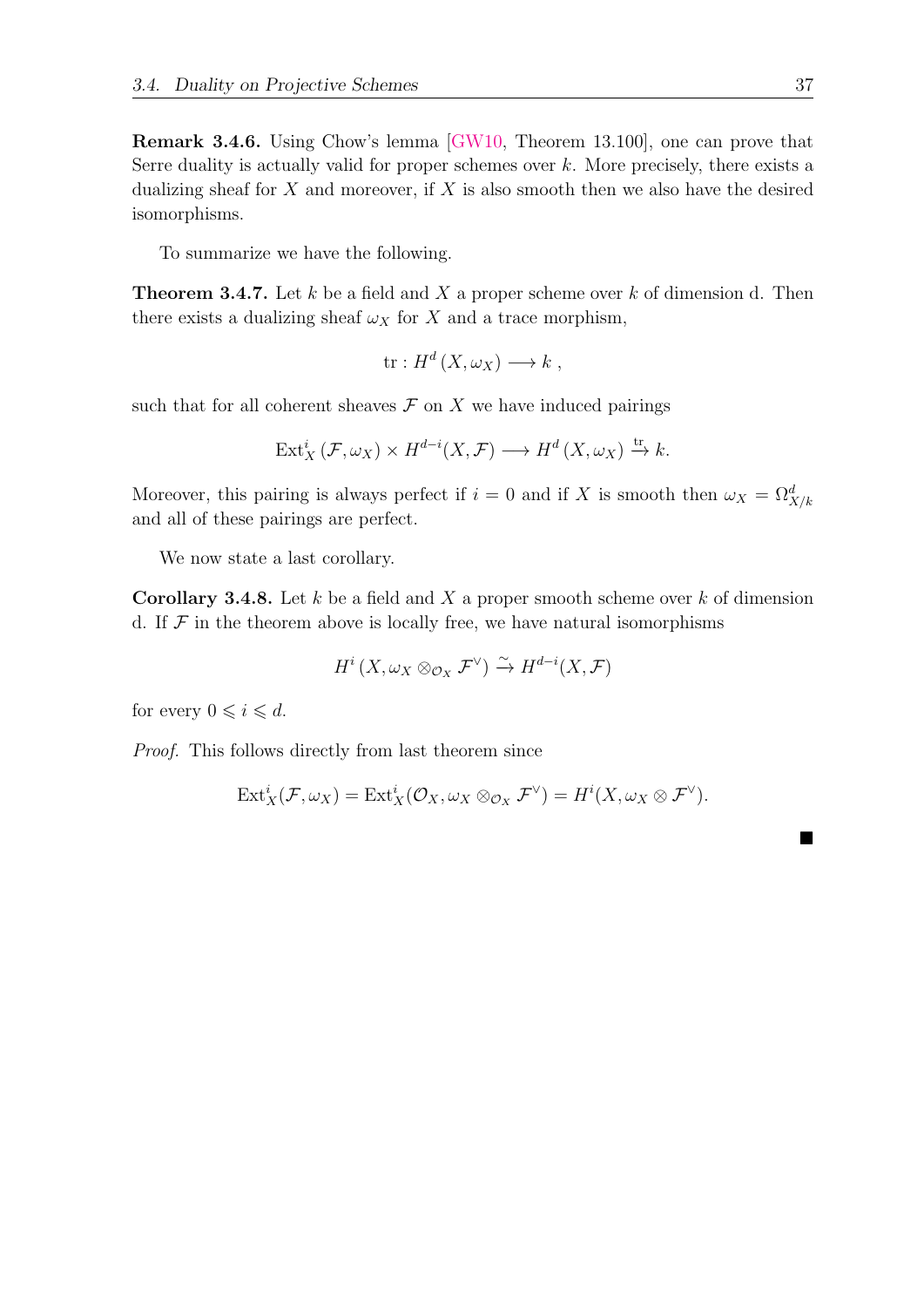**Remark 3.4.6.** Using Chow's lemma [GW10, Theorem 13.100], one can prove that Serre duality is actually valid for proper schemes over $k$. More precisely, there exists a dualizing sheaf for $X$ and moreover, if $X$ is also smooth then we also have the desired isomorphisms.

To summarize we have the following.

**Theorem 3.4.7.** Let $k$ be a field and $X$ a proper scheme over $k$ of dimension d. Then there exists a dualizing sheaf $\omega_X$ for $X$ and a trace morphism,

$$\mathrm{tr} : H^d(X, \omega_X) \longrightarrow k\ ,$$

such that for all coherent sheaves $\mathcal{F}$ on $X$ we have induced pairings

$$\mathrm{Ext}^i_X(\mathcal{F}, \omega_X) \times H^{d-i}(X, \mathcal{F}) \longrightarrow H^d(X, \omega_X) \xrightarrow{\mathrm{tr}} k.$$

Moreover, this pairing is always perfect if $i = 0$ and if $X$ is smooth then $\omega_X = \Omega^d_{X/k}$ and all of these pairings are perfect.

We now state a last corollary.

**Corollary 3.4.8.** Let $k$ be a field and $X$ a proper smooth scheme over $k$ of dimension d. If $\mathcal{F}$ in the theorem above is locally free, we have natural isomorphisms

$$H^i(X, \omega_X \otimes_{\mathcal{O}_X} \mathcal{F}^\vee) \xrightarrow{\sim} H^{d-i}(X, \mathcal{F})$$

for every $0 \leqslant i \leqslant d$.

*Proof.* This follows directly from last theorem since

$$\mathrm{Ext}^i_X(\mathcal{F}, \omega_X) = \mathrm{Ext}^i_X(\mathcal{O}_X, \omega_X \otimes_{\mathcal{O}_X} \mathcal{F}^\vee) = H^i(X, \omega_X \otimes \mathcal{F}^\vee).$$

■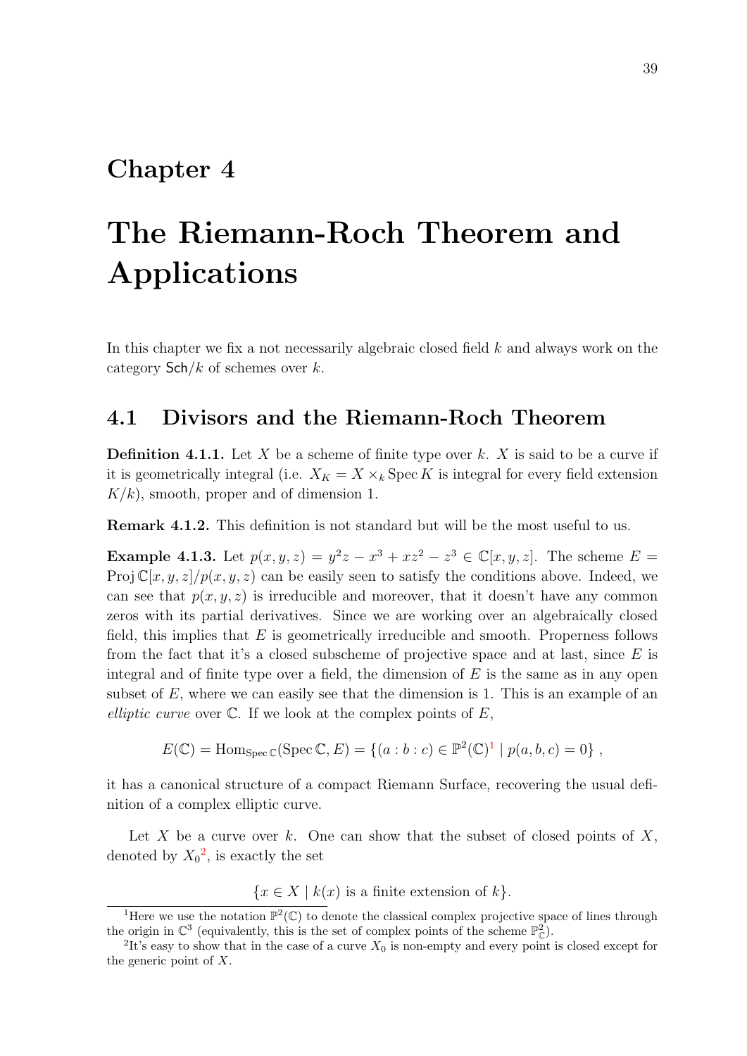# Chapter 4

# The Riemann-Roch Theorem and Applications

In this chapter we fix a not necessarily algebraic closed field $k$ and always work on the category $\mathsf{Sch}/k$ of schemes over $k$.

## 4.1 Divisors and the Riemann-Roch Theorem

**Definition 4.1.1.** Let $X$ be a scheme of finite type over $k$. $X$ is said to be a curve if it is geometrically integral (i.e. $X_K = X \times_k \operatorname{Spec} K$ is integral for every field extension $K/k$), smooth, proper and of dimension 1.

**Remark 4.1.2.** This definition is not standard but will be the most useful to us.

**Example 4.1.3.** Let $p(x, y, z) = y^2 z - x^3 + xz^2 - z^3 \in \mathbb{C}[x, y, z]$. The scheme $E = \operatorname{Proj} \mathbb{C}[x, y, z]/p(x, y, z)$ can be easily seen to satisfy the conditions above. Indeed, we can see that $p(x, y, z)$ is irreducible and moreover, that it doesn't have any common zeros with its partial derivatives. Since we are working over an algebraically closed field, this implies that $E$ is geometrically irreducible and smooth. Properness follows from the fact that it's a closed subscheme of projective space and at last, since $E$ is integral and of finite type over a field, the dimension of $E$ is the same as in any open subset of $E$, where we can easily see that the dimension is 1. This is an example of an *elliptic curve* over $\mathbb{C}$. If we look at the complex points of $E$,

$$E(\mathbb{C}) = \operatorname{Hom}_{\operatorname{Spec} \mathbb{C}}(\operatorname{Spec} \mathbb{C}, E) = \{(a : b : c) \in \mathbb{P}^2(\mathbb{C})^{1} \mid p(a, b, c) = 0\} ,$$

it has a canonical structure of a compact Riemann Surface, recovering the usual definition of a complex elliptic curve.

Let $X$ be a curve over $k$. One can show that the subset of closed points of $X$, denoted by $X_0$[2], is exactly the set

$$\{x \in X \mid k(x) \text{ is a finite extension of } k\}.$$

---

[1] Here we use the notation $\mathbb{P}^2(\mathbb{C})$ to denote the classical complex projective space of lines through the origin in $\mathbb{C}^3$ (equivalently, this is the set of complex points of the scheme $\mathbb{P}^2_{\mathbb{C}}$).

[2] It's easy to show that in the case of a curve $X_0$ is non-empty and every point is closed except for the generic point of $X$.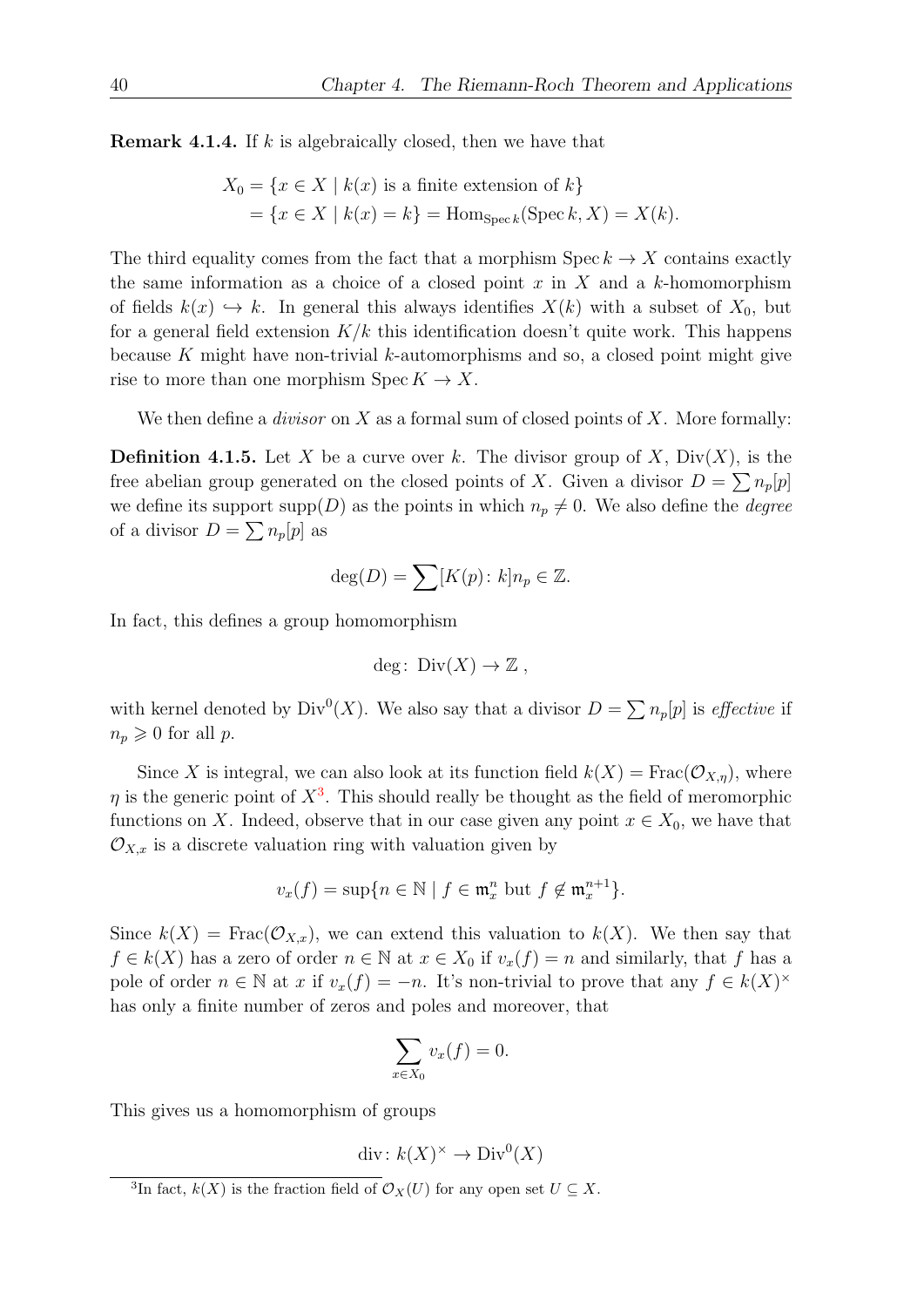**Remark 4.1.4.** If $k$ is algebraically closed, then we have that

$$\begin{aligned} X_0 &= \{x \in X \mid k(x) \text{ is a finite extension of } k\} \\ &= \{x \in X \mid k(x) = k\} = \operatorname{Hom}_{\operatorname{Spec} k}(\operatorname{Spec} k, X) = X(k). \end{aligned}$$

The third equality comes from the fact that a morphism $\operatorname{Spec} k \to X$ contains exactly the same information as a choice of a closed point $x$ in $X$ and a $k$-homomorphism of fields $k(x) \hookrightarrow k$. In general this always identifies $X(k)$ with a subset of $X_0$, but for a general field extension $K/k$ this identification doesn't quite work. This happens because $K$ might have non-trivial $k$-automorphisms and so, a closed point might give rise to more than one morphism $\operatorname{Spec} K \to X$.

We then define a *divisor* on $X$ as a formal sum of closed points of $X$. More formally:

**Definition 4.1.5.** Let $X$ be a curve over $k$. The divisor group of $X$, $\operatorname{Div}(X)$, is the free abelian group generated on the closed points of $X$. Given a divisor $D = \sum n_p[p]$ we define its support $\operatorname{supp}(D)$ as the points in which $n_p \neq 0$. We also define the *degree* of a divisor $D = \sum n_p[p]$ as

$$\deg(D) = \sum [K(p) \colon k] n_p \in \mathbb{Z}.$$

In fact, this defines a group homomorphism

$$\deg \colon \operatorname{Div}(X) \to \mathbb{Z} \,,$$

with kernel denoted by $\operatorname{Div}^0(X)$. We also say that a divisor $D = \sum n_p[p]$ is *effective* if $n_p \geqslant 0$ for all $p$.

Since $X$ is integral, we can also look at its function field $k(X) = \operatorname{Frac}(\mathcal{O}_{X,\eta})$, where $\eta$ is the generic point of $X$[3]. This should really be thought as the field of meromorphic functions on $X$. Indeed, observe that in our case given any point $x \in X_0$, we have that $\mathcal{O}_{X,x}$ is a discrete valuation ring with valuation given by

$$v_x(f) = \sup\{n \in \mathbb{N} \mid f \in \mathfrak{m}_x^n \text{ but } f \notin \mathfrak{m}_x^{n+1}\}.$$

Since $k(X) = \operatorname{Frac}(\mathcal{O}_{X,x})$, we can extend this valuation to $k(X)$. We then say that $f \in k(X)$ has a zero of order $n \in \mathbb{N}$ at $x \in X_0$ if $v_x(f) = n$ and similarly, that $f$ has a pole of order $n \in \mathbb{N}$ at $x$ if $v_x(f) = -n$. It's non-trivial to prove that any $f \in k(X)^\times$ has only a finite number of zeros and poles and moreover, that

$$\sum_{x \in X_0} v_x(f) = 0.$$

This gives us a homomorphism of groups

$$\operatorname{div} \colon k(X)^\times \to \operatorname{Div}^0(X)$$

[3] In fact, $k(X)$ is the fraction field of $\mathcal{O}_X(U)$ for any open set $U \subseteq X$.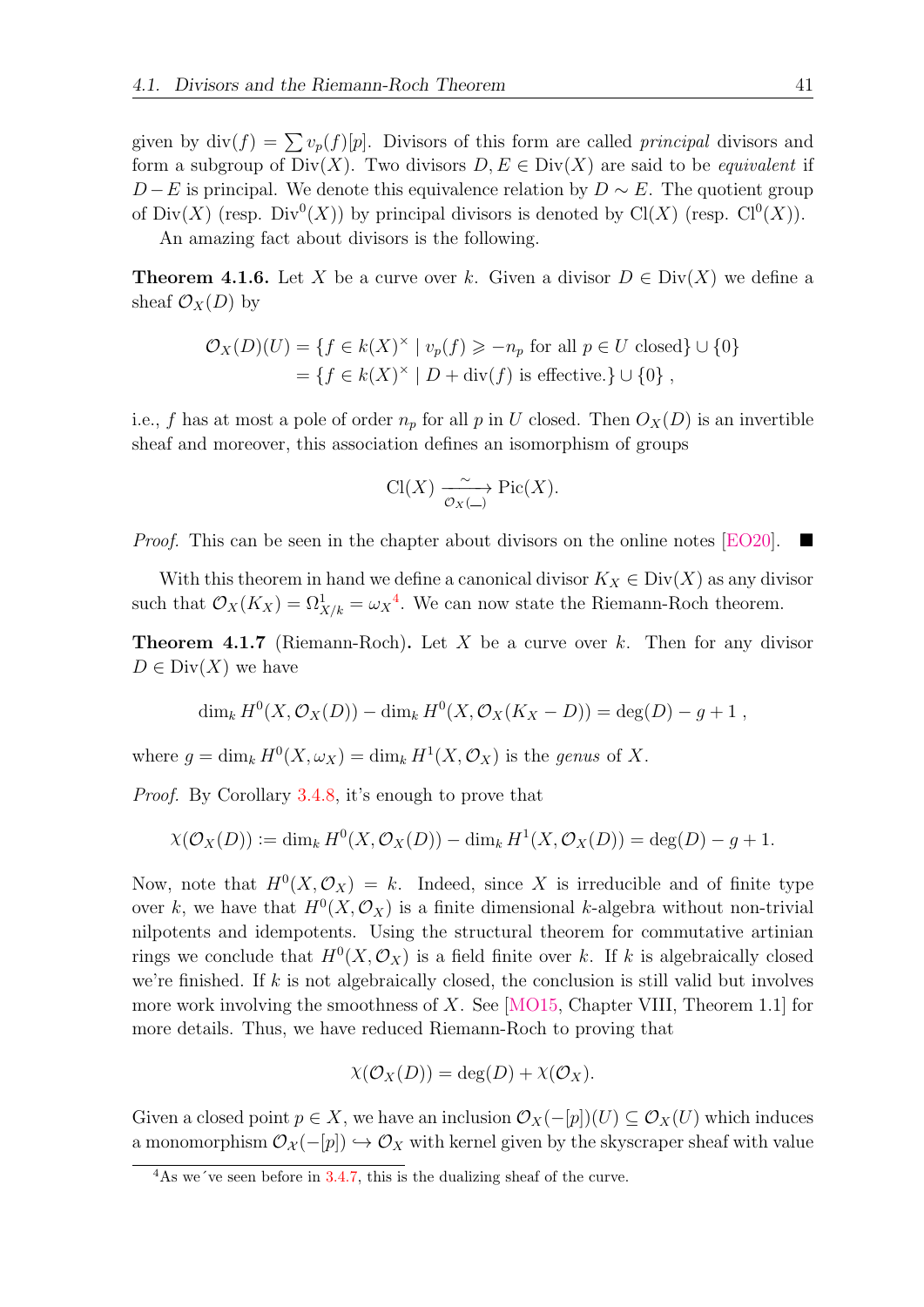given by $\mathrm{div}(f) = \sum v_p(f)[p]$. Divisors of this form are called *principal* divisors and form a subgroup of $\mathrm{Div}(X)$. Two divisors $D, E \in \mathrm{Div}(X)$ are said to be *equivalent* if $D - E$ is principal. We denote this equivalence relation by $D \sim E$. The quotient group of $\mathrm{Div}(X)$ (resp. $\mathrm{Div}^0(X)$) by principal divisors is denoted by $\mathrm{Cl}(X)$ (resp. $\mathrm{Cl}^0(X)$).

An amazing fact about divisors is the following.

**Theorem 4.1.6.** Let $X$ be a curve over $k$. Given a divisor $D \in \mathrm{Div}(X)$ we define a sheaf $\mathcal{O}_X(D)$ by

$$\begin{aligned}\mathcal{O}_X(D)(U) &= \{f \in k(X)^\times \mid v_p(f) \geqslant -n_p \text{ for all } p \in U \text{ closed}\} \cup \{0\} \\ &= \{f \in k(X)^\times \mid D + \mathrm{div}(f) \text{ is effective.}\} \cup \{0\} ,\end{aligned}$$

i.e., $f$ has at most a pole of order $n_p$ for all $p$ in $U$ closed. Then $O_X(D)$ is an invertible sheaf and moreover, this association defines an isomorphism of groups

$$\mathrm{Cl}(X) \xrightarrow[\mathcal{O}_X(\_)]{\sim} \mathrm{Pic}(X).$$

*Proof.* This can be seen in the chapter about divisors on the online notes [EO20]. ∎

With this theorem in hand we define a canonical divisor $K_X \in \mathrm{Div}(X)$ as any divisor such that $\mathcal{O}_X(K_X) = \Omega^1_{X/k} = \omega_X$[4]. We can now state the Riemann-Roch theorem.

**Theorem 4.1.7** (Riemann-Roch)**.** Let $X$ be a curve over $k$. Then for any divisor $D \in \mathrm{Div}(X)$ we have

$$\dim_k H^0(X, \mathcal{O}_X(D)) - \dim_k H^0(X, \mathcal{O}_X(K_X - D)) = \deg(D) - g + 1 ,$$

where $g = \dim_k H^0(X, \omega_X) = \dim_k H^1(X, \mathcal{O}_X)$ is the *genus* of $X$.

*Proof.* By Corollary 3.4.8, it's enough to prove that

$$\chi(\mathcal{O}_X(D)) := \dim_k H^0(X, \mathcal{O}_X(D)) - \dim_k H^1(X, \mathcal{O}_X(D)) = \deg(D) - g + 1.$$

Now, note that $H^0(X, \mathcal{O}_X) = k$. Indeed, since $X$ is irreducible and of finite type over $k$, we have that $H^0(X, \mathcal{O}_X)$ is a finite dimensional $k$-algebra without non-trivial nilpotents and idempotents. Using the structural theorem for commutative artinian rings we conclude that $H^0(X, \mathcal{O}_X)$ is a field finite over $k$. If $k$ is algebraically closed we're finished. If $k$ is not algebraically closed, the conclusion is still valid but involves more work involving the smoothness of $X$. See [MO15, Chapter VIII, Theorem 1.1] for more details. Thus, we have reduced Riemann-Roch to proving that

$$\chi(\mathcal{O}_X(D)) = \deg(D) + \chi(\mathcal{O}_X).$$

Given a closed point $p \in X$, we have an inclusion $\mathcal{O}_X(-[p])(U) \subseteq \mathcal{O}_X(U)$ which induces a monomorphism $\mathcal{O}_X(-[p]) \hookrightarrow \mathcal{O}_X$ with kernel given by the skyscraper sheaf with value

[4] As we´ve seen before in 3.4.7, this is the dualizing sheaf of the curve.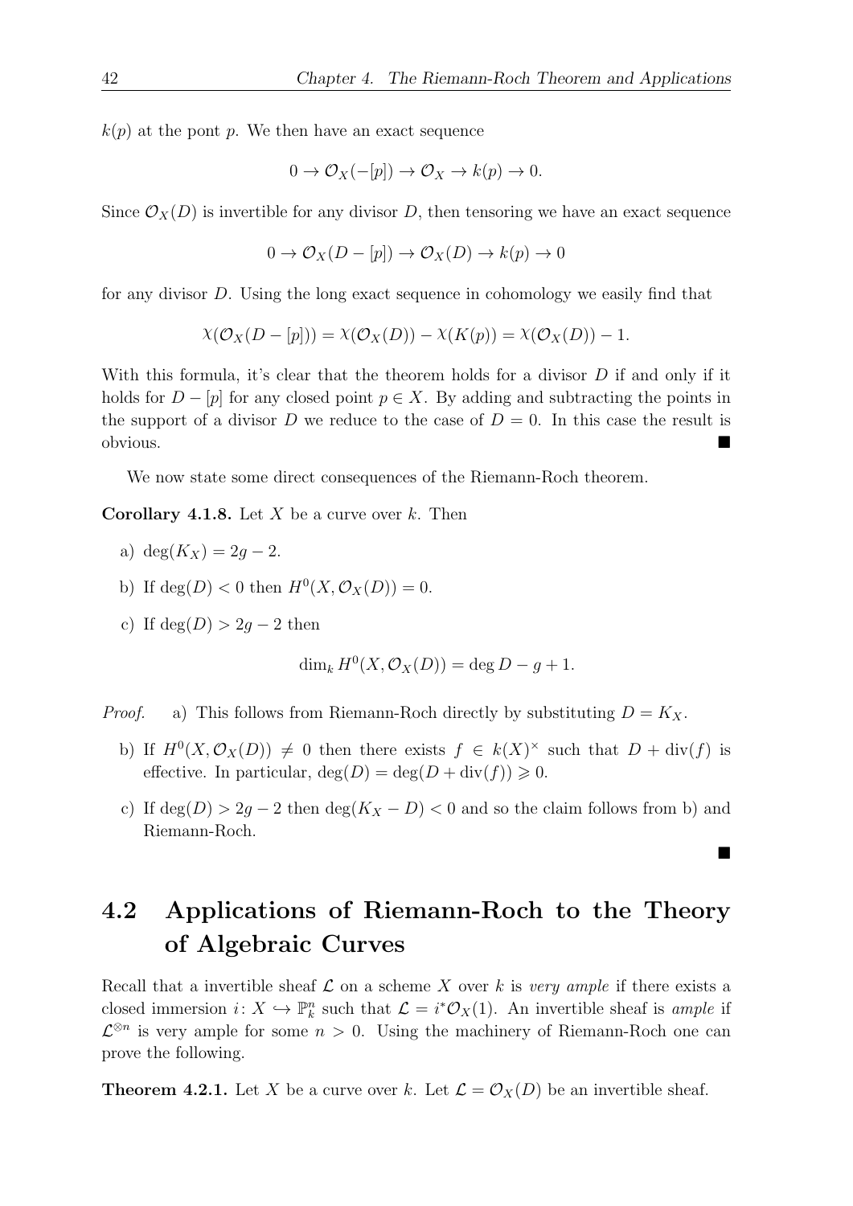$k(p)$ at the pont $p$. We then have an exact sequence

$$0 \to \mathcal{O}_X(-[p]) \to \mathcal{O}_X \to k(p) \to 0.$$

Since $\mathcal{O}_X(D)$ is invertible for any divisor $D$, then tensoring we have an exact sequence

$$0 \to \mathcal{O}_X(D - [p]) \to \mathcal{O}_X(D) \to k(p) \to 0$$

for any divisor $D$. Using the long exact sequence in cohomology we easily find that

$$\chi(\mathcal{O}_X(D - [p])) = \chi(\mathcal{O}_X(D)) - \chi(K(p)) = \chi(\mathcal{O}_X(D)) - 1.$$

With this formula, it's clear that the theorem holds for a divisor $D$ if and only if it holds for $D - [p]$ for any closed point $p \in X$. By adding and subtracting the points in the support of a divisor $D$ we reduce to the case of $D = 0$. In this case the result is obvious. ■

We now state some direct consequences of the Riemann-Roch theorem.

**Corollary 4.1.8.** Let $X$ be a curve over $k$. Then

a) $\deg(K_X) = 2g - 2$.

b) If $\deg(D) < 0$ then $H^0(X, \mathcal{O}_X(D)) = 0$.

c) If $\deg(D) > 2g - 2$ then

$$\dim_k H^0(X, \mathcal{O}_X(D)) = \deg D - g + 1.$$

*Proof.* a) This follows from Riemann-Roch directly by substituting $D = K_X$.

b) If $H^0(X, \mathcal{O}_X(D)) \neq 0$ then there exists $f \in k(X)^\times$ such that $D + \operatorname{div}(f)$ is effective. In particular, $\deg(D) = \deg(D + \operatorname{div}(f)) \geqslant 0$.

c) If $\deg(D) > 2g - 2$ then $\deg(K_X - D) < 0$ and so the claim follows from b) and Riemann-Roch.

■

## 4.2 Applications of Riemann-Roch to the Theory of Algebraic Curves

Recall that a invertible sheaf $\mathcal{L}$ on a scheme $X$ over $k$ is *very ample* if there exists a closed immersion $i \colon X \hookrightarrow \mathbb{P}^n_k$ such that $\mathcal{L} = i^*\mathcal{O}_X(1)$. An invertible sheaf is *ample* if $\mathcal{L}^{\otimes n}$ is very ample for some $n > 0$. Using the machinery of Riemann-Roch one can prove the following.

**Theorem 4.2.1.** Let $X$ be a curve over $k$. Let $\mathcal{L} = \mathcal{O}_X(D)$ be an invertible sheaf.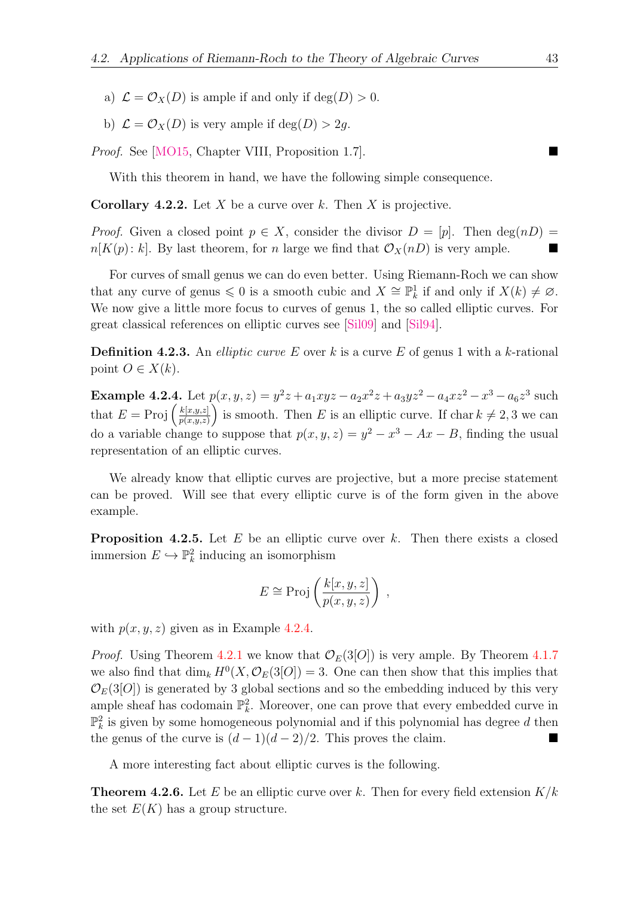a) $\mathcal{L} = \mathcal{O}_X(D)$ is ample if and only if $\deg(D) > 0$.

b) $\mathcal{L} = \mathcal{O}_X(D)$ is very ample if $\deg(D) > 2g$.

*Proof.* See [MO15, Chapter VIII, Proposition 1.7]. ■

With this theorem in hand, we have the following simple consequence.

**Corollary 4.2.2.** Let $X$ be a curve over $k$. Then $X$ is projective.

*Proof.* Given a closed point $p \in X$, consider the divisor $D = [p]$. Then $\deg(nD) = n[K(p)\colon k]$. By last theorem, for $n$ large we find that $\mathcal{O}_X(nD)$ is very ample. ■

For curves of small genus we can do even better. Using Riemann-Roch we can show that any curve of genus $\leqslant 0$ is a smooth cubic and $X \cong \mathbb{P}^1_k$ if and only if $X(k) \neq \varnothing$. We now give a little more focus to curves of genus 1, the so called elliptic curves. For great classical references on elliptic curves see [Sil09] and [Sil94].

**Definition 4.2.3.** An *elliptic curve* $E$ over $k$ is a curve $E$ of genus 1 with a $k$-rational point $O \in X(k)$.

**Example 4.2.4.** Let $p(x,y,z) = y^2z + a_1xyz - a_2x^2z + a_3yz^2 - a_4xz^2 - x^3 - a_6z^3$ such that $E = \operatorname{Proj}\left(\frac{k[x,y,z]}{p(x,y,z)}\right)$ is smooth. Then $E$ is an elliptic curve. If $\operatorname{char} k \neq 2, 3$ we can do a variable change to suppose that $p(x,y,z) = y^2 - x^3 - Ax - B$, finding the usual representation of an elliptic curves.

We already know that elliptic curves are projective, but a more precise statement can be proved. Will see that every elliptic curve is of the form given in the above example.

**Proposition 4.2.5.** Let $E$ be an elliptic curve over $k$. Then there exists a closed immersion $E \hookrightarrow \mathbb{P}^2_k$ inducing an isomorphism

$$E \cong \operatorname{Proj}\left(\frac{k[x,y,z]}{p(x,y,z)}\right) ,$$

with $p(x,y,z)$ given as in Example 4.2.4.

*Proof.* Using Theorem 4.2.1 we know that $\mathcal{O}_E(3[O])$ is very ample. By Theorem 4.1.7 we also find that $\dim_k H^0(X, \mathcal{O}_E(3[O]) = 3$. One can then show that this implies that $\mathcal{O}_E(3[O])$ is generated by 3 global sections and so the embedding induced by this very ample sheaf has codomain $\mathbb{P}^2_k$. Moreover, one can prove that every embedded curve in $\mathbb{P}^2_k$ is given by some homogeneous polynomial and if this polynomial has degree $d$ then the genus of the curve is $(d-1)(d-2)/2$. This proves the claim. ■

A more interesting fact about elliptic curves is the following.

**Theorem 4.2.6.** Let $E$ be an elliptic curve over $k$. Then for every field extension $K/k$ the set $E(K)$ has a group structure.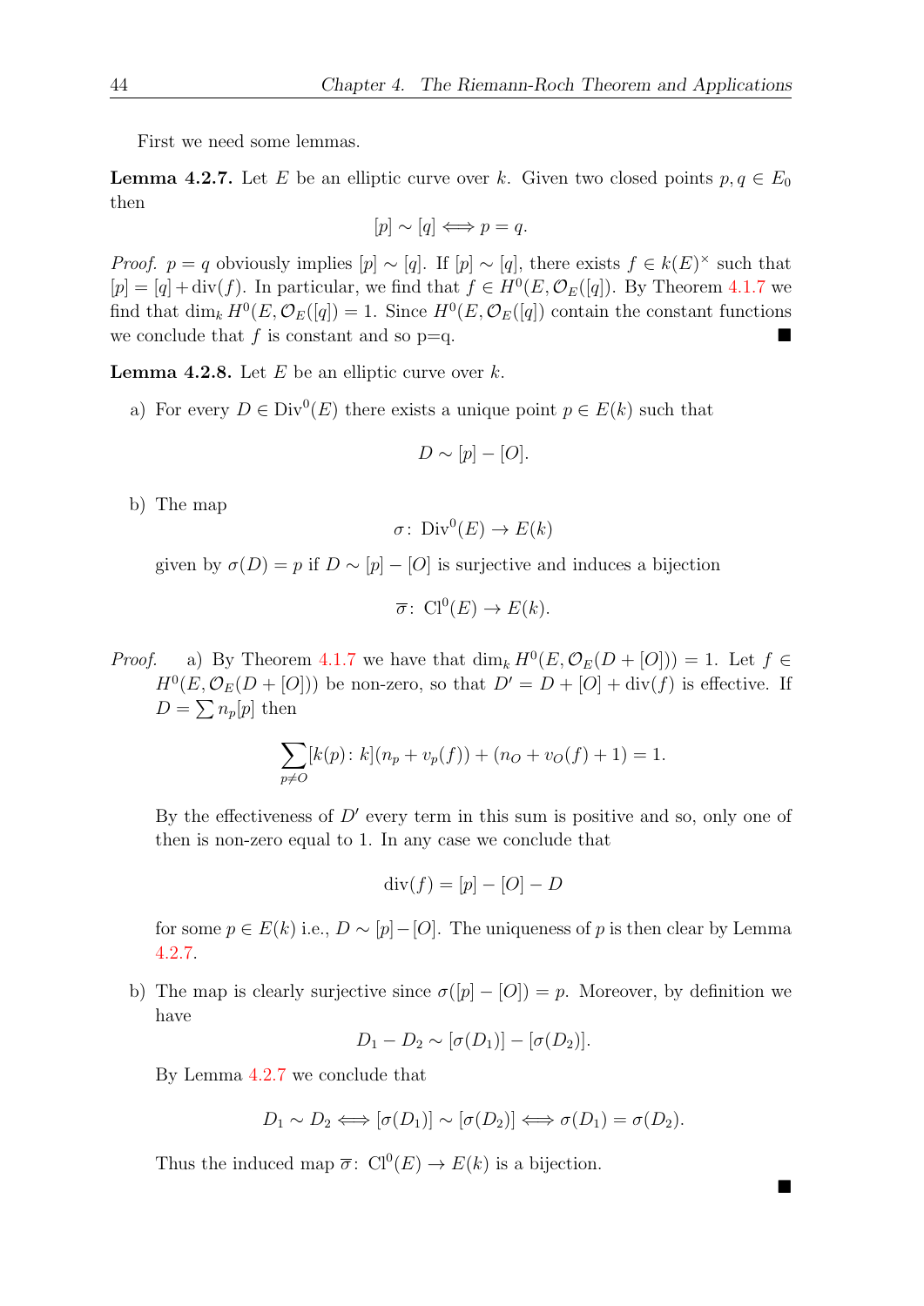First we need some lemmas.

**Lemma 4.2.7.** Let $E$ be an elliptic curve over $k$. Given two closed points $p, q \in E_0$ then

$$[p] \sim [q] \Longleftrightarrow p = q.$$

*Proof.* $p = q$ obviously implies $[p] \sim [q]$. If $[p] \sim [q]$, there exists $f \in k(E)^\times$ such that $[p] = [q] + \operatorname{div}(f)$. In particular, we find that $f \in H^0(E, \mathcal{O}_E([q])$. By Theorem 4.1.7 we find that $\dim_k H^0(E, \mathcal{O}_E([q]) = 1$. Since $H^0(E, \mathcal{O}_E([q])$ contain the constant functions we conclude that $f$ is constant and so p=q. ■

**Lemma 4.2.8.** Let $E$ be an elliptic curve over $k$.

a) For every $D \in \operatorname{Div}^0(E)$ there exists a unique point $p \in E(k)$ such that

$$D \sim [p] - [O].$$

b) The map

$$\sigma \colon \operatorname{Div}^0(E) \to E(k)$$

given by $\sigma(D) = p$ if $D \sim [p] - [O]$ is surjective and induces a bijection

$$\overline{\sigma} \colon \operatorname{Cl}^0(E) \to E(k).$$

*Proof.* a) By Theorem 4.1.7 we have that $\dim_k H^0(E, \mathcal{O}_E(D + [O])) = 1$. Let $f \in H^0(E, \mathcal{O}_E(D + [O]))$ be non-zero, so that $D' = D + [O] + \operatorname{div}(f)$ is effective. If $D = \sum n_p[p]$ then

$$\sum_{p \neq O} [k(p) \colon k](n_p + v_p(f)) + (n_O + v_O(f) + 1) = 1.$$

By the effectiveness of $D'$ every term in this sum is positive and so, only one of then is non-zero equal to 1. In any case we conclude that

$$\operatorname{div}(f) = [p] - [O] - D$$

for some $p \in E(k)$ i.e., $D \sim [p] - [O]$. The uniqueness of $p$ is then clear by Lemma 4.2.7.

b) The map is clearly surjective since $\sigma([p] - [O]) = p$. Moreover, by definition we have

$$D_1 - D_2 \sim [\sigma(D_1)] - [\sigma(D_2)].$$

By Lemma 4.2.7 we conclude that

$$D_1 \sim D_2 \Longleftrightarrow [\sigma(D_1)] \sim [\sigma(D_2)] \Longleftrightarrow \sigma(D_1) = \sigma(D_2).$$

Thus the induced map $\overline{\sigma} \colon \operatorname{Cl}^0(E) \to E(k)$ is a bijection.

■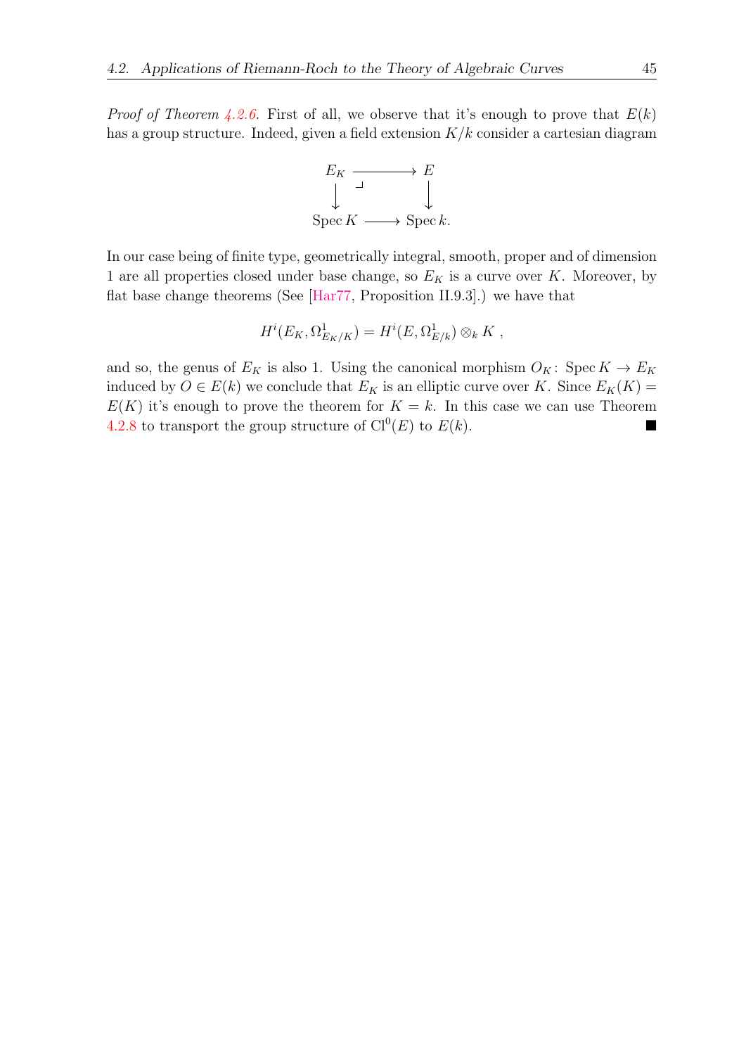*Proof of Theorem 4.2.6.* First of all, we observe that it's enough to prove that $E(k)$ has a group structure. Indeed, given a field extension $K/k$ consider a cartesian diagram

$$\begin{array}{ccc} E_K & \longrightarrow & E \\ \downarrow & \lrcorner & \downarrow \\ \operatorname{Spec} K & \longrightarrow & \operatorname{Spec} k. \end{array}$$

In our case being of finite type, geometrically integral, smooth, proper and of dimension 1 are all properties closed under base change, so $E_K$ is a curve over $K$. Moreover, by flat base change theorems (See [Har77, Proposition II.9.3].) we have that

$$H^i(E_K, \Omega^1_{E_K/K}) = H^i(E, \Omega^1_{E/k}) \otimes_k K \ ,$$

and so, the genus of $E_K$ is also 1. Using the canonical morphism $O_K \colon \operatorname{Spec} K \to E_K$ induced by $O \in E(k)$ we conclude that $E_K$ is an elliptic curve over $K$. Since $E_K(K) = E(K)$ it's enough to prove the theorem for $K = k$. In this case we can use Theorem 4.2.8 to transport the group structure of $\mathrm{Cl}^0(E)$ to $E(k)$. ∎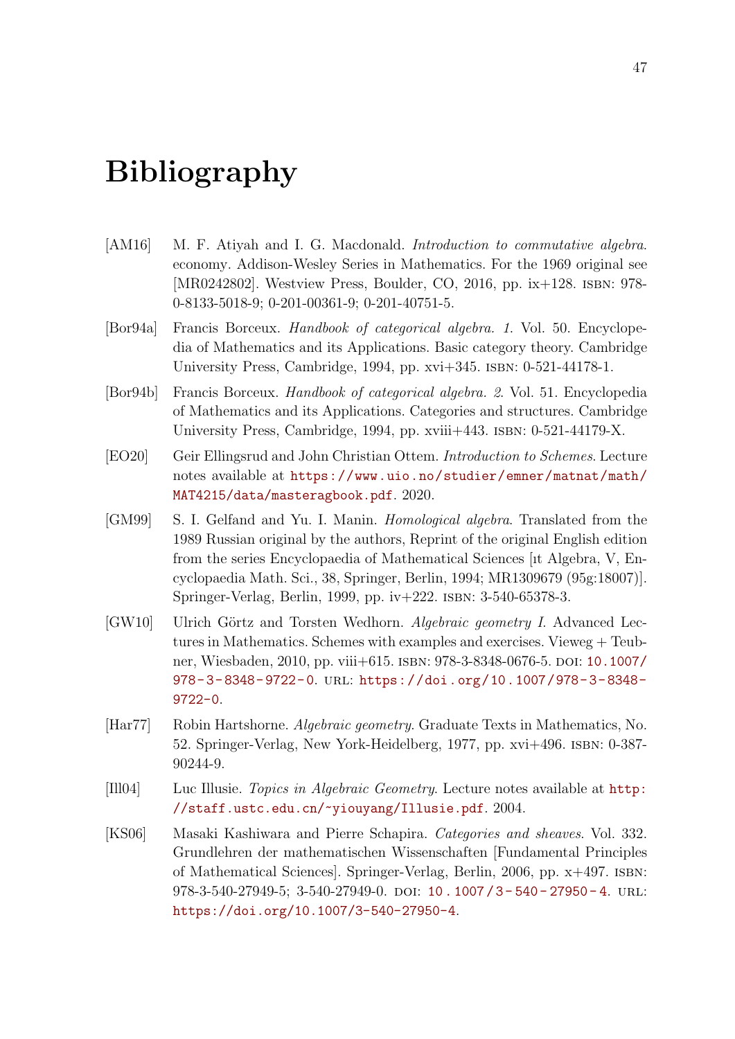# Bibliography

[AM16] M. F. Atiyah and I. G. Macdonald. *Introduction to commutative algebra*. economy. Addison-Wesley Series in Mathematics. For the 1969 original see [MR0242802]. Westview Press, Boulder, CO, 2016, pp. ix+128. ISBN: 978-0-8133-5018-9; 0-201-00361-9; 0-201-40751-5.

[Bor94a] Francis Borceux. *Handbook of categorical algebra. 1*. Vol. 50. Encyclopedia of Mathematics and its Applications. Basic category theory. Cambridge University Press, Cambridge, 1994, pp. xvi+345. ISBN: 0-521-44178-1.

[Bor94b] Francis Borceux. *Handbook of categorical algebra. 2*. Vol. 51. Encyclopedia of Mathematics and its Applications. Categories and structures. Cambridge University Press, Cambridge, 1994, pp. xviii+443. ISBN: 0-521-44179-X.

[EO20] Geir Ellingsrud and John Christian Ottem. *Introduction to Schemes*. Lecture notes available at https://www.uio.no/studier/emner/matnat/math/MAT4215/data/masteragbook.pdf. 2020.

[GM99] S. I. Gelfand and Yu. I. Manin. *Homological algebra*. Translated from the 1989 Russian original by the authors, Reprint of the original English edition from the series Encyclopaedia of Mathematical Sciences [ıt Algebra, V, Encyclopaedia Math. Sci., 38, Springer, Berlin, 1994; MR1309679 (95g:18007)]. Springer-Verlag, Berlin, 1999, pp. iv+222. ISBN: 3-540-65378-3.

[GW10] Ulrich Görtz and Torsten Wedhorn. *Algebraic geometry I*. Advanced Lectures in Mathematics. Schemes with examples and exercises. Vieweg + Teubner, Wiesbaden, 2010, pp. viii+615. ISBN: 978-3-8348-0676-5. DOI: 10.1007/978-3-8348-9722-0. URL: https://doi.org/10.1007/978-3-8348-9722-0.

[Har77] Robin Hartshorne. *Algebraic geometry*. Graduate Texts in Mathematics, No. 52. Springer-Verlag, New York-Heidelberg, 1977, pp. xvi+496. ISBN: 0-387-90244-9.

[Ill04] Luc Illusie. *Topics in Algebraic Geometry*. Lecture notes available at http://staff.ustc.edu.cn/~yiouyang/Illusie.pdf. 2004.

[KS06] Masaki Kashiwara and Pierre Schapira. *Categories and sheaves*. Vol. 332. Grundlehren der mathematischen Wissenschaften [Fundamental Principles of Mathematical Sciences]. Springer-Verlag, Berlin, 2006, pp. x+497. ISBN: 978-3-540-27949-5; 3-540-27949-0. DOI: 10.1007/3-540-27950-4. URL: https://doi.org/10.1007/3-540-27950-4.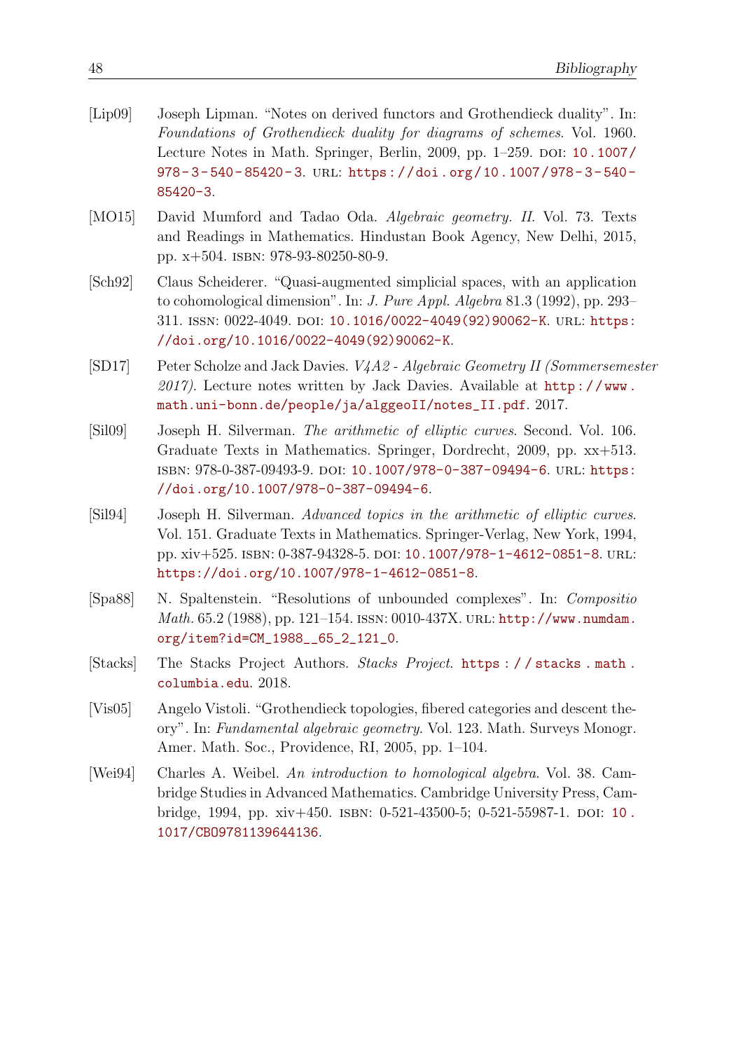[Lip09] Joseph Lipman. "Notes on derived functors and Grothendieck duality". In: *Foundations of Grothendieck duality for diagrams of schemes*. Vol. 1960. Lecture Notes in Math. Springer, Berlin, 2009, pp. 1–259. DOI: 10.1007/978-3-540-85420-3. URL: https://doi.org/10.1007/978-3-540-85420-3.

[MO15] David Mumford and Tadao Oda. *Algebraic geometry. II*. Vol. 73. Texts and Readings in Mathematics. Hindustan Book Agency, New Delhi, 2015, pp. x+504. ISBN: 978-93-80250-80-9.

[Sch92] Claus Scheiderer. "Quasi-augmented simplicial spaces, with an application to cohomological dimension". In: *J. Pure Appl. Algebra* 81.3 (1992), pp. 293–311. ISSN: 0022-4049. DOI: 10.1016/0022-4049(92)90062-K. URL: https://doi.org/10.1016/0022-4049(92)90062-K.

[SD17] Peter Scholze and Jack Davies. *V4A2 - Algebraic Geometry II (Sommersemester 2017)*. Lecture notes written by Jack Davies. Available at http://www.math.uni-bonn.de/people/ja/alggeoII/notes_II.pdf. 2017.

[Sil09] Joseph H. Silverman. *The arithmetic of elliptic curves*. Second. Vol. 106. Graduate Texts in Mathematics. Springer, Dordrecht, 2009, pp. xx+513. ISBN: 978-0-387-09493-9. DOI: 10.1007/978-0-387-09494-6. URL: https://doi.org/10.1007/978-0-387-09494-6.

[Sil94] Joseph H. Silverman. *Advanced topics in the arithmetic of elliptic curves*. Vol. 151. Graduate Texts in Mathematics. Springer-Verlag, New York, 1994, pp. xiv+525. ISBN: 0-387-94328-5. DOI: 10.1007/978-1-4612-0851-8. URL: https://doi.org/10.1007/978-1-4612-0851-8.

[Spa88] N. Spaltenstein. "Resolutions of unbounded complexes". In: *Compositio Math.* 65.2 (1988), pp. 121–154. ISSN: 0010-437X. URL: http://www.numdam.org/item?id=CM_1988__65_2_121_0.

[Stacks] The Stacks Project Authors. *Stacks Project*. https://stacks.math.columbia.edu. 2018.

[Vis05] Angelo Vistoli. "Grothendieck topologies, fibered categories and descent theory". In: *Fundamental algebraic geometry*. Vol. 123. Math. Surveys Monogr. Amer. Math. Soc., Providence, RI, 2005, pp. 1–104.

[Wei94] Charles A. Weibel. *An introduction to homological algebra*. Vol. 38. Cambridge Studies in Advanced Mathematics. Cambridge University Press, Cambridge, 1994, pp. xiv+450. ISBN: 0-521-43500-5; 0-521-55987-1. DOI: 10.1017/CBO9781139644136.